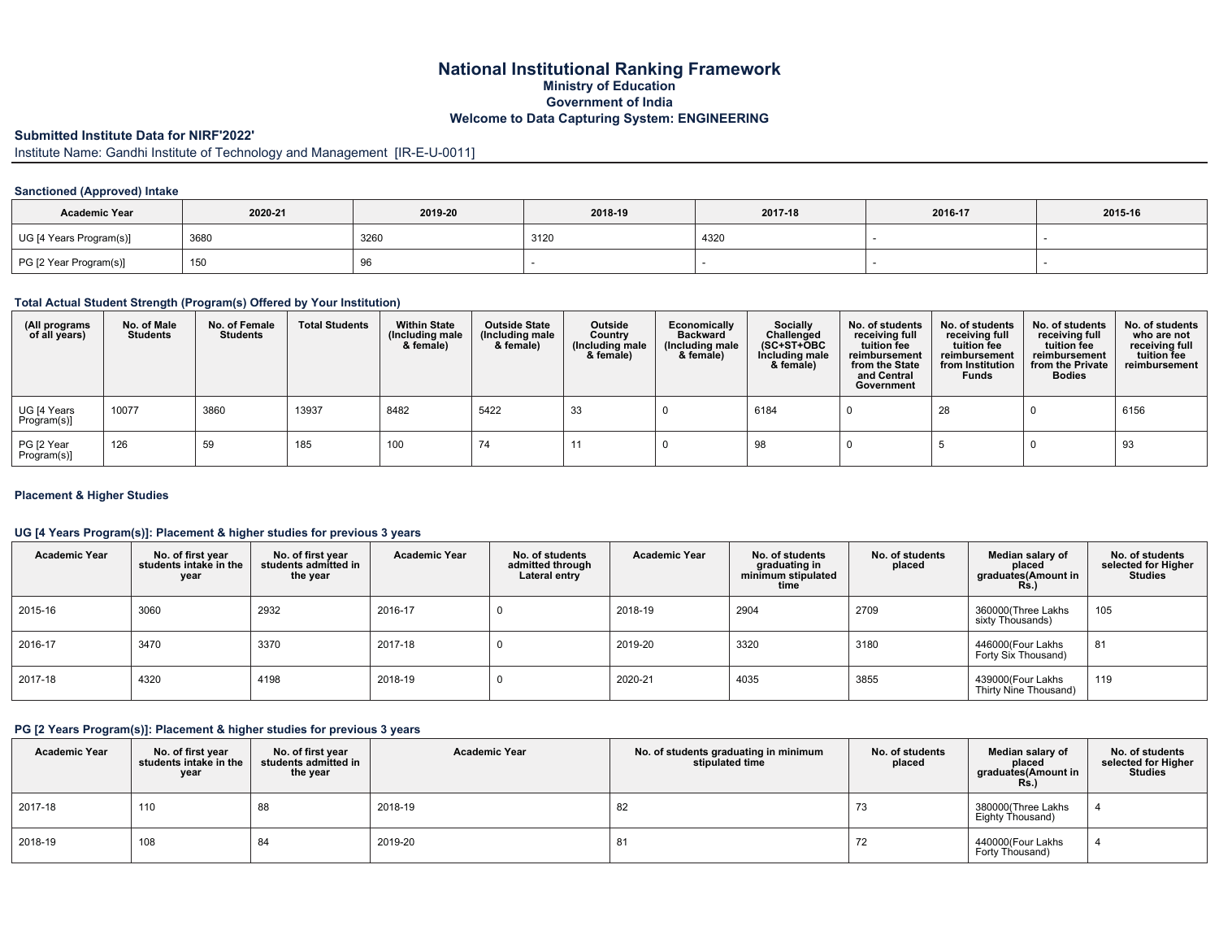# National Institutional Ranking Framework

**Ministry of Education**

**Government of India**

**Welcome to Data Capturing System: ENGINEERING**

**Submitted Institute Data for NIRF'2022'**

Institute Name: Gandhi Institute of Technology and Management [IR-E-U-0011]

### Sanctioned (Approved) Intake

| Academic Year | 2020-21 | 2019-20 | 2018-19 | 2017-18 | 2016-17 | 2015-16 |
|---|---|---|---|---|---|---|
| UG [4 Years Program(s)] | 3680 | 3260 | 3120 | 4320 | - | - |
| PG [2 Year Program(s)] | 150 | 96 | - | - | - | - |

### Total Actual Student Strength (Program(s) Offered by Your Institution)

| (All programs of all years) | No. of Male Students | No. of Female Students | Total Students | Within State (Including male & female) | Outside State (Including male & female) | Outside Country (Including male & female) | Economically Backward (Including male & female) | Socially Challenged (SC+ST+OBC Including male & female) | No. of students receiving full tuition fee reimbursement from the State and Central Government | No. of students receiving full tuition fee reimbursement from Institution Funds | No. of students receiving full tuition fee reimbursement from the Private Bodies | No. of students who are not receiving full tuition fee reimbursement |
|---|---|---|---|---|---|---|---|---|---|---|---|---|
| UG [4 Years Program(s)] | 10077 | 3860 | 13937 | 8482 | 5422 | 33 | 0 | 6184 | 0 | 28 | 0 | 6156 |
| PG [2 Year Program(s)] | 126 | 59 | 185 | 100 | 74 | 11 | 0 | 98 | 0 | 5 | 0 | 93 |

### Placement & Higher Studies

#### UG [4 Years Program(s)]: Placement & higher studies for previous 3 years

| Academic Year | No. of first year students intake in the year | No. of first year students admitted in the year | Academic Year | No. of students admitted through Lateral entry | Academic Year | No. of students graduating in minimum stipulated time | No. of students placed | Median salary of placed graduates(Amount in Rs.) | No. of students selected for Higher Studies |
|---|---|---|---|---|---|---|---|---|---|
| 2015-16 | 3060 | 2932 | 2016-17 | 0 | 2018-19 | 2904 | 2709 | 360000(Three Lakhs sixty Thousands) | 105 |
| 2016-17 | 3470 | 3370 | 2017-18 | 0 | 2019-20 | 3320 | 3180 | 446000(Four Lakhs Forty Six Thousand) | 81 |
| 2017-18 | 4320 | 4198 | 2018-19 | 0 | 2020-21 | 4035 | 3855 | 439000(Four Lakhs Thirty Nine Thousand) | 119 |

#### PG [2 Years Program(s)]: Placement & higher studies for previous 3 years

| Academic Year | No. of first year students intake in the year | No. of first year students admitted in the year | Academic Year | No. of students graduating in minimum stipulated time | No. of students placed | Median salary of placed graduates(Amount in Rs.) | No. of students selected for Higher Studies |
|---|---|---|---|---|---|---|---|
| 2017-18 | 110 | 88 | 2018-19 | 82 | 73 | 380000(Three Lakhs Eighty Thousand) | 4 |
| 2018-19 | 108 | 84 | 2019-20 | 81 | 72 | 440000(Four Lakhs Forty Thousand) | 4 |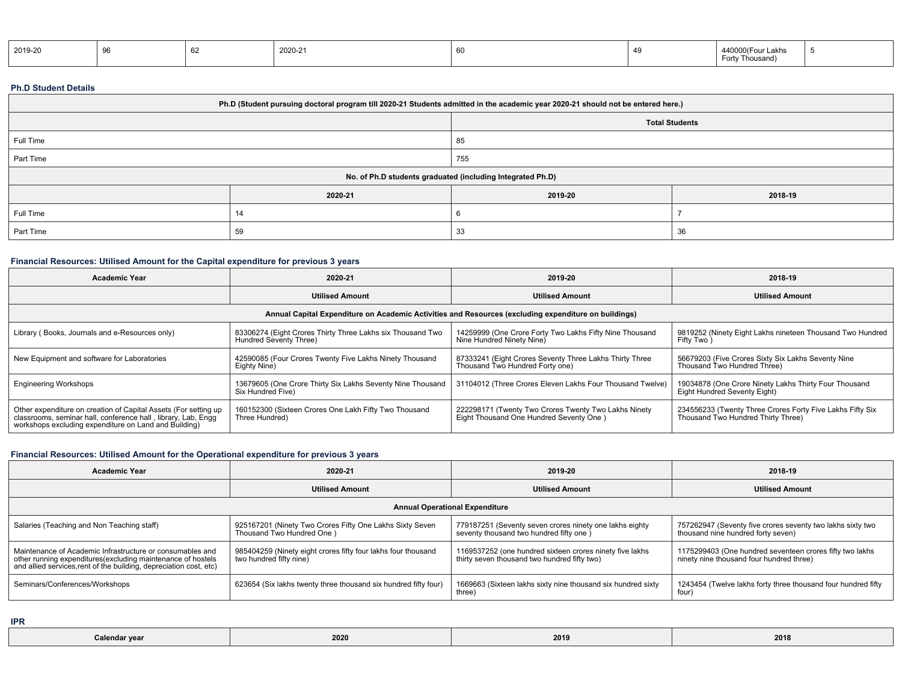| 2019-20 | 96 | 62 | 2020-21 | 60 | 49 | 440000(Four Lakhs Forty Thousand) | 5 |
|---|---|---|---|---|---|---|---|

**Ph.D Student Details**

| Ph.D (Student pursuing doctoral program till 2020-21 Students admitted in the academic year 2020-21 should not be entered here.) | |
|---|---|
| | Total Students |
| Full Time | 85 |
| Part Time | 755 |

| No. of Ph.D students graduated (including Integrated Ph.D) | | | |
|---|---|---|---|
| | 2020-21 | 2019-20 | 2018-19 |
| Full Time | 14 | 6 | 7 |
| Part Time | 59 | 33 | 36 |

**Financial Resources: Utilised Amount for the Capital expenditure for previous 3 years**

| Academic Year | 2020-21 | 2019-20 | 2018-19 |
|---|---|---|---|
| | Utilised Amount | Utilised Amount | Utilised Amount |
| Annual Capital Expenditure on Academic Activities and Resources (excluding expenditure on buildings) | | | |
| Library ( Books, Journals and e-Resources only) | 83306274 (Eight Crores Thirty Three Lakhs six Thousand Two Hundred Seventy Three) | 14259999 (One Crore Forty Two Lakhs Fifty Nine Thousand Nine Hundred Ninety Nine) | 9819252 (Ninety Eight Lakhs nineteen Thousand Two Hundred Fifty Two ) |
| New Equipment and software for Laboratories | 42590085 (Four Crores Twenty Five Lakhs Ninety Thousand Eighty Nine) | 87333241 (Eight Crores Seventy Three Lakhs Thirty Three Thousand Two Hundred Forty one) | 56679203 (Five Crores Sixty Six Lakhs Seventy Nine Thousand Two Hundred Three) |
| Engineering Workshops | 13679605 (One Crore Thirty Six Lakhs Seventy Nine Thousand Six Hundred Five) | 31104012 (Three Crores Eleven Lakhs Four Thousand Twelve) | 19034878 (One Crore Ninety Lakhs Thirty Four Thousand Eight Hundred Seventy Eight) |
| Other expenditure on creation of Capital Assets (For setting up classrooms, seminar hall, conference hall , library, Lab, Engg workshops excluding expenditure on Land and Building) | 160152300 (Sixteen Crores One Lakh Fifty Two Thousand Three Hundred) | 222298171 (Twenty Two Crores Twenty Two Lakhs Ninety Eight Thousand One Hundred Seventy One ) | 234556233 (Twenty Three Crores Forty Five Lakhs Fifty Six Thousand Two Hundred Thirty Three) |

**Financial Resources: Utilised Amount for the Operational expenditure for previous 3 years**

| Academic Year | 2020-21 | 2019-20 | 2018-19 |
|---|---|---|---|
| | Utilised Amount | Utilised Amount | Utilised Amount |
| Annual Operational Expenditure | | | |
| Salaries (Teaching and Non Teaching staff) | 925167201 (Ninety Two Crores Fifty One Lakhs Sixty Seven Thousand Two Hundred One ) | 779187251 (Seventy seven crores ninety one lakhs eighty seventy thousand two hundred fifty one ) | 757262947 (Seventy five crores seventy two lakhs sixty two thousand nine hundred forty seven) |
| Maintenance of Academic Infrastructure or consumables and other running expenditures(excluding maintenance of hostels and allied services,rent of the building, depreciation cost, etc) | 985404259 (Ninety eight crores fifty four lakhs four thousand two hundred fifty nine) | 1169537252 (one hundred sixteen crores ninety five lakhs thirty seven thousand two hundred fifty two) | 1175299403 (One hundred seventeen crores fifty two lakhs ninety nine thousand four hundred three) |
| Seminars/Conferences/Workshops | 623654 (Six lakhs twenty three thousand six hundred fifty four) | 1669663 (Sixteen lakhs sixty nine thousand six hundred sixty three) | 1243454 (Twelve lakhs forty three thousand four hundred fifty four) |

**IPR**

| Calendar year | 2020 | 2019 | 2018 |
|---|---|---|---|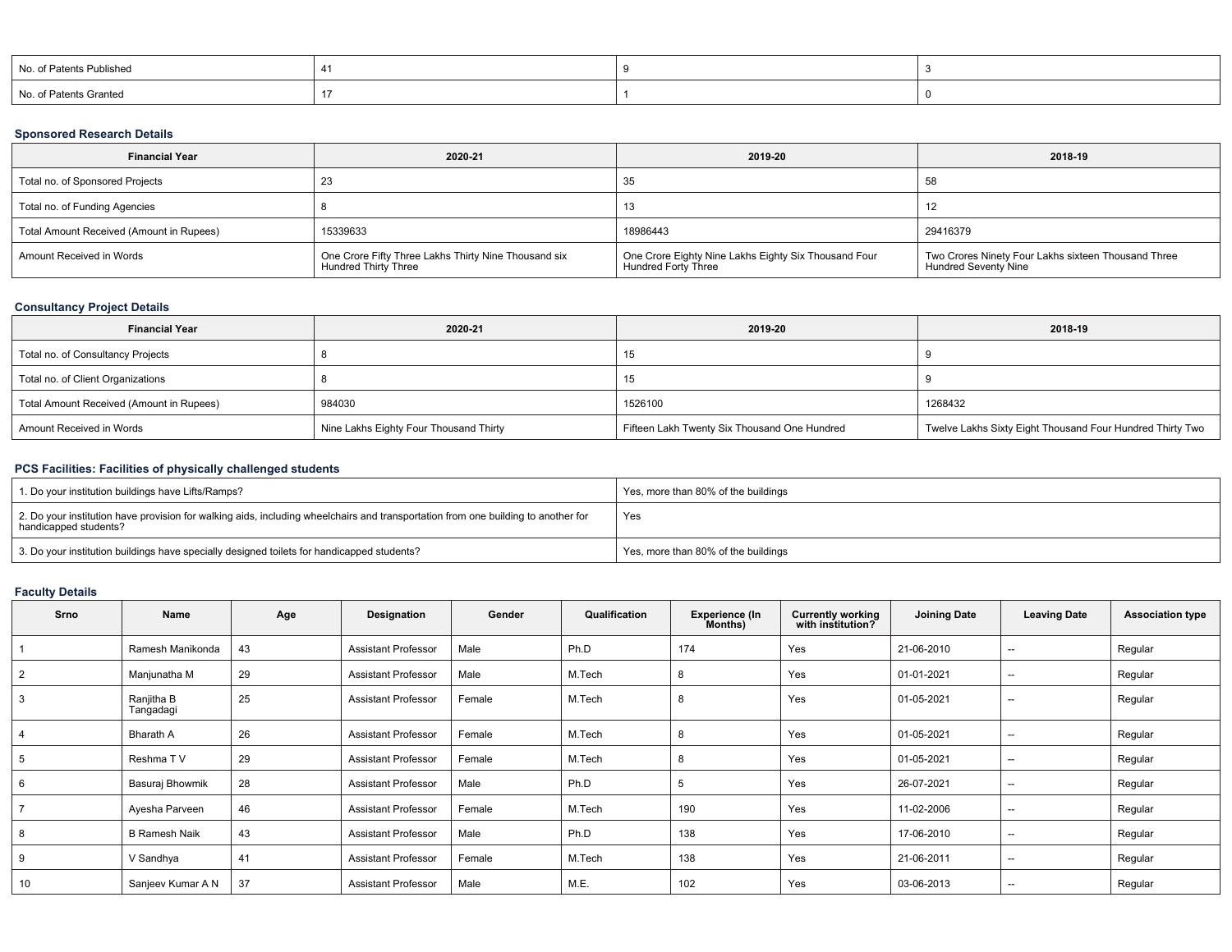| | | | |
|---|---|---|---|
| No. of Patents Published | 41 | 9 | 3 |
| No. of Patents Granted | 17 | 1 | 0 |

### Sponsored Research Details

| Financial Year | 2020-21 | 2019-20 | 2018-19 |
|---|---|---|---|
| Total no. of Sponsored Projects | 23 | 35 | 58 |
| Total no. of Funding Agencies | 8 | 13 | 12 |
| Total Amount Received (Amount in Rupees) | 15339633 | 18986443 | 29416379 |
| Amount Received in Words | One Crore Fifty Three Lakhs Thirty Nine Thousand six Hundred Thirty Three | One Crore Eighty Nine Lakhs Eighty Six Thousand Four Hundred Forty Three | Two Crores Ninety Four Lakhs sixteen Thousand Three Hundred Seventy Nine |

### Consultancy Project Details

| Financial Year | 2020-21 | 2019-20 | 2018-19 |
|---|---|---|---|
| Total no. of Consultancy Projects | 8 | 15 | 9 |
| Total no. of Client Organizations | 8 | 15 | 9 |
| Total Amount Received (Amount in Rupees) | 984030 | 1526100 | 1268432 |
| Amount Received in Words | Nine Lakhs Eighty Four Thousand Thirty | Fifteen Lakh Twenty Six Thousand One Hundred | Twelve Lakhs Sixty Eight Thousand Four Hundred Thirty Two |

### PCS Facilities: Facilities of physically challenged students

| | |
|---|---|
| 1. Do your institution buildings have Lifts/Ramps? | Yes, more than 80% of the buildings |
| 2. Do your institution have provision for walking aids, including wheelchairs and transportation from one building to another for handicapped students? | Yes |
| 3. Do your institution buildings have specially designed toilets for handicapped students? | Yes, more than 80% of the buildings |

### Faculty Details

| Srno | Name | Age | Designation | Gender | Qualification | Experience (In Months) | Currently working with institution? | Joining Date | Leaving Date | Association type |
|---|---|---|---|---|---|---|---|---|---|---|
| 1 | Ramesh Manikonda | 43 | Assistant Professor | Male | Ph.D | 174 | Yes | 21-06-2010 | -- | Regular |
| 2 | Manjunatha M | 29 | Assistant Professor | Male | M.Tech | 8 | Yes | 01-01-2021 | -- | Regular |
| 3 | Ranjitha B Tangadagi | 25 | Assistant Professor | Female | M.Tech | 8 | Yes | 01-05-2021 | -- | Regular |
| 4 | Bharath A | 26 | Assistant Professor | Female | M.Tech | 8 | Yes | 01-05-2021 | -- | Regular |
| 5 | Reshma T V | 29 | Assistant Professor | Female | M.Tech | 8 | Yes | 01-05-2021 | -- | Regular |
| 6 | Basuraj Bhowmik | 28 | Assistant Professor | Male | Ph.D | 5 | Yes | 26-07-2021 | -- | Regular |
| 7 | Ayesha Parveen | 46 | Assistant Professor | Female | M.Tech | 190 | Yes | 11-02-2006 | -- | Regular |
| 8 | B Ramesh Naik | 43 | Assistant Professor | Male | Ph.D | 138 | Yes | 17-06-2010 | -- | Regular |
| 9 | V Sandhya | 41 | Assistant Professor | Female | M.Tech | 138 | Yes | 21-06-2011 | -- | Regular |
| 10 | Sanjeev Kumar A N | 37 | Assistant Professor | Male | M.E. | 102 | Yes | 03-06-2013 | -- | Regular |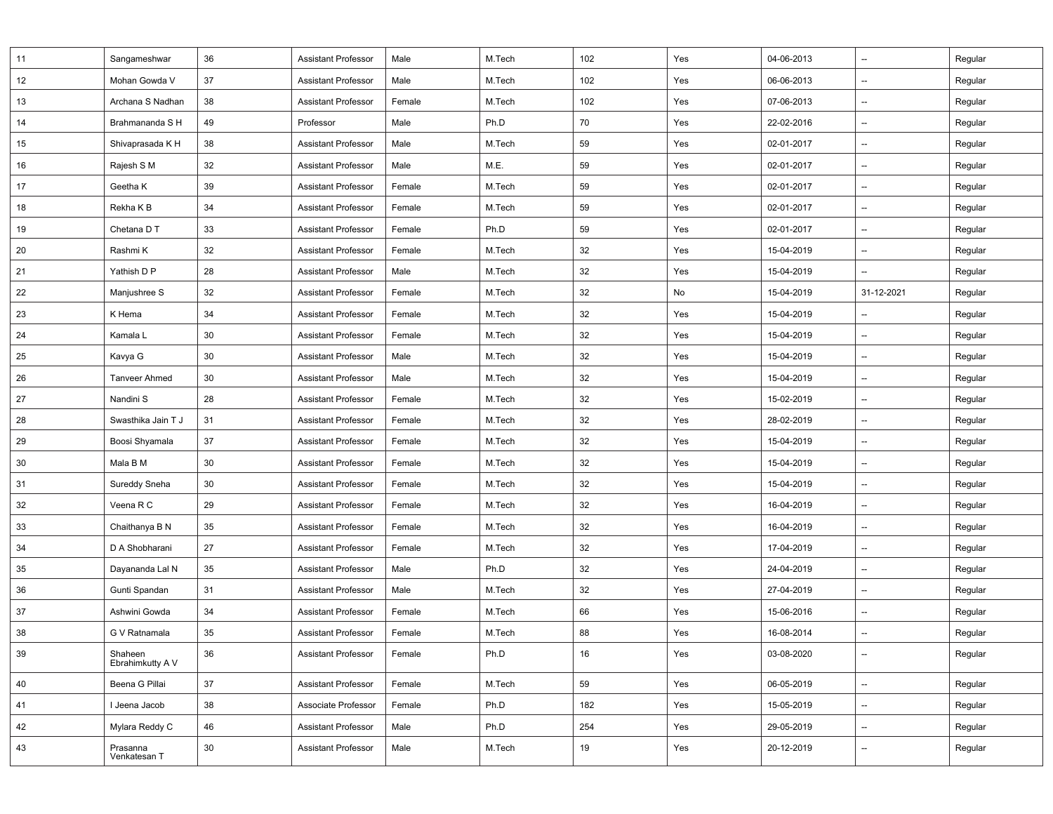| | | | | | | | | | | |
|---|---|---|---|---|---|---|---|---|---|---|
| 11 | Sangameshwar | 36 | Assistant Professor | Male | M.Tech | 102 | Yes | 04-06-2013 | -- | Regular |
| 12 | Mohan Gowda V | 37 | Assistant Professor | Male | M.Tech | 102 | Yes | 06-06-2013 | -- | Regular |
| 13 | Archana S Nadhan | 38 | Assistant Professor | Female | M.Tech | 102 | Yes | 07-06-2013 | -- | Regular |
| 14 | Brahmananda S H | 49 | Professor | Male | Ph.D | 70 | Yes | 22-02-2016 | -- | Regular |
| 15 | Shivaprasada K H | 38 | Assistant Professor | Male | M.Tech | 59 | Yes | 02-01-2017 | -- | Regular |
| 16 | Rajesh S M | 32 | Assistant Professor | Male | M.E. | 59 | Yes | 02-01-2017 | -- | Regular |
| 17 | Geetha K | 39 | Assistant Professor | Female | M.Tech | 59 | Yes | 02-01-2017 | -- | Regular |
| 18 | Rekha K B | 34 | Assistant Professor | Female | M.Tech | 59 | Yes | 02-01-2017 | -- | Regular |
| 19 | Chetana D T | 33 | Assistant Professor | Female | Ph.D | 59 | Yes | 02-01-2017 | -- | Regular |
| 20 | Rashmi K | 32 | Assistant Professor | Female | M.Tech | 32 | Yes | 15-04-2019 | -- | Regular |
| 21 | Yathish D P | 28 | Assistant Professor | Male | M.Tech | 32 | Yes | 15-04-2019 | -- | Regular |
| 22 | Manjushree S | 32 | Assistant Professor | Female | M.Tech | 32 | No | 15-04-2019 | 31-12-2021 | Regular |
| 23 | K Hema | 34 | Assistant Professor | Female | M.Tech | 32 | Yes | 15-04-2019 | -- | Regular |
| 24 | Kamala L | 30 | Assistant Professor | Female | M.Tech | 32 | Yes | 15-04-2019 | -- | Regular |
| 25 | Kavya G | 30 | Assistant Professor | Male | M.Tech | 32 | Yes | 15-04-2019 | -- | Regular |
| 26 | Tanveer Ahmed | 30 | Assistant Professor | Male | M.Tech | 32 | Yes | 15-04-2019 | -- | Regular |
| 27 | Nandini S | 28 | Assistant Professor | Female | M.Tech | 32 | Yes | 15-02-2019 | -- | Regular |
| 28 | Swasthika Jain T J | 31 | Assistant Professor | Female | M.Tech | 32 | Yes | 28-02-2019 | -- | Regular |
| 29 | Boosi Shyamala | 37 | Assistant Professor | Female | M.Tech | 32 | Yes | 15-04-2019 | -- | Regular |
| 30 | Mala B M | 30 | Assistant Professor | Female | M.Tech | 32 | Yes | 15-04-2019 | -- | Regular |
| 31 | Sureddy Sneha | 30 | Assistant Professor | Female | M.Tech | 32 | Yes | 15-04-2019 | -- | Regular |
| 32 | Veena R C | 29 | Assistant Professor | Female | M.Tech | 32 | Yes | 16-04-2019 | -- | Regular |
| 33 | Chaithanya B N | 35 | Assistant Professor | Female | M.Tech | 32 | Yes | 16-04-2019 | -- | Regular |
| 34 | D A Shobharani | 27 | Assistant Professor | Female | M.Tech | 32 | Yes | 17-04-2019 | -- | Regular |
| 35 | Dayananda Lal N | 35 | Assistant Professor | Male | Ph.D | 32 | Yes | 24-04-2019 | -- | Regular |
| 36 | Gunti Spandan | 31 | Assistant Professor | Male | M.Tech | 32 | Yes | 27-04-2019 | -- | Regular |
| 37 | Ashwini Gowda | 34 | Assistant Professor | Female | M.Tech | 66 | Yes | 15-06-2016 | -- | Regular |
| 38 | G V Ratnamala | 35 | Assistant Professor | Female | M.Tech | 88 | Yes | 16-08-2014 | -- | Regular |
| 39 | Shaheen Ebrahimkutty A V | 36 | Assistant Professor | Female | Ph.D | 16 | Yes | 03-08-2020 | -- | Regular |
| 40 | Beena G Pillai | 37 | Assistant Professor | Female | M.Tech | 59 | Yes | 06-05-2019 | -- | Regular |
| 41 | I Jeena Jacob | 38 | Associate Professor | Female | Ph.D | 182 | Yes | 15-05-2019 | -- | Regular |
| 42 | Mylara Reddy C | 46 | Assistant Professor | Male | Ph.D | 254 | Yes | 29-05-2019 | -- | Regular |
| 43 | Prasanna Venkatesan T | 30 | Assistant Professor | Male | M.Tech | 19 | Yes | 20-12-2019 | -- | Regular |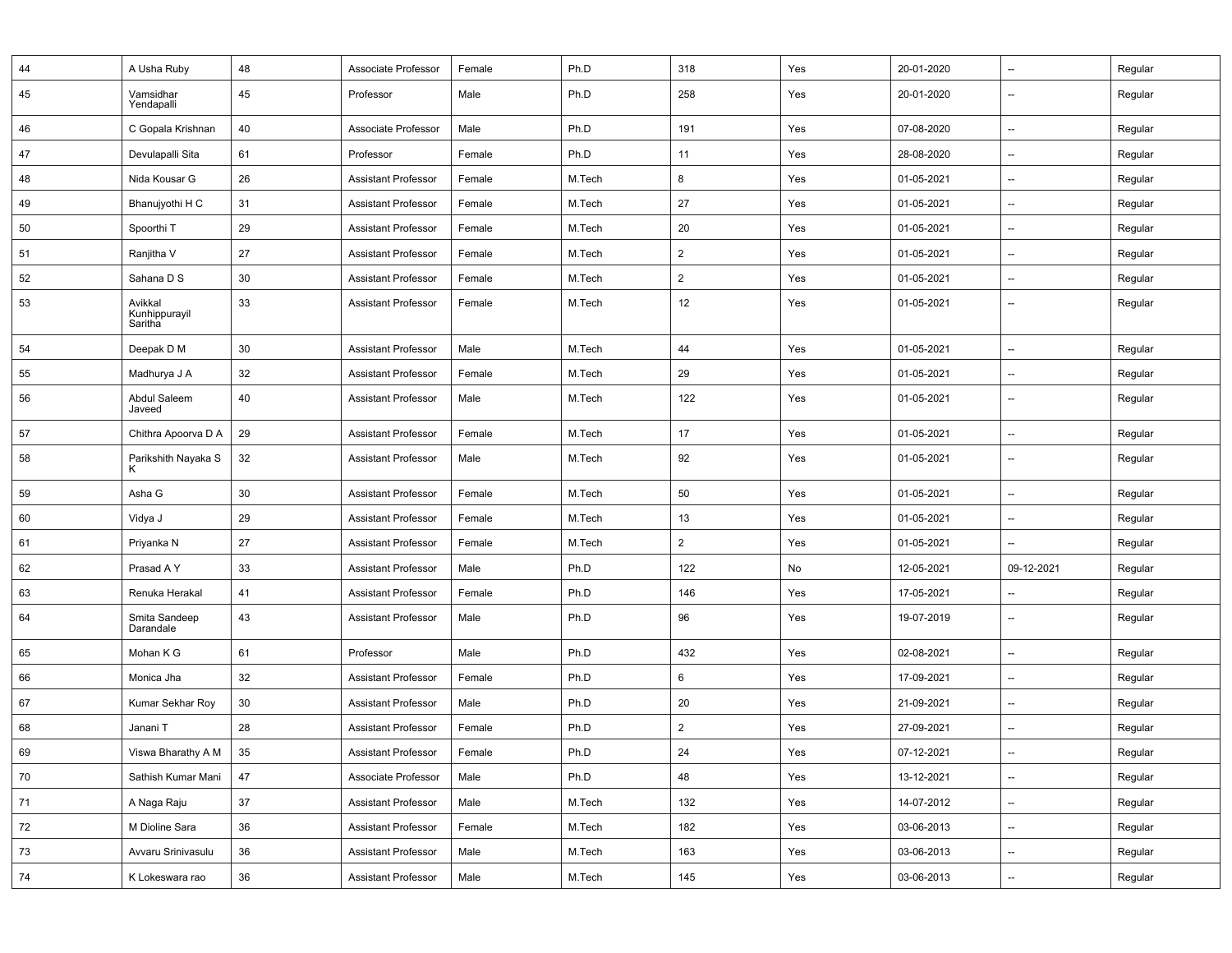| | | | | | | | | | | |
|---|---|---|---|---|---|---|---|---|---|---|
| 44 | A Usha Ruby | 48 | Associate Professor | Female | Ph.D | 318 | Yes | 20-01-2020 | -- | Regular |
| 45 | Vamsidhar Yendapalli | 45 | Professor | Male | Ph.D | 258 | Yes | 20-01-2020 | -- | Regular |
| 46 | C Gopala Krishnan | 40 | Associate Professor | Male | Ph.D | 191 | Yes | 07-08-2020 | -- | Regular |
| 47 | Devulapalli Sita | 61 | Professor | Female | Ph.D | 11 | Yes | 28-08-2020 | -- | Regular |
| 48 | Nida Kousar G | 26 | Assistant Professor | Female | M.Tech | 8 | Yes | 01-05-2021 | -- | Regular |
| 49 | Bhanujyothi H C | 31 | Assistant Professor | Female | M.Tech | 27 | Yes | 01-05-2021 | -- | Regular |
| 50 | Spoorthi T | 29 | Assistant Professor | Female | M.Tech | 20 | Yes | 01-05-2021 | -- | Regular |
| 51 | Ranjitha V | 27 | Assistant Professor | Female | M.Tech | 2 | Yes | 01-05-2021 | -- | Regular |
| 52 | Sahana D S | 30 | Assistant Professor | Female | M.Tech | 2 | Yes | 01-05-2021 | -- | Regular |
| 53 | Avikkal Kunhippurayil Saritha | 33 | Assistant Professor | Female | M.Tech | 12 | Yes | 01-05-2021 | -- | Regular |
| 54 | Deepak D M | 30 | Assistant Professor | Male | M.Tech | 44 | Yes | 01-05-2021 | -- | Regular |
| 55 | Madhurya J A | 32 | Assistant Professor | Female | M.Tech | 29 | Yes | 01-05-2021 | -- | Regular |
| 56 | Abdul Saleem Javeed | 40 | Assistant Professor | Male | M.Tech | 122 | Yes | 01-05-2021 | -- | Regular |
| 57 | Chithra Apoorva D A | 29 | Assistant Professor | Female | M.Tech | 17 | Yes | 01-05-2021 | -- | Regular |
| 58 | Parikshith Nayaka S K | 32 | Assistant Professor | Male | M.Tech | 92 | Yes | 01-05-2021 | -- | Regular |
| 59 | Asha G | 30 | Assistant Professor | Female | M.Tech | 50 | Yes | 01-05-2021 | -- | Regular |
| 60 | Vidya J | 29 | Assistant Professor | Female | M.Tech | 13 | Yes | 01-05-2021 | -- | Regular |
| 61 | Priyanka N | 27 | Assistant Professor | Female | M.Tech | 2 | Yes | 01-05-2021 | -- | Regular |
| 62 | Prasad A Y | 33 | Assistant Professor | Male | Ph.D | 122 | No | 12-05-2021 | 09-12-2021 | Regular |
| 63 | Renuka Herakal | 41 | Assistant Professor | Female | Ph.D | 146 | Yes | 17-05-2021 | -- | Regular |
| 64 | Smita Sandeep Darandale | 43 | Assistant Professor | Male | Ph.D | 96 | Yes | 19-07-2019 | -- | Regular |
| 65 | Mohan K G | 61 | Professor | Male | Ph.D | 432 | Yes | 02-08-2021 | -- | Regular |
| 66 | Monica Jha | 32 | Assistant Professor | Female | Ph.D | 6 | Yes | 17-09-2021 | -- | Regular |
| 67 | Kumar Sekhar Roy | 30 | Assistant Professor | Male | Ph.D | 20 | Yes | 21-09-2021 | -- | Regular |
| 68 | Janani T | 28 | Assistant Professor | Female | Ph.D | 2 | Yes | 27-09-2021 | -- | Regular |
| 69 | Viswa Bharathy A M | 35 | Assistant Professor | Female | Ph.D | 24 | Yes | 07-12-2021 | -- | Regular |
| 70 | Sathish Kumar Mani | 47 | Associate Professor | Male | Ph.D | 48 | Yes | 13-12-2021 | -- | Regular |
| 71 | A Naga Raju | 37 | Assistant Professor | Male | M.Tech | 132 | Yes | 14-07-2012 | -- | Regular |
| 72 | M Dioline Sara | 36 | Assistant Professor | Female | M.Tech | 182 | Yes | 03-06-2013 | -- | Regular |
| 73 | Avvaru Srinivasulu | 36 | Assistant Professor | Male | M.Tech | 163 | Yes | 03-06-2013 | -- | Regular |
| 74 | K Lokeswara rao | 36 | Assistant Professor | Male | M.Tech | 145 | Yes | 03-06-2013 | -- | Regular |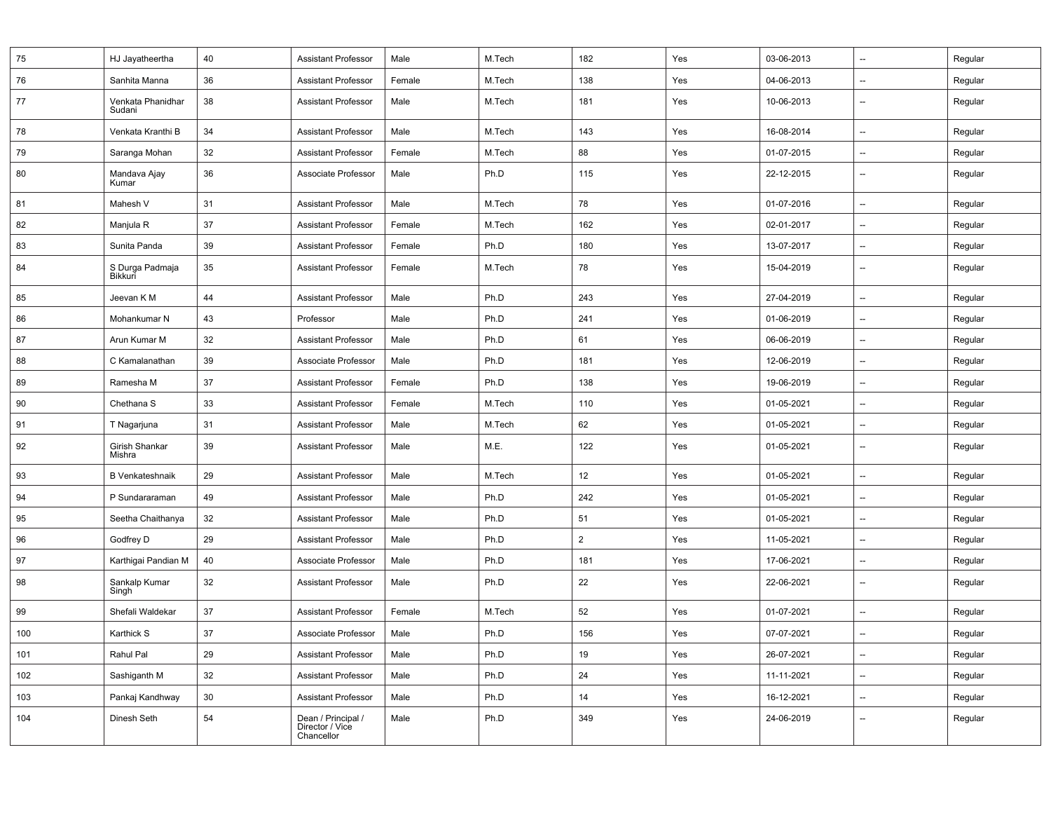| | | | | | | | | | | |
|---|---|---|---|---|---|---|---|---|---|---|
| 75 | HJ Jayatheertha | 40 | Assistant Professor | Male | M.Tech | 182 | Yes | 03-06-2013 | -- | Regular |
| 76 | Sanhita Manna | 36 | Assistant Professor | Female | M.Tech | 138 | Yes | 04-06-2013 | -- | Regular |
| 77 | Venkata Phanidhar Sudani | 38 | Assistant Professor | Male | M.Tech | 181 | Yes | 10-06-2013 | -- | Regular |
| 78 | Venkata Kranthi B | 34 | Assistant Professor | Male | M.Tech | 143 | Yes | 16-08-2014 | -- | Regular |
| 79 | Saranga Mohan | 32 | Assistant Professor | Female | M.Tech | 88 | Yes | 01-07-2015 | -- | Regular |
| 80 | Mandava Ajay Kumar | 36 | Associate Professor | Male | Ph.D | 115 | Yes | 22-12-2015 | -- | Regular |
| 81 | Mahesh V | 31 | Assistant Professor | Male | M.Tech | 78 | Yes | 01-07-2016 | -- | Regular |
| 82 | Manjula R | 37 | Assistant Professor | Female | M.Tech | 162 | Yes | 02-01-2017 | -- | Regular |
| 83 | Sunita Panda | 39 | Assistant Professor | Female | Ph.D | 180 | Yes | 13-07-2017 | -- | Regular |
| 84 | S Durga Padmaja Bikkuri | 35 | Assistant Professor | Female | M.Tech | 78 | Yes | 15-04-2019 | -- | Regular |
| 85 | Jeevan K M | 44 | Assistant Professor | Male | Ph.D | 243 | Yes | 27-04-2019 | -- | Regular |
| 86 | Mohankumar N | 43 | Professor | Male | Ph.D | 241 | Yes | 01-06-2019 | -- | Regular |
| 87 | Arun Kumar M | 32 | Assistant Professor | Male | Ph.D | 61 | Yes | 06-06-2019 | -- | Regular |
| 88 | C Kamalanathan | 39 | Associate Professor | Male | Ph.D | 181 | Yes | 12-06-2019 | -- | Regular |
| 89 | Ramesha M | 37 | Assistant Professor | Female | Ph.D | 138 | Yes | 19-06-2019 | -- | Regular |
| 90 | Chethana S | 33 | Assistant Professor | Female | M.Tech | 110 | Yes | 01-05-2021 | -- | Regular |
| 91 | T Nagarjuna | 31 | Assistant Professor | Male | M.Tech | 62 | Yes | 01-05-2021 | -- | Regular |
| 92 | Girish Shankar Mishra | 39 | Assistant Professor | Male | M.E. | 122 | Yes | 01-05-2021 | -- | Regular |
| 93 | B Venkateshnaik | 29 | Assistant Professor | Male | M.Tech | 12 | Yes | 01-05-2021 | -- | Regular |
| 94 | P Sundararaman | 49 | Assistant Professor | Male | Ph.D | 242 | Yes | 01-05-2021 | -- | Regular |
| 95 | Seetha Chaithanya | 32 | Assistant Professor | Male | Ph.D | 51 | Yes | 01-05-2021 | -- | Regular |
| 96 | Godfrey D | 29 | Assistant Professor | Male | Ph.D | 2 | Yes | 11-05-2021 | -- | Regular |
| 97 | Karthigai Pandian M | 40 | Associate Professor | Male | Ph.D | 181 | Yes | 17-06-2021 | -- | Regular |
| 98 | Sankalp Kumar Singh | 32 | Assistant Professor | Male | Ph.D | 22 | Yes | 22-06-2021 | -- | Regular |
| 99 | Shefali Waldekar | 37 | Assistant Professor | Female | M.Tech | 52 | Yes | 01-07-2021 | -- | Regular |
| 100 | Karthick S | 37 | Associate Professor | Male | Ph.D | 156 | Yes | 07-07-2021 | -- | Regular |
| 101 | Rahul Pal | 29 | Assistant Professor | Male | Ph.D | 19 | Yes | 26-07-2021 | -- | Regular |
| 102 | Sashiganth M | 32 | Assistant Professor | Male | Ph.D | 24 | Yes | 11-11-2021 | -- | Regular |
| 103 | Pankaj Kandhway | 30 | Assistant Professor | Male | Ph.D | 14 | Yes | 16-12-2021 | -- | Regular |
| 104 | Dinesh Seth | 54 | Dean / Principal / Director / Vice Chancellor | Male | Ph.D | 349 | Yes | 24-06-2019 | -- | Regular |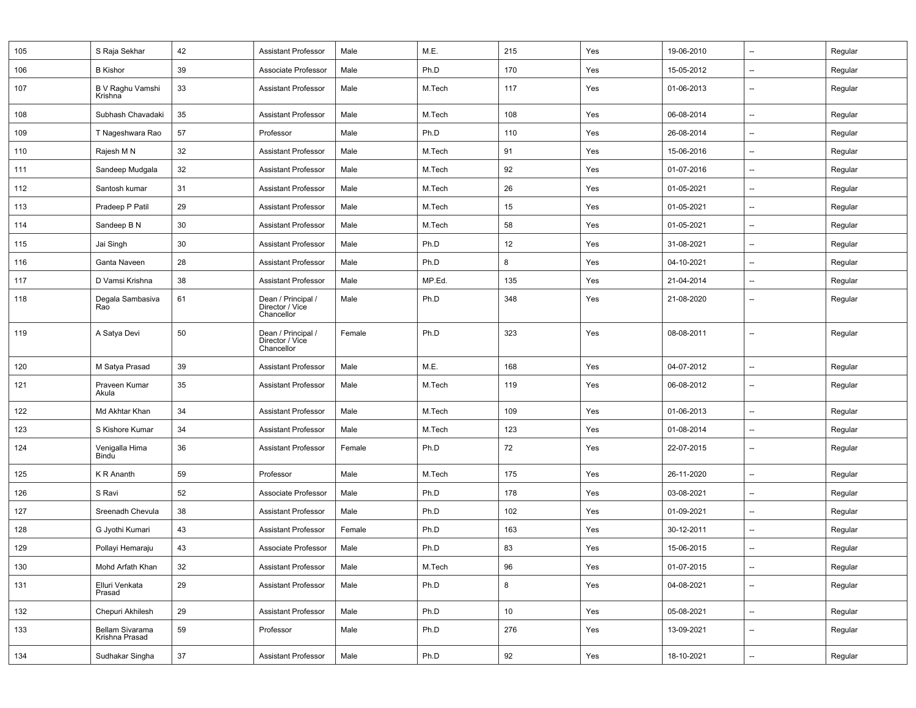| | | | | | | | | | | |
|---|---|---|---|---|---|---|---|---|---|---|
| 105 | S Raja Sekhar | 42 | Assistant Professor | Male | M.E. | 215 | Yes | 19-06-2010 | -- | Regular |
| 106 | B Kishor | 39 | Associate Professor | Male | Ph.D | 170 | Yes | 15-05-2012 | -- | Regular |
| 107 | B V Raghu Vamshi Krishna | 33 | Assistant Professor | Male | M.Tech | 117 | Yes | 01-06-2013 | -- | Regular |
| 108 | Subhash Chavadaki | 35 | Assistant Professor | Male | M.Tech | 108 | Yes | 06-08-2014 | -- | Regular |
| 109 | T Nageshwara Rao | 57 | Professor | Male | Ph.D | 110 | Yes | 26-08-2014 | -- | Regular |
| 110 | Rajesh M N | 32 | Assistant Professor | Male | M.Tech | 91 | Yes | 15-06-2016 | -- | Regular |
| 111 | Sandeep Mudgala | 32 | Assistant Professor | Male | M.Tech | 92 | Yes | 01-07-2016 | -- | Regular |
| 112 | Santosh kumar | 31 | Assistant Professor | Male | M.Tech | 26 | Yes | 01-05-2021 | -- | Regular |
| 113 | Pradeep P Patil | 29 | Assistant Professor | Male | M.Tech | 15 | Yes | 01-05-2021 | -- | Regular |
| 114 | Sandeep B N | 30 | Assistant Professor | Male | M.Tech | 58 | Yes | 01-05-2021 | -- | Regular |
| 115 | Jai Singh | 30 | Assistant Professor | Male | Ph.D | 12 | Yes | 31-08-2021 | -- | Regular |
| 116 | Ganta Naveen | 28 | Assistant Professor | Male | Ph.D | 8 | Yes | 04-10-2021 | -- | Regular |
| 117 | D Vamsi Krishna | 38 | Assistant Professor | Male | MP.Ed. | 135 | Yes | 21-04-2014 | -- | Regular |
| 118 | Degala Sambasiva Rao | 61 | Dean / Principal / Director / Vice Chancellor | Male | Ph.D | 348 | Yes | 21-08-2020 | -- | Regular |
| 119 | A Satya Devi | 50 | Dean / Principal / Director / Vice Chancellor | Female | Ph.D | 323 | Yes | 08-08-2011 | -- | Regular |
| 120 | M Satya Prasad | 39 | Assistant Professor | Male | M.E. | 168 | Yes | 04-07-2012 | -- | Regular |
| 121 | Praveen Kumar Akula | 35 | Assistant Professor | Male | M.Tech | 119 | Yes | 06-08-2012 | -- | Regular |
| 122 | Md Akhtar Khan | 34 | Assistant Professor | Male | M.Tech | 109 | Yes | 01-06-2013 | -- | Regular |
| 123 | S Kishore Kumar | 34 | Assistant Professor | Male | M.Tech | 123 | Yes | 01-08-2014 | -- | Regular |
| 124 | Venigalla Hima Bindu | 36 | Assistant Professor | Female | Ph.D | 72 | Yes | 22-07-2015 | -- | Regular |
| 125 | K R Ananth | 59 | Professor | Male | M.Tech | 175 | Yes | 26-11-2020 | -- | Regular |
| 126 | S Ravi | 52 | Associate Professor | Male | Ph.D | 178 | Yes | 03-08-2021 | -- | Regular |
| 127 | Sreenadh Chevula | 38 | Assistant Professor | Male | Ph.D | 102 | Yes | 01-09-2021 | -- | Regular |
| 128 | G Jyothi Kumari | 43 | Assistant Professor | Female | Ph.D | 163 | Yes | 30-12-2011 | -- | Regular |
| 129 | Pollayi Hemaraju | 43 | Associate Professor | Male | Ph.D | 83 | Yes | 15-06-2015 | -- | Regular |
| 130 | Mohd Arfath Khan | 32 | Assistant Professor | Male | M.Tech | 96 | Yes | 01-07-2015 | -- | Regular |
| 131 | Elluri Venkata Prasad | 29 | Assistant Professor | Male | Ph.D | 8 | Yes | 04-08-2021 | -- | Regular |
| 132 | Chepuri Akhilesh | 29 | Assistant Professor | Male | Ph.D | 10 | Yes | 05-08-2021 | -- | Regular |
| 133 | Bellam Sivarama Krishna Prasad | 59 | Professor | Male | Ph.D | 276 | Yes | 13-09-2021 | -- | Regular |
| 134 | Sudhakar Singha | 37 | Assistant Professor | Male | Ph.D | 92 | Yes | 18-10-2021 | -- | Regular |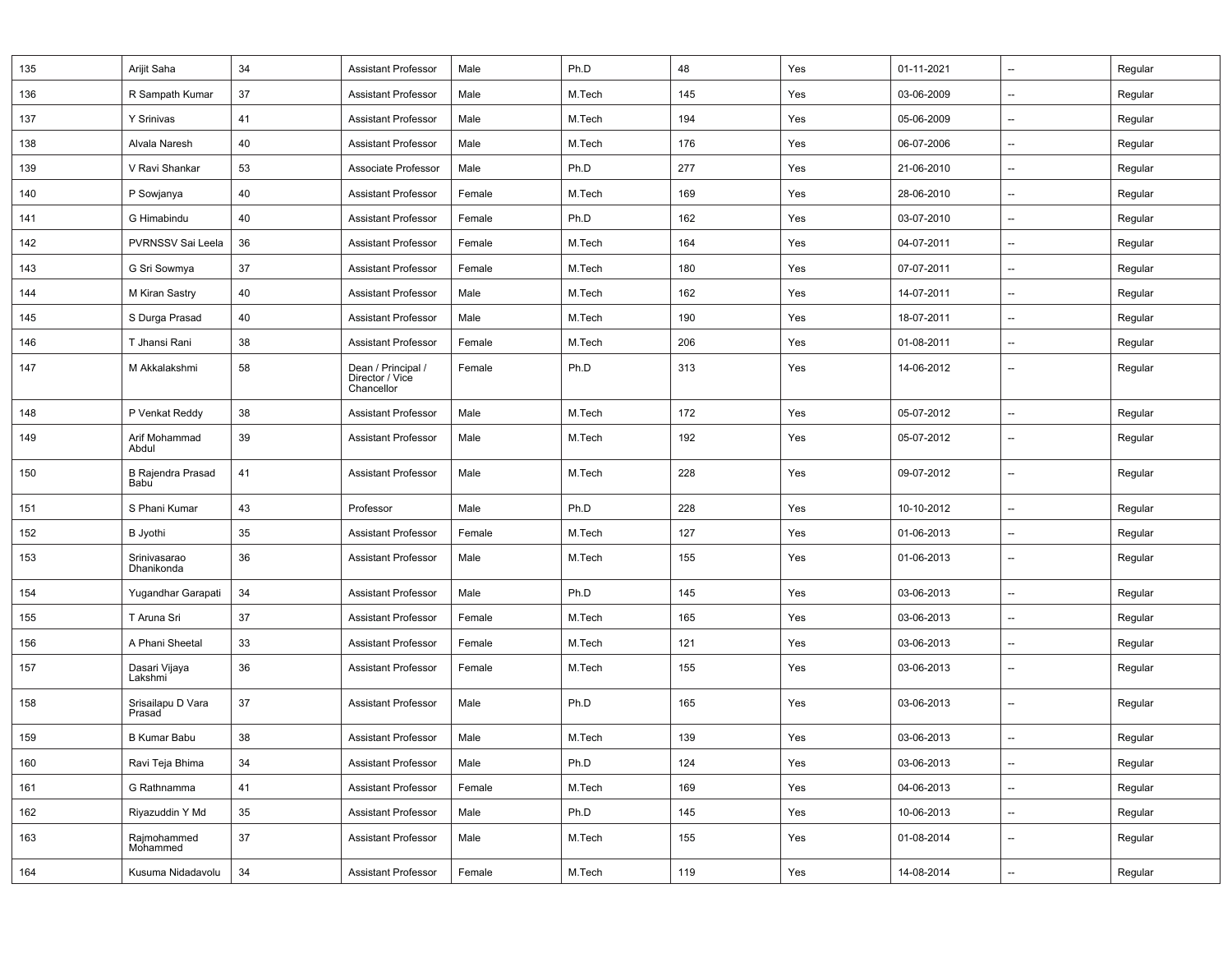| | | | | | | | | | | |
|---|---|---|---|---|---|---|---|---|---|---|
| 135 | Arijit Saha | 34 | Assistant Professor | Male | Ph.D | 48 | Yes | 01-11-2021 | -- | Regular |
| 136 | R Sampath Kumar | 37 | Assistant Professor | Male | M.Tech | 145 | Yes | 03-06-2009 | -- | Regular |
| 137 | Y Srinivas | 41 | Assistant Professor | Male | M.Tech | 194 | Yes | 05-06-2009 | -- | Regular |
| 138 | Alvala Naresh | 40 | Assistant Professor | Male | M.Tech | 176 | Yes | 06-07-2006 | -- | Regular |
| 139 | V Ravi Shankar | 53 | Associate Professor | Male | Ph.D | 277 | Yes | 21-06-2010 | -- | Regular |
| 140 | P Sowjanya | 40 | Assistant Professor | Female | M.Tech | 169 | Yes | 28-06-2010 | -- | Regular |
| 141 | G Himabindu | 40 | Assistant Professor | Female | Ph.D | 162 | Yes | 03-07-2010 | -- | Regular |
| 142 | PVRNSSV Sai Leela | 36 | Assistant Professor | Female | M.Tech | 164 | Yes | 04-07-2011 | -- | Regular |
| 143 | G Sri Sowmya | 37 | Assistant Professor | Female | M.Tech | 180 | Yes | 07-07-2011 | -- | Regular |
| 144 | M Kiran Sastry | 40 | Assistant Professor | Male | M.Tech | 162 | Yes | 14-07-2011 | -- | Regular |
| 145 | S Durga Prasad | 40 | Assistant Professor | Male | M.Tech | 190 | Yes | 18-07-2011 | -- | Regular |
| 146 | T Jhansi Rani | 38 | Assistant Professor | Female | M.Tech | 206 | Yes | 01-08-2011 | -- | Regular |
| 147 | M Akkalakshmi | 58 | Dean / Principal / Director / Vice Chancellor | Female | Ph.D | 313 | Yes | 14-06-2012 | -- | Regular |
| 148 | P Venkat Reddy | 38 | Assistant Professor | Male | M.Tech | 172 | Yes | 05-07-2012 | -- | Regular |
| 149 | Arif Mohammad Abdul | 39 | Assistant Professor | Male | M.Tech | 192 | Yes | 05-07-2012 | -- | Regular |
| 150 | B Rajendra Prasad Babu | 41 | Assistant Professor | Male | M.Tech | 228 | Yes | 09-07-2012 | -- | Regular |
| 151 | S Phani Kumar | 43 | Professor | Male | Ph.D | 228 | Yes | 10-10-2012 | -- | Regular |
| 152 | B Jyothi | 35 | Assistant Professor | Female | M.Tech | 127 | Yes | 01-06-2013 | -- | Regular |
| 153 | Srinivasarao Dhanikonda | 36 | Assistant Professor | Male | M.Tech | 155 | Yes | 01-06-2013 | -- | Regular |
| 154 | Yugandhar Garapati | 34 | Assistant Professor | Male | Ph.D | 145 | Yes | 03-06-2013 | -- | Regular |
| 155 | T Aruna Sri | 37 | Assistant Professor | Female | M.Tech | 165 | Yes | 03-06-2013 | -- | Regular |
| 156 | A Phani Sheetal | 33 | Assistant Professor | Female | M.Tech | 121 | Yes | 03-06-2013 | -- | Regular |
| 157 | Dasari Vijaya Lakshmi | 36 | Assistant Professor | Female | M.Tech | 155 | Yes | 03-06-2013 | -- | Regular |
| 158 | Srisailapu D Vara Prasad | 37 | Assistant Professor | Male | Ph.D | 165 | Yes | 03-06-2013 | -- | Regular |
| 159 | B Kumar Babu | 38 | Assistant Professor | Male | M.Tech | 139 | Yes | 03-06-2013 | -- | Regular |
| 160 | Ravi Teja Bhima | 34 | Assistant Professor | Male | Ph.D | 124 | Yes | 03-06-2013 | -- | Regular |
| 161 | G Rathnamma | 41 | Assistant Professor | Female | M.Tech | 169 | Yes | 04-06-2013 | -- | Regular |
| 162 | Riyazuddin Y Md | 35 | Assistant Professor | Male | Ph.D | 145 | Yes | 10-06-2013 | -- | Regular |
| 163 | Rajmohammed Mohammed | 37 | Assistant Professor | Male | M.Tech | 155 | Yes | 01-08-2014 | -- | Regular |
| 164 | Kusuma Nidadavolu | 34 | Assistant Professor | Female | M.Tech | 119 | Yes | 14-08-2014 | -- | Regular |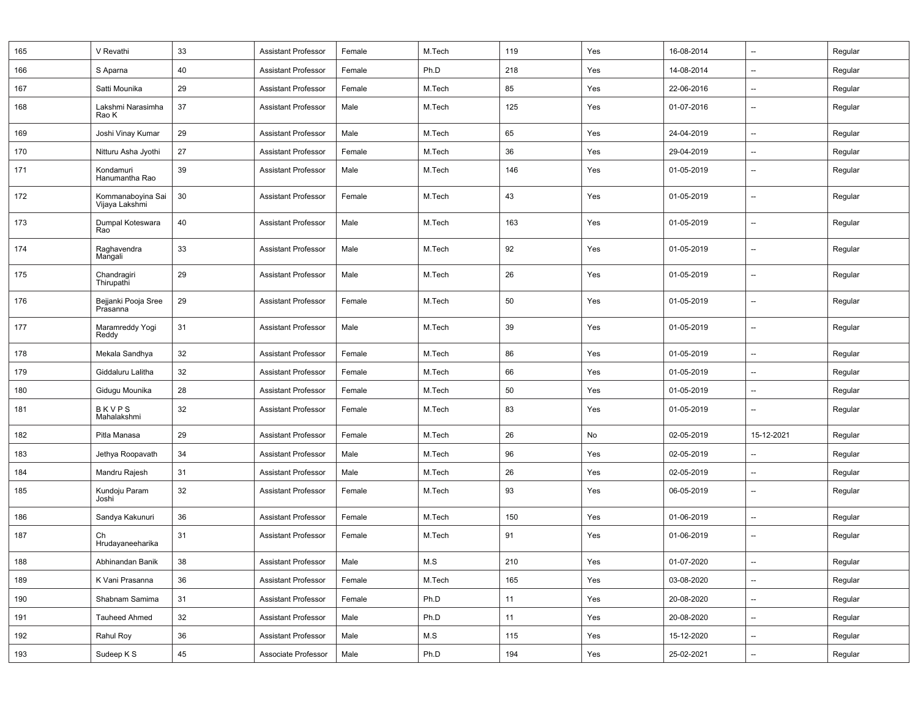| 165 | V Revathi | 33 | Assistant Professor | Female | M.Tech | 119 | Yes | 16-08-2014 | -- | Regular |
|---|---|---|---|---|---|---|---|---|---|---|
| 166 | S Aparna | 40 | Assistant Professor | Female | Ph.D | 218 | Yes | 14-08-2014 | -- | Regular |
| 167 | Satti Mounika | 29 | Assistant Professor | Female | M.Tech | 85 | Yes | 22-06-2016 | -- | Regular |
| 168 | Lakshmi Narasimha Rao K | 37 | Assistant Professor | Male | M.Tech | 125 | Yes | 01-07-2016 | -- | Regular |
| 169 | Joshi Vinay Kumar | 29 | Assistant Professor | Male | M.Tech | 65 | Yes | 24-04-2019 | -- | Regular |
| 170 | Nitturu Asha Jyothi | 27 | Assistant Professor | Female | M.Tech | 36 | Yes | 29-04-2019 | -- | Regular |
| 171 | Kondamuri Hanumantha Rao | 39 | Assistant Professor | Male | M.Tech | 146 | Yes | 01-05-2019 | -- | Regular |
| 172 | Kommanaboyina Sai Vijaya Lakshmi | 30 | Assistant Professor | Female | M.Tech | 43 | Yes | 01-05-2019 | -- | Regular |
| 173 | Dumpal Koteswara Rao | 40 | Assistant Professor | Male | M.Tech | 163 | Yes | 01-05-2019 | -- | Regular |
| 174 | Raghavendra Mangali | 33 | Assistant Professor | Male | M.Tech | 92 | Yes | 01-05-2019 | -- | Regular |
| 175 | Chandragiri Thirupathi | 29 | Assistant Professor | Male | M.Tech | 26 | Yes | 01-05-2019 | -- | Regular |
| 176 | Bejjanki Pooja Sree Prasanna | 29 | Assistant Professor | Female | M.Tech | 50 | Yes | 01-05-2019 | -- | Regular |
| 177 | Maramreddy Yogi Reddy | 31 | Assistant Professor | Male | M.Tech | 39 | Yes | 01-05-2019 | -- | Regular |
| 178 | Mekala Sandhya | 32 | Assistant Professor | Female | M.Tech | 86 | Yes | 01-05-2019 | -- | Regular |
| 179 | Giddaluru Lalitha | 32 | Assistant Professor | Female | M.Tech | 66 | Yes | 01-05-2019 | -- | Regular |
| 180 | Gidugu Mounika | 28 | Assistant Professor | Female | M.Tech | 50 | Yes | 01-05-2019 | -- | Regular |
| 181 | B K V P S Mahalakshmi | 32 | Assistant Professor | Female | M.Tech | 83 | Yes | 01-05-2019 | -- | Regular |
| 182 | Pitla Manasa | 29 | Assistant Professor | Female | M.Tech | 26 | No | 02-05-2019 | 15-12-2021 | Regular |
| 183 | Jethya Roopavath | 34 | Assistant Professor | Male | M.Tech | 96 | Yes | 02-05-2019 | -- | Regular |
| 184 | Mandru Rajesh | 31 | Assistant Professor | Male | M.Tech | 26 | Yes | 02-05-2019 | -- | Regular |
| 185 | Kundoju Param Joshi | 32 | Assistant Professor | Female | M.Tech | 93 | Yes | 06-05-2019 | -- | Regular |
| 186 | Sandya Kakunuri | 36 | Assistant Professor | Female | M.Tech | 150 | Yes | 01-06-2019 | -- | Regular |
| 187 | Ch Hrudayaneeharika | 31 | Assistant Professor | Female | M.Tech | 91 | Yes | 01-06-2019 | -- | Regular |
| 188 | Abhinandan Banik | 38 | Assistant Professor | Male | M.S | 210 | Yes | 01-07-2020 | -- | Regular |
| 189 | K Vani Prasanna | 36 | Assistant Professor | Female | M.Tech | 165 | Yes | 03-08-2020 | -- | Regular |
| 190 | Shabnam Samima | 31 | Assistant Professor | Female | Ph.D | 11 | Yes | 20-08-2020 | -- | Regular |
| 191 | Tauheed Ahmed | 32 | Assistant Professor | Male | Ph.D | 11 | Yes | 20-08-2020 | -- | Regular |
| 192 | Rahul Roy | 36 | Assistant Professor | Male | M.S | 115 | Yes | 15-12-2020 | -- | Regular |
| 193 | Sudeep K S | 45 | Associate Professor | Male | Ph.D | 194 | Yes | 25-02-2021 | -- | Regular |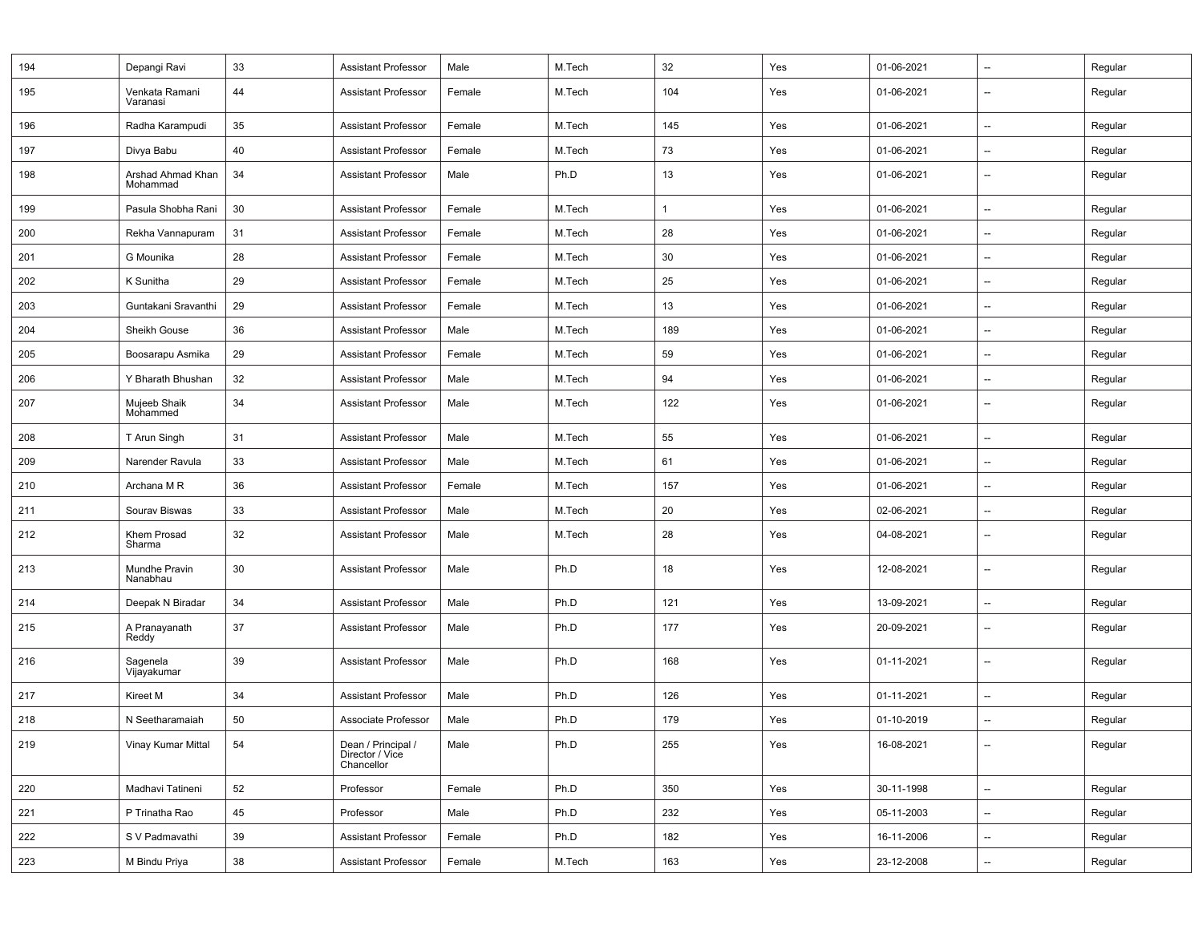| | | | | | | | | | | |
|---|---|---|---|---|---|---|---|---|---|---|
| 194 | Depangi Ravi | 33 | Assistant Professor | Male | M.Tech | 32 | Yes | 01-06-2021 | -- | Regular |
| 195 | Venkata Ramani Varanasi | 44 | Assistant Professor | Female | M.Tech | 104 | Yes | 01-06-2021 | -- | Regular |
| 196 | Radha Karampudi | 35 | Assistant Professor | Female | M.Tech | 145 | Yes | 01-06-2021 | -- | Regular |
| 197 | Divya Babu | 40 | Assistant Professor | Female | M.Tech | 73 | Yes | 01-06-2021 | -- | Regular |
| 198 | Arshad Ahmad Khan Mohammad | 34 | Assistant Professor | Male | Ph.D | 13 | Yes | 01-06-2021 | -- | Regular |
| 199 | Pasula Shobha Rani | 30 | Assistant Professor | Female | M.Tech | 1 | Yes | 01-06-2021 | -- | Regular |
| 200 | Rekha Vannapuram | 31 | Assistant Professor | Female | M.Tech | 28 | Yes | 01-06-2021 | -- | Regular |
| 201 | G Mounika | 28 | Assistant Professor | Female | M.Tech | 30 | Yes | 01-06-2021 | -- | Regular |
| 202 | K Sunitha | 29 | Assistant Professor | Female | M.Tech | 25 | Yes | 01-06-2021 | -- | Regular |
| 203 | Guntakani Sravanthi | 29 | Assistant Professor | Female | M.Tech | 13 | Yes | 01-06-2021 | -- | Regular |
| 204 | Sheikh Gouse | 36 | Assistant Professor | Male | M.Tech | 189 | Yes | 01-06-2021 | -- | Regular |
| 205 | Boosarapu Asmika | 29 | Assistant Professor | Female | M.Tech | 59 | Yes | 01-06-2021 | -- | Regular |
| 206 | Y Bharath Bhushan | 32 | Assistant Professor | Male | M.Tech | 94 | Yes | 01-06-2021 | -- | Regular |
| 207 | Mujeeb Shaik Mohammed | 34 | Assistant Professor | Male | M.Tech | 122 | Yes | 01-06-2021 | -- | Regular |
| 208 | T Arun Singh | 31 | Assistant Professor | Male | M.Tech | 55 | Yes | 01-06-2021 | -- | Regular |
| 209 | Narender Ravula | 33 | Assistant Professor | Male | M.Tech | 61 | Yes | 01-06-2021 | -- | Regular |
| 210 | Archana M R | 36 | Assistant Professor | Female | M.Tech | 157 | Yes | 01-06-2021 | -- | Regular |
| 211 | Sourav Biswas | 33 | Assistant Professor | Male | M.Tech | 20 | Yes | 02-06-2021 | -- | Regular |
| 212 | Khem Prosad Sharma | 32 | Assistant Professor | Male | M.Tech | 28 | Yes | 04-08-2021 | -- | Regular |
| 213 | Mundhe Pravin Nanabhau | 30 | Assistant Professor | Male | Ph.D | 18 | Yes | 12-08-2021 | -- | Regular |
| 214 | Deepak N Biradar | 34 | Assistant Professor | Male | Ph.D | 121 | Yes | 13-09-2021 | -- | Regular |
| 215 | A Pranayanath Reddy | 37 | Assistant Professor | Male | Ph.D | 177 | Yes | 20-09-2021 | -- | Regular |
| 216 | Sagenela Vijayakumar | 39 | Assistant Professor | Male | Ph.D | 168 | Yes | 01-11-2021 | -- | Regular |
| 217 | Kireet M | 34 | Assistant Professor | Male | Ph.D | 126 | Yes | 01-11-2021 | -- | Regular |
| 218 | N Seetharamaiah | 50 | Associate Professor | Male | Ph.D | 179 | Yes | 01-10-2019 | -- | Regular |
| 219 | Vinay Kumar Mittal | 54 | Dean / Principal / Director / Vice Chancellor | Male | Ph.D | 255 | Yes | 16-08-2021 | -- | Regular |
| 220 | Madhavi Tatineni | 52 | Professor | Female | Ph.D | 350 | Yes | 30-11-1998 | -- | Regular |
| 221 | P Trinatha Rao | 45 | Professor | Male | Ph.D | 232 | Yes | 05-11-2003 | -- | Regular |
| 222 | S V Padmavathi | 39 | Assistant Professor | Female | Ph.D | 182 | Yes | 16-11-2006 | -- | Regular |
| 223 | M Bindu Priya | 38 | Assistant Professor | Female | M.Tech | 163 | Yes | 23-12-2008 | -- | Regular |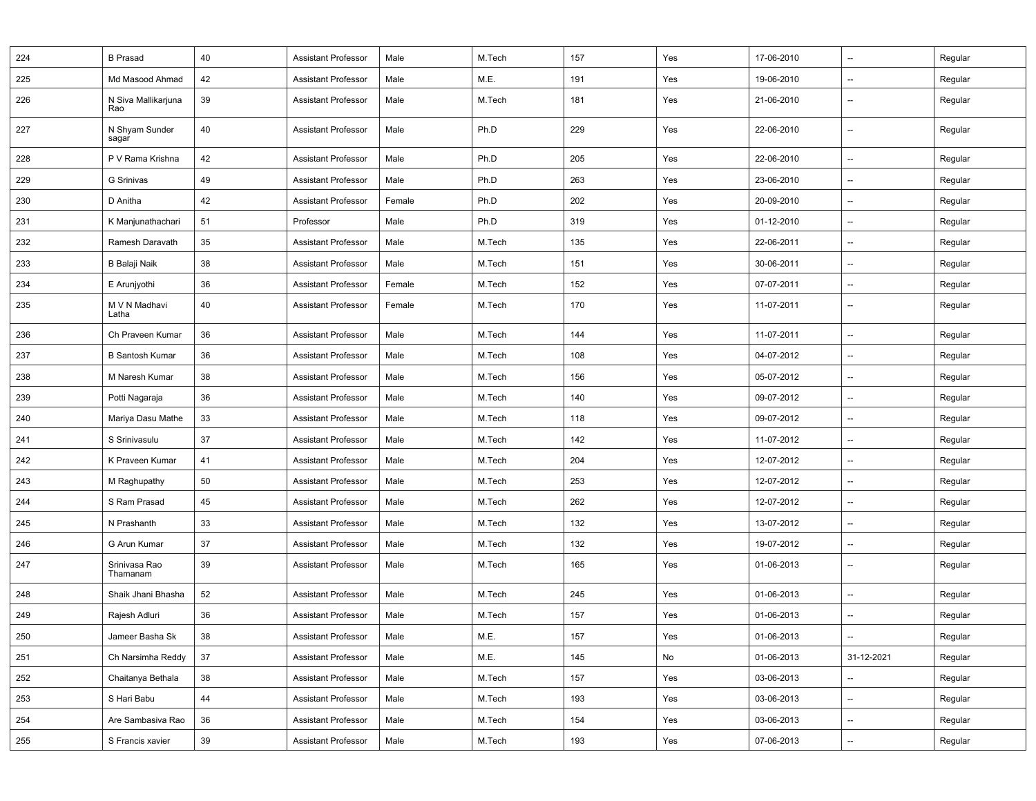| | | | | | | | | | | |
|---|---|---|---|---|---|---|---|---|---|---|
| 224 | B Prasad | 40 | Assistant Professor | Male | M.Tech | 157 | Yes | 17-06-2010 | -- | Regular |
| 225 | Md Masood Ahmad | 42 | Assistant Professor | Male | M.E. | 191 | Yes | 19-06-2010 | -- | Regular |
| 226 | N Siva Mallikarjuna Rao | 39 | Assistant Professor | Male | M.Tech | 181 | Yes | 21-06-2010 | -- | Regular |
| 227 | N Shyam Sunder sagar | 40 | Assistant Professor | Male | Ph.D | 229 | Yes | 22-06-2010 | -- | Regular |
| 228 | P V Rama Krishna | 42 | Assistant Professor | Male | Ph.D | 205 | Yes | 22-06-2010 | -- | Regular |
| 229 | G Srinivas | 49 | Assistant Professor | Male | Ph.D | 263 | Yes | 23-06-2010 | -- | Regular |
| 230 | D Anitha | 42 | Assistant Professor | Female | Ph.D | 202 | Yes | 20-09-2010 | -- | Regular |
| 231 | K Manjunathachari | 51 | Professor | Male | Ph.D | 319 | Yes | 01-12-2010 | -- | Regular |
| 232 | Ramesh Daravath | 35 | Assistant Professor | Male | M.Tech | 135 | Yes | 22-06-2011 | -- | Regular |
| 233 | B Balaji Naik | 38 | Assistant Professor | Male | M.Tech | 151 | Yes | 30-06-2011 | -- | Regular |
| 234 | E Arunjyothi | 36 | Assistant Professor | Female | M.Tech | 152 | Yes | 07-07-2011 | -- | Regular |
| 235 | M V N Madhavi Latha | 40 | Assistant Professor | Female | M.Tech | 170 | Yes | 11-07-2011 | -- | Regular |
| 236 | Ch Praveen Kumar | 36 | Assistant Professor | Male | M.Tech | 144 | Yes | 11-07-2011 | -- | Regular |
| 237 | B Santosh Kumar | 36 | Assistant Professor | Male | M.Tech | 108 | Yes | 04-07-2012 | -- | Regular |
| 238 | M Naresh Kumar | 38 | Assistant Professor | Male | M.Tech | 156 | Yes | 05-07-2012 | -- | Regular |
| 239 | Potti Nagaraja | 36 | Assistant Professor | Male | M.Tech | 140 | Yes | 09-07-2012 | -- | Regular |
| 240 | Mariya Dasu Mathe | 33 | Assistant Professor | Male | M.Tech | 118 | Yes | 09-07-2012 | -- | Regular |
| 241 | S Srinivasulu | 37 | Assistant Professor | Male | M.Tech | 142 | Yes | 11-07-2012 | -- | Regular |
| 242 | K Praveen Kumar | 41 | Assistant Professor | Male | M.Tech | 204 | Yes | 12-07-2012 | -- | Regular |
| 243 | M Raghupathy | 50 | Assistant Professor | Male | M.Tech | 253 | Yes | 12-07-2012 | -- | Regular |
| 244 | S Ram Prasad | 45 | Assistant Professor | Male | M.Tech | 262 | Yes | 12-07-2012 | -- | Regular |
| 245 | N Prashanth | 33 | Assistant Professor | Male | M.Tech | 132 | Yes | 13-07-2012 | -- | Regular |
| 246 | G Arun Kumar | 37 | Assistant Professor | Male | M.Tech | 132 | Yes | 19-07-2012 | -- | Regular |
| 247 | Srinivasa Rao Thamanam | 39 | Assistant Professor | Male | M.Tech | 165 | Yes | 01-06-2013 | -- | Regular |
| 248 | Shaik Jhani Bhasha | 52 | Assistant Professor | Male | M.Tech | 245 | Yes | 01-06-2013 | -- | Regular |
| 249 | Rajesh Adluri | 36 | Assistant Professor | Male | M.Tech | 157 | Yes | 01-06-2013 | -- | Regular |
| 250 | Jameer Basha Sk | 38 | Assistant Professor | Male | M.E. | 157 | Yes | 01-06-2013 | -- | Regular |
| 251 | Ch Narsimha Reddy | 37 | Assistant Professor | Male | M.E. | 145 | No | 01-06-2013 | 31-12-2021 | Regular |
| 252 | Chaitanya Bethala | 38 | Assistant Professor | Male | M.Tech | 157 | Yes | 03-06-2013 | -- | Regular |
| 253 | S Hari Babu | 44 | Assistant Professor | Male | M.Tech | 193 | Yes | 03-06-2013 | -- | Regular |
| 254 | Are Sambasiva Rao | 36 | Assistant Professor | Male | M.Tech | 154 | Yes | 03-06-2013 | -- | Regular |
| 255 | S Francis xavier | 39 | Assistant Professor | Male | M.Tech | 193 | Yes | 07-06-2013 | -- | Regular |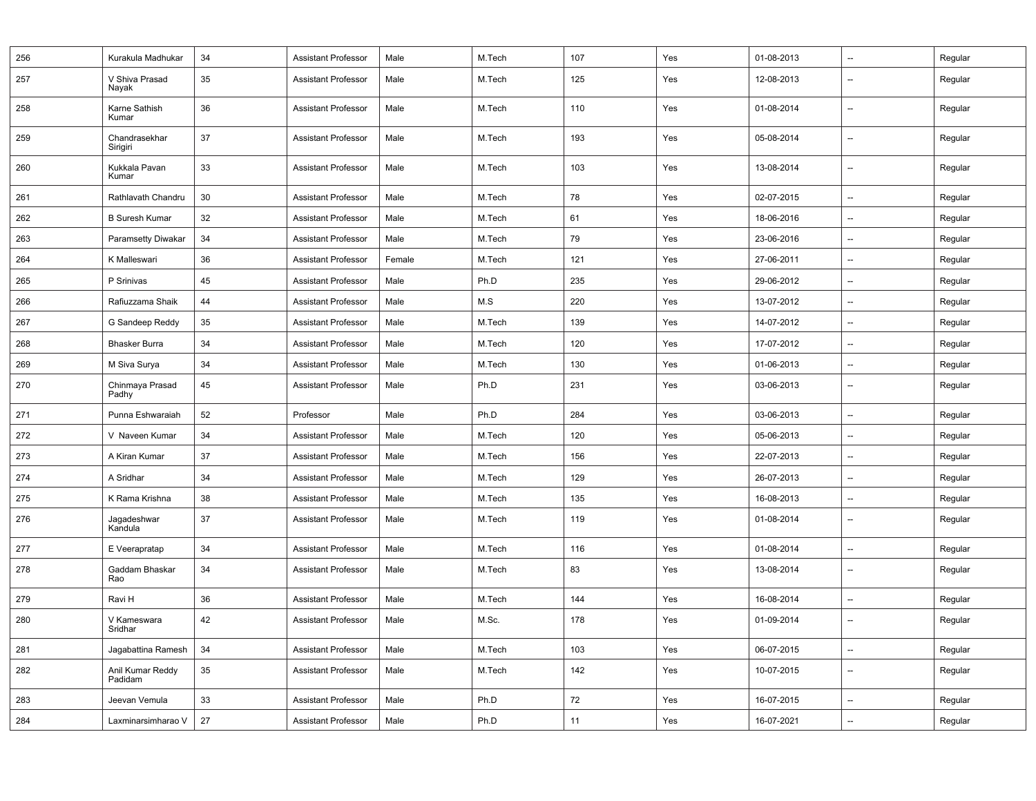| 256 | Kurakula Madhukar | 34 | Assistant Professor | Male | M.Tech | 107 | Yes | 01-08-2013 | -- | Regular |
|---|---|---|---|---|---|---|---|---|---|---|
| 257 | V Shiva Prasad Nayak | 35 | Assistant Professor | Male | M.Tech | 125 | Yes | 12-08-2013 | -- | Regular |
| 258 | Karne Sathish Kumar | 36 | Assistant Professor | Male | M.Tech | 110 | Yes | 01-08-2014 | -- | Regular |
| 259 | Chandrasekhar Sirigiri | 37 | Assistant Professor | Male | M.Tech | 193 | Yes | 05-08-2014 | -- | Regular |
| 260 | Kukkala Pavan Kumar | 33 | Assistant Professor | Male | M.Tech | 103 | Yes | 13-08-2014 | -- | Regular |
| 261 | Rathlavath Chandru | 30 | Assistant Professor | Male | M.Tech | 78 | Yes | 02-07-2015 | -- | Regular |
| 262 | B Suresh Kumar | 32 | Assistant Professor | Male | M.Tech | 61 | Yes | 18-06-2016 | -- | Regular |
| 263 | Paramsetty Diwakar | 34 | Assistant Professor | Male | M.Tech | 79 | Yes | 23-06-2016 | -- | Regular |
| 264 | K Malleswari | 36 | Assistant Professor | Female | M.Tech | 121 | Yes | 27-06-2011 | -- | Regular |
| 265 | P Srinivas | 45 | Assistant Professor | Male | Ph.D | 235 | Yes | 29-06-2012 | -- | Regular |
| 266 | Rafiuzzama Shaik | 44 | Assistant Professor | Male | M.S | 220 | Yes | 13-07-2012 | -- | Regular |
| 267 | G Sandeep Reddy | 35 | Assistant Professor | Male | M.Tech | 139 | Yes | 14-07-2012 | -- | Regular |
| 268 | Bhasker Burra | 34 | Assistant Professor | Male | M.Tech | 120 | Yes | 17-07-2012 | -- | Regular |
| 269 | M Siva Surya | 34 | Assistant Professor | Male | M.Tech | 130 | Yes | 01-06-2013 | -- | Regular |
| 270 | Chinmaya Prasad Padhy | 45 | Assistant Professor | Male | Ph.D | 231 | Yes | 03-06-2013 | -- | Regular |
| 271 | Punna Eshwaraiah | 52 | Professor | Male | Ph.D | 284 | Yes | 03-06-2013 | -- | Regular |
| 272 | V Naveen Kumar | 34 | Assistant Professor | Male | M.Tech | 120 | Yes | 05-06-2013 | -- | Regular |
| 273 | A Kiran Kumar | 37 | Assistant Professor | Male | M.Tech | 156 | Yes | 22-07-2013 | -- | Regular |
| 274 | A Sridhar | 34 | Assistant Professor | Male | M.Tech | 129 | Yes | 26-07-2013 | -- | Regular |
| 275 | K Rama Krishna | 38 | Assistant Professor | Male | M.Tech | 135 | Yes | 16-08-2013 | -- | Regular |
| 276 | Jagadeshwar Kandula | 37 | Assistant Professor | Male | M.Tech | 119 | Yes | 01-08-2014 | -- | Regular |
| 277 | E Veerapratap | 34 | Assistant Professor | Male | M.Tech | 116 | Yes | 01-08-2014 | -- | Regular |
| 278 | Gaddam Bhaskar Rao | 34 | Assistant Professor | Male | M.Tech | 83 | Yes | 13-08-2014 | -- | Regular |
| 279 | Ravi H | 36 | Assistant Professor | Male | M.Tech | 144 | Yes | 16-08-2014 | -- | Regular |
| 280 | V Kameswara Sridhar | 42 | Assistant Professor | Male | M.Sc. | 178 | Yes | 01-09-2014 | -- | Regular |
| 281 | Jagabattina Ramesh | 34 | Assistant Professor | Male | M.Tech | 103 | Yes | 06-07-2015 | -- | Regular |
| 282 | Anil Kumar Reddy Padidam | 35 | Assistant Professor | Male | M.Tech | 142 | Yes | 10-07-2015 | -- | Regular |
| 283 | Jeevan Vemula | 33 | Assistant Professor | Male | Ph.D | 72 | Yes | 16-07-2015 | -- | Regular |
| 284 | Laxminarsimharao V | 27 | Assistant Professor | Male | Ph.D | 11 | Yes | 16-07-2021 | -- | Regular |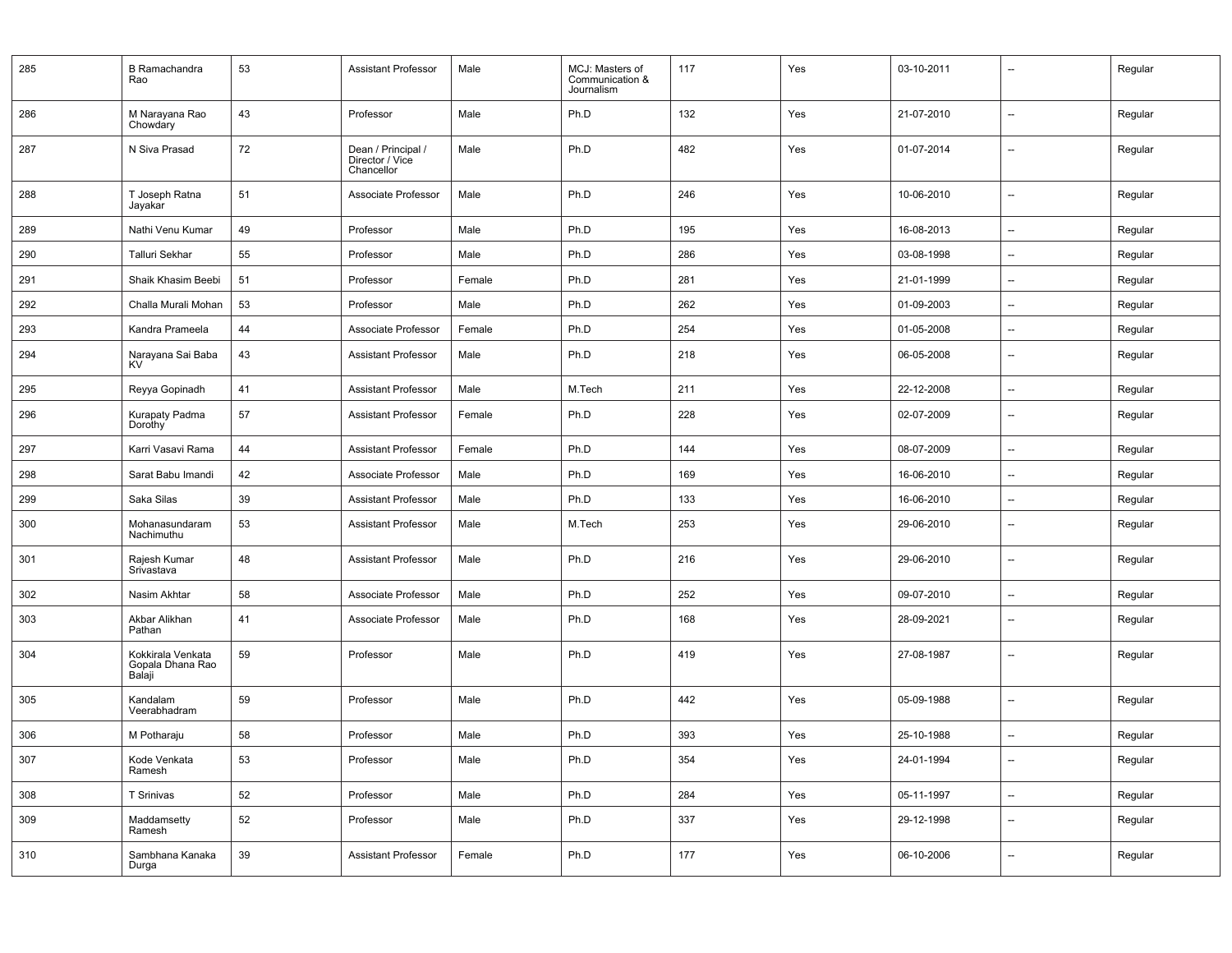| | | | | | | | | | | |
|---|---|---|---|---|---|---|---|---|---|---|
| 285 | B Ramachandra Rao | 53 | Assistant Professor | Male | MCJ: Masters of Communication & Journalism | 117 | Yes | 03-10-2011 | -- | Regular |
| 286 | M Narayana Rao Chowdary | 43 | Professor | Male | Ph.D | 132 | Yes | 21-07-2010 | -- | Regular |
| 287 | N Siva Prasad | 72 | Dean / Principal / Director / Vice Chancellor | Male | Ph.D | 482 | Yes | 01-07-2014 | -- | Regular |
| 288 | T Joseph Ratna Jayakar | 51 | Associate Professor | Male | Ph.D | 246 | Yes | 10-06-2010 | -- | Regular |
| 289 | Nathi Venu Kumar | 49 | Professor | Male | Ph.D | 195 | Yes | 16-08-2013 | -- | Regular |
| 290 | Talluri Sekhar | 55 | Professor | Male | Ph.D | 286 | Yes | 03-08-1998 | -- | Regular |
| 291 | Shaik Khasim Beebi | 51 | Professor | Female | Ph.D | 281 | Yes | 21-01-1999 | -- | Regular |
| 292 | Challa Murali Mohan | 53 | Professor | Male | Ph.D | 262 | Yes | 01-09-2003 | -- | Regular |
| 293 | Kandra Prameela | 44 | Associate Professor | Female | Ph.D | 254 | Yes | 01-05-2008 | -- | Regular |
| 294 | Narayana Sai Baba KV | 43 | Assistant Professor | Male | Ph.D | 218 | Yes | 06-05-2008 | -- | Regular |
| 295 | Reyya Gopinadh | 41 | Assistant Professor | Male | M.Tech | 211 | Yes | 22-12-2008 | -- | Regular |
| 296 | Kurapaty Padma Dorothy | 57 | Assistant Professor | Female | Ph.D | 228 | Yes | 02-07-2009 | -- | Regular |
| 297 | Karri Vasavi Rama | 44 | Assistant Professor | Female | Ph.D | 144 | Yes | 08-07-2009 | -- | Regular |
| 298 | Sarat Babu Imandi | 42 | Associate Professor | Male | Ph.D | 169 | Yes | 16-06-2010 | -- | Regular |
| 299 | Saka Silas | 39 | Assistant Professor | Male | Ph.D | 133 | Yes | 16-06-2010 | -- | Regular |
| 300 | Mohanasundaram Nachimuthu | 53 | Assistant Professor | Male | M.Tech | 253 | Yes | 29-06-2010 | -- | Regular |
| 301 | Rajesh Kumar Srivastava | 48 | Assistant Professor | Male | Ph.D | 216 | Yes | 29-06-2010 | -- | Regular |
| 302 | Nasim Akhtar | 58 | Associate Professor | Male | Ph.D | 252 | Yes | 09-07-2010 | -- | Regular |
| 303 | Akbar Alikhan Pathan | 41 | Associate Professor | Male | Ph.D | 168 | Yes | 28-09-2021 | -- | Regular |
| 304 | Kokkirala Venkata Gopala Dhana Rao Balaji | 59 | Professor | Male | Ph.D | 419 | Yes | 27-08-1987 | -- | Regular |
| 305 | Kandalam Veerabhadram | 59 | Professor | Male | Ph.D | 442 | Yes | 05-09-1988 | -- | Regular |
| 306 | M Potharaju | 58 | Professor | Male | Ph.D | 393 | Yes | 25-10-1988 | -- | Regular |
| 307 | Kode Venkata Ramesh | 53 | Professor | Male | Ph.D | 354 | Yes | 24-01-1994 | -- | Regular |
| 308 | T Srinivas | 52 | Professor | Male | Ph.D | 284 | Yes | 05-11-1997 | -- | Regular |
| 309 | Maddamsetty Ramesh | 52 | Professor | Male | Ph.D | 337 | Yes | 29-12-1998 | -- | Regular |
| 310 | Sambhana Kanaka Durga | 39 | Assistant Professor | Female | Ph.D | 177 | Yes | 06-10-2006 | -- | Regular |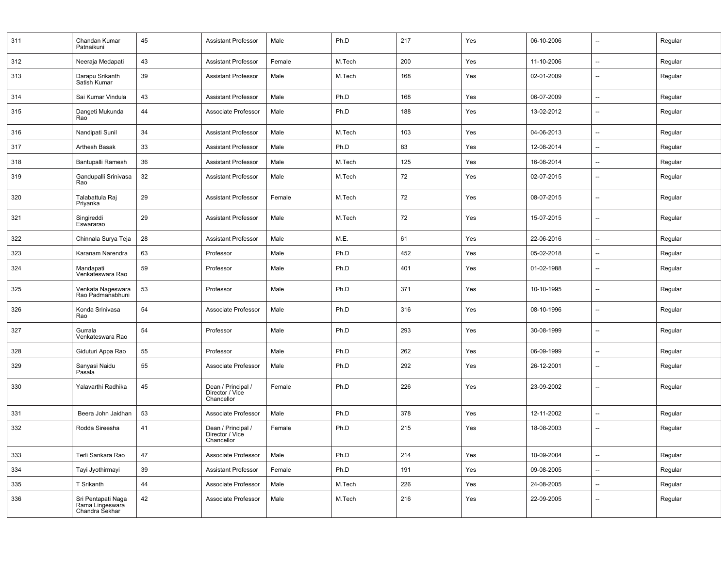| | | | | | | | | | | |
|---|---|---|---|---|---|---|---|---|---|---|
| 311 | Chandan Kumar Patnaikuni | 45 | Assistant Professor | Male | Ph.D | 217 | Yes | 06-10-2006 | -- | Regular |
| 312 | Neeraja Medapati | 43 | Assistant Professor | Female | M.Tech | 200 | Yes | 11-10-2006 | -- | Regular |
| 313 | Darapu Srikanth Satish Kumar | 39 | Assistant Professor | Male | M.Tech | 168 | Yes | 02-01-2009 | -- | Regular |
| 314 | Sai Kumar Vindula | 43 | Assistant Professor | Male | Ph.D | 168 | Yes | 06-07-2009 | -- | Regular |
| 315 | Dangeti Mukunda Rao | 44 | Associate Professor | Male | Ph.D | 188 | Yes | 13-02-2012 | -- | Regular |
| 316 | Nandipati Sunil | 34 | Assistant Professor | Male | M.Tech | 103 | Yes | 04-06-2013 | -- | Regular |
| 317 | Arthesh Basak | 33 | Assistant Professor | Male | Ph.D | 83 | Yes | 12-08-2014 | -- | Regular |
| 318 | Bantupalli Ramesh | 36 | Assistant Professor | Male | M.Tech | 125 | Yes | 16-08-2014 | -- | Regular |
| 319 | Gandupalli Srinivasa Rao | 32 | Assistant Professor | Male | M.Tech | 72 | Yes | 02-07-2015 | -- | Regular |
| 320 | Talabattula Raj Priyanka | 29 | Assistant Professor | Female | M.Tech | 72 | Yes | 08-07-2015 | -- | Regular |
| 321 | Singireddi Eswararao | 29 | Assistant Professor | Male | M.Tech | 72 | Yes | 15-07-2015 | -- | Regular |
| 322 | Chinnala Surya Teja | 28 | Assistant Professor | Male | M.E. | 61 | Yes | 22-06-2016 | -- | Regular |
| 323 | Karanam Narendra | 63 | Professor | Male | Ph.D | 452 | Yes | 05-02-2018 | -- | Regular |
| 324 | Mandapati Venkateswara Rao | 59 | Professor | Male | Ph.D | 401 | Yes | 01-02-1988 | -- | Regular |
| 325 | Venkata Nageswara Rao Padmanabhuni | 53 | Professor | Male | Ph.D | 371 | Yes | 10-10-1995 | -- | Regular |
| 326 | Konda Srinivasa Rao | 54 | Associate Professor | Male | Ph.D | 316 | Yes | 08-10-1996 | -- | Regular |
| 327 | Gurrala Venkateswara Rao | 54 | Professor | Male | Ph.D | 293 | Yes | 30-08-1999 | -- | Regular |
| 328 | Giduturi Appa Rao | 55 | Professor | Male | Ph.D | 262 | Yes | 06-09-1999 | -- | Regular |
| 329 | Sanyasi Naidu Pasala | 55 | Associate Professor | Male | Ph.D | 292 | Yes | 26-12-2001 | -- | Regular |
| 330 | Yalavarthi Radhika | 45 | Dean / Principal / Director / Vice Chancellor | Female | Ph.D | 226 | Yes | 23-09-2002 | -- | Regular |
| 331 | Beera John Jaidhan | 53 | Associate Professor | Male | Ph.D | 378 | Yes | 12-11-2002 | -- | Regular |
| 332 | Rodda Sireesha | 41 | Dean / Principal / Director / Vice Chancellor | Female | Ph.D | 215 | Yes | 18-08-2003 | -- | Regular |
| 333 | Terli Sankara Rao | 47 | Associate Professor | Male | Ph.D | 214 | Yes | 10-09-2004 | -- | Regular |
| 334 | Tayi Jyothirmayi | 39 | Assistant Professor | Female | Ph.D | 191 | Yes | 09-08-2005 | -- | Regular |
| 335 | T Srikanth | 44 | Associate Professor | Male | M.Tech | 226 | Yes | 24-08-2005 | -- | Regular |
| 336 | Sri Pentapati Naga Rama Lingeswara Chandra Sekhar | 42 | Associate Professor | Male | M.Tech | 216 | Yes | 22-09-2005 | -- | Regular |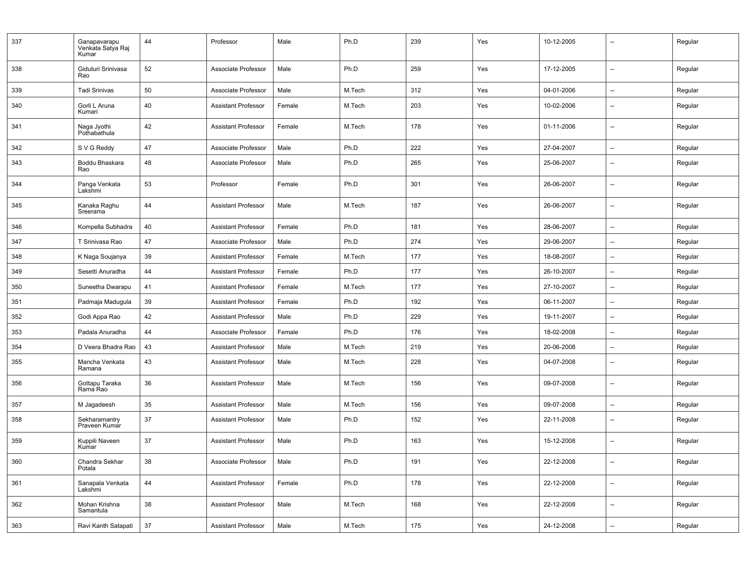| | | | | | | | | | | |
|---|---|---|---|---|---|---|---|---|---|---|
| 337 | Ganapavarapu Venkata Satya Raj Kumar | 44 | Professor | Male | Ph.D | 239 | Yes | 10-12-2005 | -- | Regular |
| 338 | Giduturi Srinivasa Rao | 52 | Associate Professor | Male | Ph.D | 259 | Yes | 17-12-2005 | -- | Regular |
| 339 | Tadi Srinivas | 50 | Associate Professor | Male | M.Tech | 312 | Yes | 04-01-2006 | -- | Regular |
| 340 | Gorli L Aruna Kumari | 40 | Assistant Professor | Female | M.Tech | 203 | Yes | 10-02-2006 | -- | Regular |
| 341 | Naga Jyothi Pothabathula | 42 | Assistant Professor | Female | M.Tech | 178 | Yes | 01-11-2006 | -- | Regular |
| 342 | S V G Reddy | 47 | Associate Professor | Male | Ph.D | 222 | Yes | 27-04-2007 | -- | Regular |
| 343 | Boddu Bhaskara Rao | 48 | Associate Professor | Male | Ph.D | 265 | Yes | 25-06-2007 | -- | Regular |
| 344 | Panga Venkata Lakshmi | 53 | Professor | Female | Ph.D | 301 | Yes | 26-06-2007 | -- | Regular |
| 345 | Kanaka Raghu Sreerama | 44 | Assistant Professor | Male | M.Tech | 187 | Yes | 26-06-2007 | -- | Regular |
| 346 | Kompella Subhadra | 40 | Assistant Professor | Female | Ph.D | 181 | Yes | 28-06-2007 | -- | Regular |
| 347 | T Srinivasa Rao | 47 | Associate Professor | Male | Ph.D | 274 | Yes | 29-06-2007 | -- | Regular |
| 348 | K Naga Soujanya | 39 | Assistant Professor | Female | M.Tech | 177 | Yes | 18-08-2007 | -- | Regular |
| 349 | Sesetti Anuradha | 44 | Assistant Professor | Female | Ph.D | 177 | Yes | 26-10-2007 | -- | Regular |
| 350 | Suneetha Dwarapu | 41 | Assistant Professor | Female | M.Tech | 177 | Yes | 27-10-2007 | -- | Regular |
| 351 | Padmaja Madugula | 39 | Assistant Professor | Female | Ph.D | 192 | Yes | 06-11-2007 | -- | Regular |
| 352 | Godi Appa Rao | 42 | Assistant Professor | Male | Ph.D | 229 | Yes | 19-11-2007 | -- | Regular |
| 353 | Padala Anuradha | 44 | Associate Professor | Female | Ph.D | 176 | Yes | 18-02-2008 | -- | Regular |
| 354 | D Veera Bhadra Rao | 43 | Assistant Professor | Male | M.Tech | 219 | Yes | 20-06-2008 | -- | Regular |
| 355 | Mancha Venkata Ramana | 43 | Assistant Professor | Male | M.Tech | 228 | Yes | 04-07-2008 | -- | Regular |
| 356 | Gottapu Taraka Rama Rao | 36 | Assistant Professor | Male | M.Tech | 156 | Yes | 09-07-2008 | -- | Regular |
| 357 | M Jagadeesh | 35 | Assistant Professor | Male | M.Tech | 156 | Yes | 09-07-2008 | -- | Regular |
| 358 | Sekharamantry Praveen Kumar | 37 | Assistant Professor | Male | Ph.D | 152 | Yes | 22-11-2008 | -- | Regular |
| 359 | Kuppili Naveen Kumar | 37 | Assistant Professor | Male | Ph.D | 163 | Yes | 15-12-2008 | -- | Regular |
| 360 | Chandra Sekhar Potala | 38 | Associate Professor | Male | Ph.D | 191 | Yes | 22-12-2008 | -- | Regular |
| 361 | Sanapala Venkata Lakshmi | 44 | Assistant Professor | Female | Ph.D | 178 | Yes | 22-12-2008 | -- | Regular |
| 362 | Mohan Krishna Samantula | 38 | Assistant Professor | Male | M.Tech | 168 | Yes | 22-12-2008 | -- | Regular |
| 363 | Ravi Kanth Satapati | 37 | Assistant Professor | Male | M.Tech | 175 | Yes | 24-12-2008 | -- | Regular |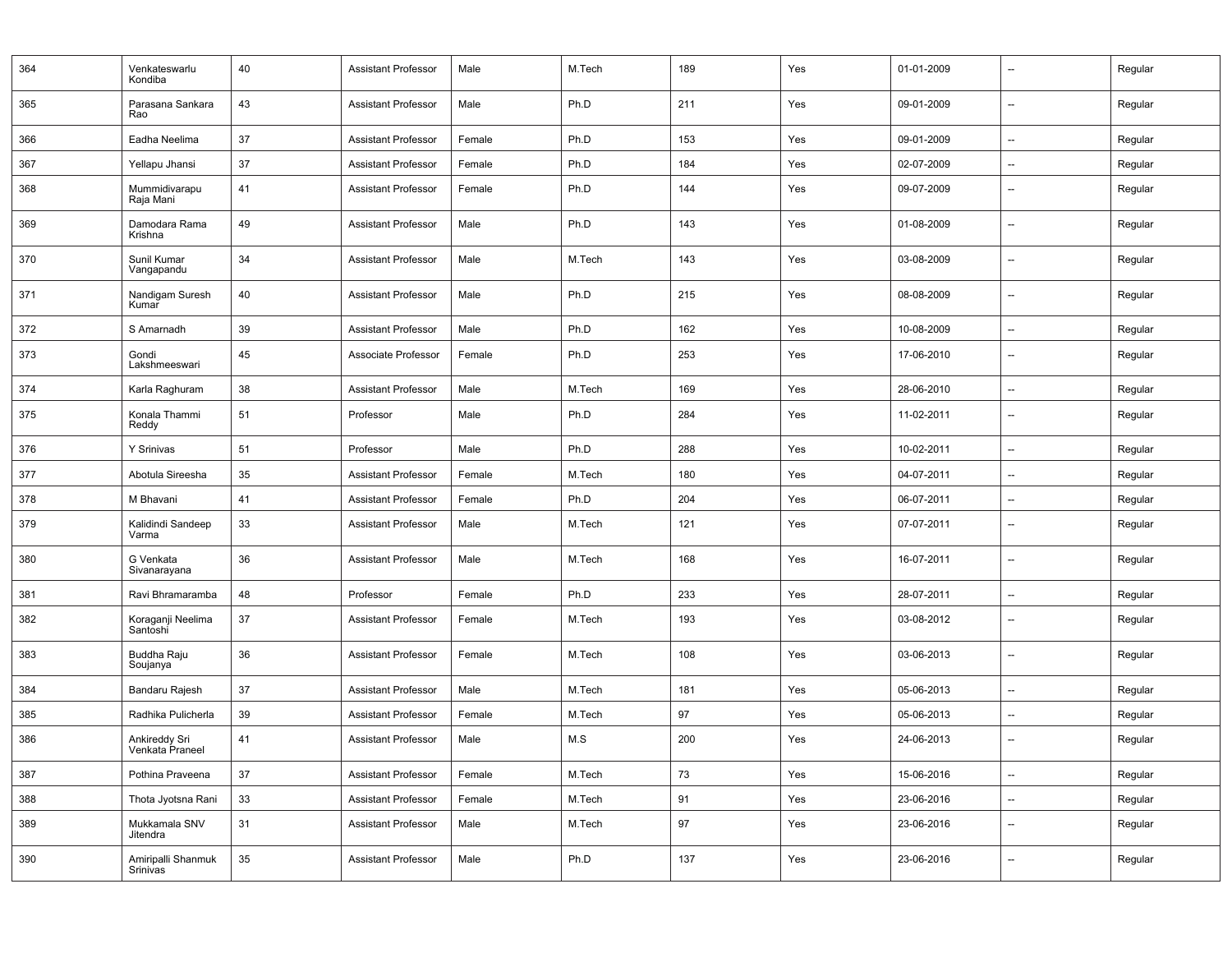| | | | | | | | | | | |
|---|---|---|---|---|---|---|---|---|---|---|
| 364 | Venkateswarlu Kondiba | 40 | Assistant Professor | Male | M.Tech | 189 | Yes | 01-01-2009 | -- | Regular |
| 365 | Parasana Sankara Rao | 43 | Assistant Professor | Male | Ph.D | 211 | Yes | 09-01-2009 | -- | Regular |
| 366 | Eadha Neelima | 37 | Assistant Professor | Female | Ph.D | 153 | Yes | 09-01-2009 | -- | Regular |
| 367 | Yellapu Jhansi | 37 | Assistant Professor | Female | Ph.D | 184 | Yes | 02-07-2009 | -- | Regular |
| 368 | Mummidivarapu Raja Mani | 41 | Assistant Professor | Female | Ph.D | 144 | Yes | 09-07-2009 | -- | Regular |
| 369 | Damodara Rama Krishna | 49 | Assistant Professor | Male | Ph.D | 143 | Yes | 01-08-2009 | -- | Regular |
| 370 | Sunil Kumar Vangapandu | 34 | Assistant Professor | Male | M.Tech | 143 | Yes | 03-08-2009 | -- | Regular |
| 371 | Nandigam Suresh Kumar | 40 | Assistant Professor | Male | Ph.D | 215 | Yes | 08-08-2009 | -- | Regular |
| 372 | S Amarnadh | 39 | Assistant Professor | Male | Ph.D | 162 | Yes | 10-08-2009 | -- | Regular |
| 373 | Gondi Lakshmeeswari | 45 | Associate Professor | Female | Ph.D | 253 | Yes | 17-06-2010 | -- | Regular |
| 374 | Karla Raghuram | 38 | Assistant Professor | Male | M.Tech | 169 | Yes | 28-06-2010 | -- | Regular |
| 375 | Konala Thammi Reddy | 51 | Professor | Male | Ph.D | 284 | Yes | 11-02-2011 | -- | Regular |
| 376 | Y Srinivas | 51 | Professor | Male | Ph.D | 288 | Yes | 10-02-2011 | -- | Regular |
| 377 | Abotula Sireesha | 35 | Assistant Professor | Female | M.Tech | 180 | Yes | 04-07-2011 | -- | Regular |
| 378 | M Bhavani | 41 | Assistant Professor | Female | Ph.D | 204 | Yes | 06-07-2011 | -- | Regular |
| 379 | Kalidindi Sandeep Varma | 33 | Assistant Professor | Male | M.Tech | 121 | Yes | 07-07-2011 | -- | Regular |
| 380 | G Venkata Sivanarayana | 36 | Assistant Professor | Male | M.Tech | 168 | Yes | 16-07-2011 | -- | Regular |
| 381 | Ravi Bhramaramba | 48 | Professor | Female | Ph.D | 233 | Yes | 28-07-2011 | -- | Regular |
| 382 | Koraganji Neelima Santoshi | 37 | Assistant Professor | Female | M.Tech | 193 | Yes | 03-08-2012 | -- | Regular |
| 383 | Buddha Raju Soujanya | 36 | Assistant Professor | Female | M.Tech | 108 | Yes | 03-06-2013 | -- | Regular |
| 384 | Bandaru Rajesh | 37 | Assistant Professor | Male | M.Tech | 181 | Yes | 05-06-2013 | -- | Regular |
| 385 | Radhika Pulicherla | 39 | Assistant Professor | Female | M.Tech | 97 | Yes | 05-06-2013 | -- | Regular |
| 386 | Ankireddy Sri Venkata Praneel | 41 | Assistant Professor | Male | M.S | 200 | Yes | 24-06-2013 | -- | Regular |
| 387 | Pothina Praveena | 37 | Assistant Professor | Female | M.Tech | 73 | Yes | 15-06-2016 | -- | Regular |
| 388 | Thota Jyotsna Rani | 33 | Assistant Professor | Female | M.Tech | 91 | Yes | 23-06-2016 | -- | Regular |
| 389 | Mukkamala SNV Jitendra | 31 | Assistant Professor | Male | M.Tech | 97 | Yes | 23-06-2016 | -- | Regular |
| 390 | Amiripalli Shanmuk Srinivas | 35 | Assistant Professor | Male | Ph.D | 137 | Yes | 23-06-2016 | -- | Regular |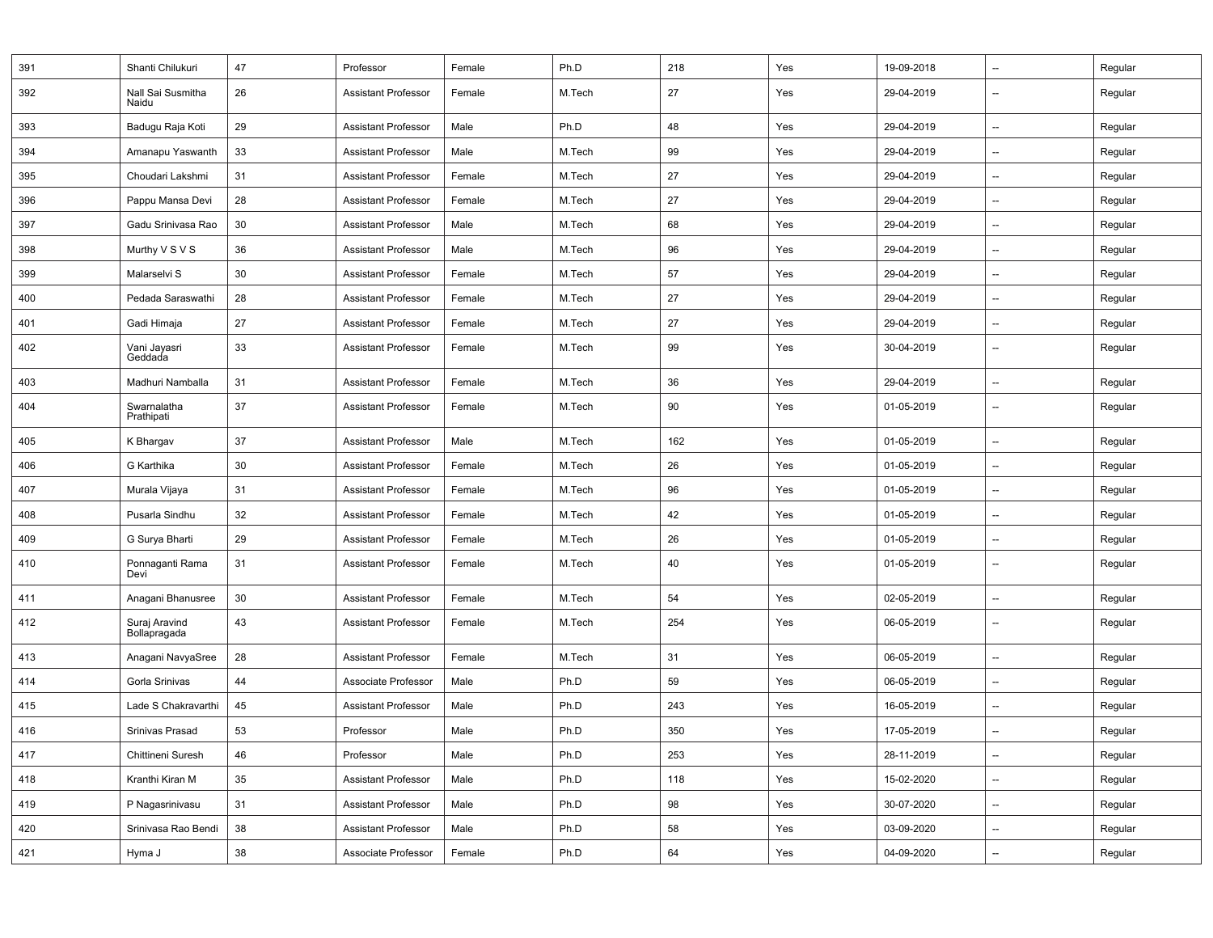| 391 | Shanti Chilukuri | 47 | Professor | Female | Ph.D | 218 | Yes | 19-09-2018 | -- | Regular |
|---|---|---|---|---|---|---|---|---|---|---|
| 392 | Nall Sai Susmitha Naidu | 26 | Assistant Professor | Female | M.Tech | 27 | Yes | 29-04-2019 | -- | Regular |
| 393 | Badugu Raja Koti | 29 | Assistant Professor | Male | Ph.D | 48 | Yes | 29-04-2019 | -- | Regular |
| 394 | Amanapu Yaswanth | 33 | Assistant Professor | Male | M.Tech | 99 | Yes | 29-04-2019 | -- | Regular |
| 395 | Choudari Lakshmi | 31 | Assistant Professor | Female | M.Tech | 27 | Yes | 29-04-2019 | -- | Regular |
| 396 | Pappu Mansa Devi | 28 | Assistant Professor | Female | M.Tech | 27 | Yes | 29-04-2019 | -- | Regular |
| 397 | Gadu Srinivasa Rao | 30 | Assistant Professor | Male | M.Tech | 68 | Yes | 29-04-2019 | -- | Regular |
| 398 | Murthy V S V S | 36 | Assistant Professor | Male | M.Tech | 96 | Yes | 29-04-2019 | -- | Regular |
| 399 | Malarselvi S | 30 | Assistant Professor | Female | M.Tech | 57 | Yes | 29-04-2019 | -- | Regular |
| 400 | Pedada Saraswathi | 28 | Assistant Professor | Female | M.Tech | 27 | Yes | 29-04-2019 | -- | Regular |
| 401 | Gadi Himaja | 27 | Assistant Professor | Female | M.Tech | 27 | Yes | 29-04-2019 | -- | Regular |
| 402 | Vani Jayasri Geddada | 33 | Assistant Professor | Female | M.Tech | 99 | Yes | 30-04-2019 | -- | Regular |
| 403 | Madhuri Namballa | 31 | Assistant Professor | Female | M.Tech | 36 | Yes | 29-04-2019 | -- | Regular |
| 404 | Swarnalatha Prathipati | 37 | Assistant Professor | Female | M.Tech | 90 | Yes | 01-05-2019 | -- | Regular |
| 405 | K Bhargav | 37 | Assistant Professor | Male | M.Tech | 162 | Yes | 01-05-2019 | -- | Regular |
| 406 | G Karthika | 30 | Assistant Professor | Female | M.Tech | 26 | Yes | 01-05-2019 | -- | Regular |
| 407 | Murala Vijaya | 31 | Assistant Professor | Female | M.Tech | 96 | Yes | 01-05-2019 | -- | Regular |
| 408 | Pusarla Sindhu | 32 | Assistant Professor | Female | M.Tech | 42 | Yes | 01-05-2019 | -- | Regular |
| 409 | G Surya Bharti | 29 | Assistant Professor | Female | M.Tech | 26 | Yes | 01-05-2019 | -- | Regular |
| 410 | Ponnaganti Rama Devi | 31 | Assistant Professor | Female | M.Tech | 40 | Yes | 01-05-2019 | -- | Regular |
| 411 | Anagani Bhanusree | 30 | Assistant Professor | Female | M.Tech | 54 | Yes | 02-05-2019 | -- | Regular |
| 412 | Suraj Aravind Bollapragada | 43 | Assistant Professor | Female | M.Tech | 254 | Yes | 06-05-2019 | -- | Regular |
| 413 | Anagani NavyaSree | 28 | Assistant Professor | Female | M.Tech | 31 | Yes | 06-05-2019 | -- | Regular |
| 414 | Gorla Srinivas | 44 | Associate Professor | Male | Ph.D | 59 | Yes | 06-05-2019 | -- | Regular |
| 415 | Lade S Chakravarthi | 45 | Assistant Professor | Male | Ph.D | 243 | Yes | 16-05-2019 | -- | Regular |
| 416 | Srinivas Prasad | 53 | Professor | Male | Ph.D | 350 | Yes | 17-05-2019 | -- | Regular |
| 417 | Chittineni Suresh | 46 | Professor | Male | Ph.D | 253 | Yes | 28-11-2019 | -- | Regular |
| 418 | Kranthi Kiran M | 35 | Assistant Professor | Male | Ph.D | 118 | Yes | 15-02-2020 | -- | Regular |
| 419 | P Nagasrinivasu | 31 | Assistant Professor | Male | Ph.D | 98 | Yes | 30-07-2020 | -- | Regular |
| 420 | Srinivasa Rao Bendi | 38 | Assistant Professor | Male | Ph.D | 58 | Yes | 03-09-2020 | -- | Regular |
| 421 | Hyma J | 38 | Associate Professor | Female | Ph.D | 64 | Yes | 04-09-2020 | -- | Regular |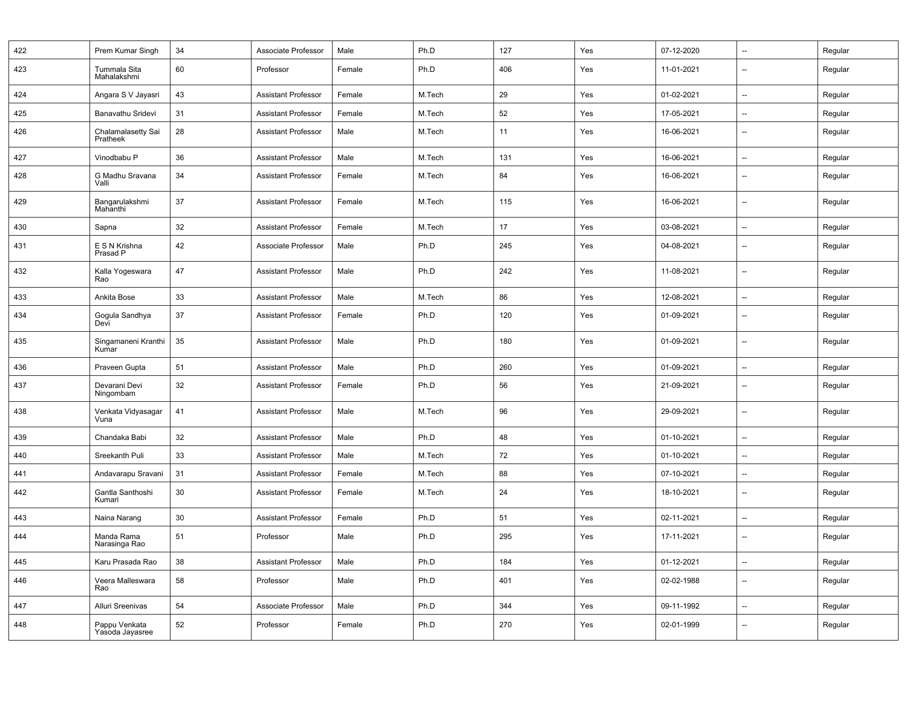| 422 | Prem Kumar Singh | 34 | Associate Professor | Male | Ph.D | 127 | Yes | 07-12-2020 | -- | Regular |
|---|---|---|---|---|---|---|---|---|---|---|
| 423 | Tummala Sita Mahalakshmi | 60 | Professor | Female | Ph.D | 406 | Yes | 11-01-2021 | -- | Regular |
| 424 | Angara S V Jayasri | 43 | Assistant Professor | Female | M.Tech | 29 | Yes | 01-02-2021 | -- | Regular |
| 425 | Banavathu Sridevi | 31 | Assistant Professor | Female | M.Tech | 52 | Yes | 17-05-2021 | -- | Regular |
| 426 | Chalamalasetty Sai Pratheek | 28 | Assistant Professor | Male | M.Tech | 11 | Yes | 16-06-2021 | -- | Regular |
| 427 | Vinodbabu P | 36 | Assistant Professor | Male | M.Tech | 131 | Yes | 16-06-2021 | -- | Regular |
| 428 | G Madhu Sravana Valli | 34 | Assistant Professor | Female | M.Tech | 84 | Yes | 16-06-2021 | -- | Regular |
| 429 | Bangarulakshmi Mahanthi | 37 | Assistant Professor | Female | M.Tech | 115 | Yes | 16-06-2021 | -- | Regular |
| 430 | Sapna | 32 | Assistant Professor | Female | M.Tech | 17 | Yes | 03-08-2021 | -- | Regular |
| 431 | E S N Krishna Prasad P | 42 | Associate Professor | Male | Ph.D | 245 | Yes | 04-08-2021 | -- | Regular |
| 432 | Kalla Yogeswara Rao | 47 | Assistant Professor | Male | Ph.D | 242 | Yes | 11-08-2021 | -- | Regular |
| 433 | Ankita Bose | 33 | Assistant Professor | Male | M.Tech | 86 | Yes | 12-08-2021 | -- | Regular |
| 434 | Gogula Sandhya Devi | 37 | Assistant Professor | Female | Ph.D | 120 | Yes | 01-09-2021 | -- | Regular |
| 435 | Singamaneni Kranthi Kumar | 35 | Assistant Professor | Male | Ph.D | 180 | Yes | 01-09-2021 | -- | Regular |
| 436 | Praveen Gupta | 51 | Assistant Professor | Male | Ph.D | 260 | Yes | 01-09-2021 | -- | Regular |
| 437 | Devarani Devi Ningombam | 32 | Assistant Professor | Female | Ph.D | 56 | Yes | 21-09-2021 | -- | Regular |
| 438 | Venkata Vidyasagar Vuna | 41 | Assistant Professor | Male | M.Tech | 96 | Yes | 29-09-2021 | -- | Regular |
| 439 | Chandaka Babi | 32 | Assistant Professor | Male | Ph.D | 48 | Yes | 01-10-2021 | -- | Regular |
| 440 | Sreekanth Puli | 33 | Assistant Professor | Male | M.Tech | 72 | Yes | 01-10-2021 | -- | Regular |
| 441 | Andavarapu Sravani | 31 | Assistant Professor | Female | M.Tech | 88 | Yes | 07-10-2021 | -- | Regular |
| 442 | Gantla Santhoshi Kumari | 30 | Assistant Professor | Female | M.Tech | 24 | Yes | 18-10-2021 | -- | Regular |
| 443 | Naina Narang | 30 | Assistant Professor | Female | Ph.D | 51 | Yes | 02-11-2021 | -- | Regular |
| 444 | Manda Rama Narasinga Rao | 51 | Professor | Male | Ph.D | 295 | Yes | 17-11-2021 | -- | Regular |
| 445 | Karu Prasada Rao | 38 | Assistant Professor | Male | Ph.D | 184 | Yes | 01-12-2021 | -- | Regular |
| 446 | Veera Malleswara Rao | 58 | Professor | Male | Ph.D | 401 | Yes | 02-02-1988 | -- | Regular |
| 447 | Alluri Sreenivas | 54 | Associate Professor | Male | Ph.D | 344 | Yes | 09-11-1992 | -- | Regular |
| 448 | Pappu Venkata Yasoda Jayasree | 52 | Professor | Female | Ph.D | 270 | Yes | 02-01-1999 | -- | Regular |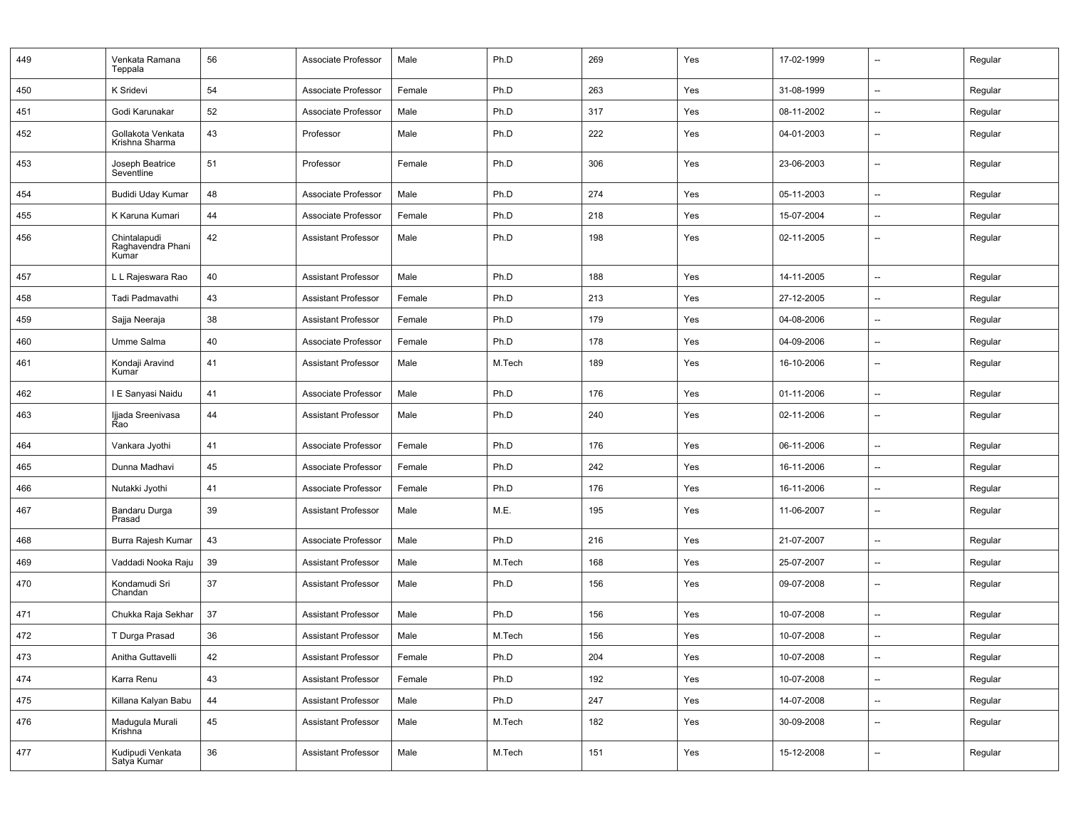| | | | | | | | | | | |
|---|---|---|---|---|---|---|---|---|---|---|
| 449 | Venkata Ramana Teppala | 56 | Associate Professor | Male | Ph.D | 269 | Yes | 17-02-1999 | -- | Regular |
| 450 | K Sridevi | 54 | Associate Professor | Female | Ph.D | 263 | Yes | 31-08-1999 | -- | Regular |
| 451 | Godi Karunakar | 52 | Associate Professor | Male | Ph.D | 317 | Yes | 08-11-2002 | -- | Regular |
| 452 | Gollakota Venkata Krishna Sharma | 43 | Professor | Male | Ph.D | 222 | Yes | 04-01-2003 | -- | Regular |
| 453 | Joseph Beatrice Seventline | 51 | Professor | Female | Ph.D | 306 | Yes | 23-06-2003 | -- | Regular |
| 454 | Budidi Uday Kumar | 48 | Associate Professor | Male | Ph.D | 274 | Yes | 05-11-2003 | -- | Regular |
| 455 | K Karuna Kumari | 44 | Associate Professor | Female | Ph.D | 218 | Yes | 15-07-2004 | -- | Regular |
| 456 | Chintalapudi Raghavendra Phani Kumar | 42 | Assistant Professor | Male | Ph.D | 198 | Yes | 02-11-2005 | -- | Regular |
| 457 | L L Rajeswara Rao | 40 | Assistant Professor | Male | Ph.D | 188 | Yes | 14-11-2005 | -- | Regular |
| 458 | Tadi Padmavathi | 43 | Assistant Professor | Female | Ph.D | 213 | Yes | 27-12-2005 | -- | Regular |
| 459 | Sajja Neeraja | 38 | Assistant Professor | Female | Ph.D | 179 | Yes | 04-08-2006 | -- | Regular |
| 460 | Umme Salma | 40 | Associate Professor | Female | Ph.D | 178 | Yes | 04-09-2006 | -- | Regular |
| 461 | Kondaji Aravind Kumar | 41 | Assistant Professor | Male | M.Tech | 189 | Yes | 16-10-2006 | -- | Regular |
| 462 | I E Sanyasi Naidu | 41 | Associate Professor | Male | Ph.D | 176 | Yes | 01-11-2006 | -- | Regular |
| 463 | Ijjada Sreenivasa Rao | 44 | Assistant Professor | Male | Ph.D | 240 | Yes | 02-11-2006 | -- | Regular |
| 464 | Vankara Jyothi | 41 | Associate Professor | Female | Ph.D | 176 | Yes | 06-11-2006 | -- | Regular |
| 465 | Dunna Madhavi | 45 | Associate Professor | Female | Ph.D | 242 | Yes | 16-11-2006 | -- | Regular |
| 466 | Nutakki Jyothi | 41 | Associate Professor | Female | Ph.D | 176 | Yes | 16-11-2006 | -- | Regular |
| 467 | Bandaru Durga Prasad | 39 | Assistant Professor | Male | M.E. | 195 | Yes | 11-06-2007 | -- | Regular |
| 468 | Burra Rajesh Kumar | 43 | Associate Professor | Male | Ph.D | 216 | Yes | 21-07-2007 | -- | Regular |
| 469 | Vaddadi Nooka Raju | 39 | Assistant Professor | Male | M.Tech | 168 | Yes | 25-07-2007 | -- | Regular |
| 470 | Kondamudi Sri Chandan | 37 | Assistant Professor | Male | Ph.D | 156 | Yes | 09-07-2008 | -- | Regular |
| 471 | Chukka Raja Sekhar | 37 | Assistant Professor | Male | Ph.D | 156 | Yes | 10-07-2008 | -- | Regular |
| 472 | T Durga Prasad | 36 | Assistant Professor | Male | M.Tech | 156 | Yes | 10-07-2008 | -- | Regular |
| 473 | Anitha Guttavelli | 42 | Assistant Professor | Female | Ph.D | 204 | Yes | 10-07-2008 | -- | Regular |
| 474 | Karra Renu | 43 | Assistant Professor | Female | Ph.D | 192 | Yes | 10-07-2008 | -- | Regular |
| 475 | Killana Kalyan Babu | 44 | Assistant Professor | Male | Ph.D | 247 | Yes | 14-07-2008 | -- | Regular |
| 476 | Madugula Murali Krishna | 45 | Assistant Professor | Male | M.Tech | 182 | Yes | 30-09-2008 | -- | Regular |
| 477 | Kudipudi Venkata Satya Kumar | 36 | Assistant Professor | Male | M.Tech | 151 | Yes | 15-12-2008 | -- | Regular |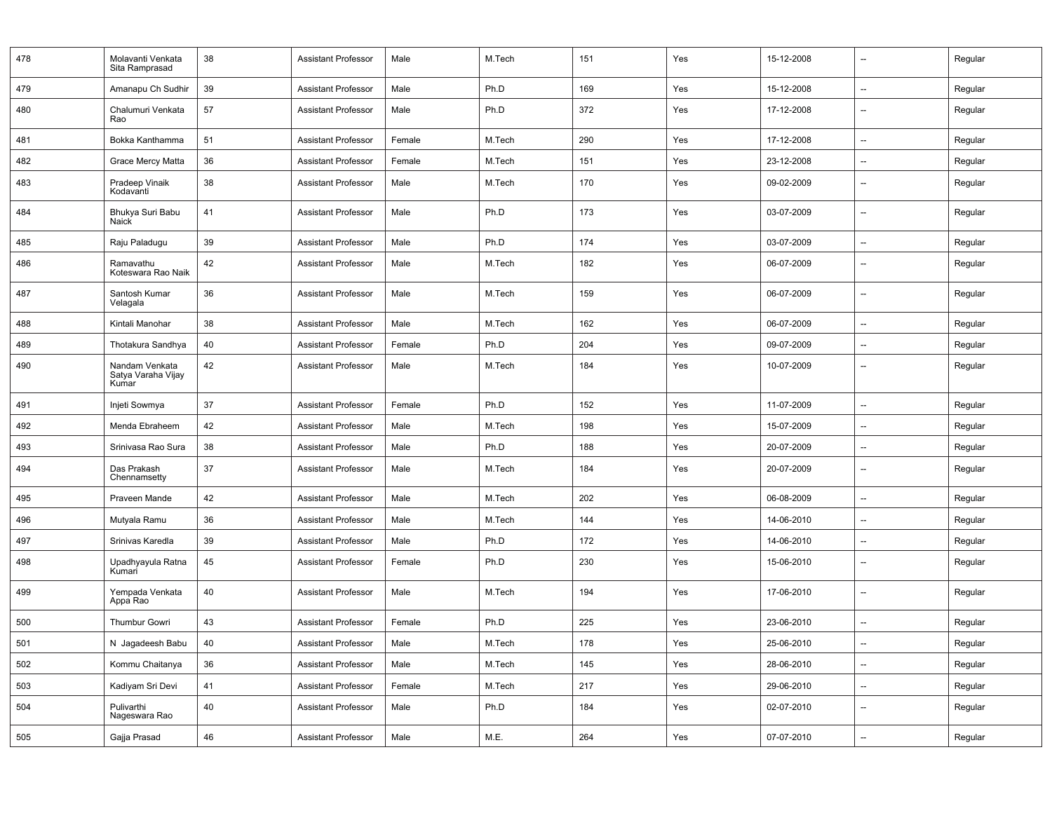| | | | | | | | | | | |
|---|---|---|---|---|---|---|---|---|---|---|
| 478 | Molavanti Venkata Sita Ramprasad | 38 | Assistant Professor | Male | M.Tech | 151 | Yes | 15-12-2008 | -- | Regular |
| 479 | Amanapu Ch Sudhir | 39 | Assistant Professor | Male | Ph.D | 169 | Yes | 15-12-2008 | -- | Regular |
| 480 | Chalumuri Venkata Rao | 57 | Assistant Professor | Male | Ph.D | 372 | Yes | 17-12-2008 | -- | Regular |
| 481 | Bokka Kanthamma | 51 | Assistant Professor | Female | M.Tech | 290 | Yes | 17-12-2008 | -- | Regular |
| 482 | Grace Mercy Matta | 36 | Assistant Professor | Female | M.Tech | 151 | Yes | 23-12-2008 | -- | Regular |
| 483 | Pradeep Vinaik Kodavanti | 38 | Assistant Professor | Male | M.Tech | 170 | Yes | 09-02-2009 | -- | Regular |
| 484 | Bhukya Suri Babu Naick | 41 | Assistant Professor | Male | Ph.D | 173 | Yes | 03-07-2009 | -- | Regular |
| 485 | Raju Paladugu | 39 | Assistant Professor | Male | Ph.D | 174 | Yes | 03-07-2009 | -- | Regular |
| 486 | Ramavathu Koteswara Rao Naik | 42 | Assistant Professor | Male | M.Tech | 182 | Yes | 06-07-2009 | -- | Regular |
| 487 | Santosh Kumar Velagala | 36 | Assistant Professor | Male | M.Tech | 159 | Yes | 06-07-2009 | -- | Regular |
| 488 | Kintali Manohar | 38 | Assistant Professor | Male | M.Tech | 162 | Yes | 06-07-2009 | -- | Regular |
| 489 | Thotakura Sandhya | 40 | Assistant Professor | Female | Ph.D | 204 | Yes | 09-07-2009 | -- | Regular |
| 490 | Nandam Venkata Satya Varaha Vijay Kumar | 42 | Assistant Professor | Male | M.Tech | 184 | Yes | 10-07-2009 | -- | Regular |
| 491 | Injeti Sowmya | 37 | Assistant Professor | Female | Ph.D | 152 | Yes | 11-07-2009 | -- | Regular |
| 492 | Menda Ebraheem | 42 | Assistant Professor | Male | M.Tech | 198 | Yes | 15-07-2009 | -- | Regular |
| 493 | Srinivasa Rao Sura | 38 | Assistant Professor | Male | Ph.D | 188 | Yes | 20-07-2009 | -- | Regular |
| 494 | Das Prakash Chennamsetty | 37 | Assistant Professor | Male | M.Tech | 184 | Yes | 20-07-2009 | -- | Regular |
| 495 | Praveen Mande | 42 | Assistant Professor | Male | M.Tech | 202 | Yes | 06-08-2009 | -- | Regular |
| 496 | Mutyala Ramu | 36 | Assistant Professor | Male | M.Tech | 144 | Yes | 14-06-2010 | -- | Regular |
| 497 | Srinivas Karedla | 39 | Assistant Professor | Male | Ph.D | 172 | Yes | 14-06-2010 | -- | Regular |
| 498 | Upadhyayula Ratna Kumari | 45 | Assistant Professor | Female | Ph.D | 230 | Yes | 15-06-2010 | -- | Regular |
| 499 | Yempada Venkata Appa Rao | 40 | Assistant Professor | Male | M.Tech | 194 | Yes | 17-06-2010 | -- | Regular |
| 500 | Thumbur Gowri | 43 | Assistant Professor | Female | Ph.D | 225 | Yes | 23-06-2010 | -- | Regular |
| 501 | N Jagadeesh Babu | 40 | Assistant Professor | Male | M.Tech | 178 | Yes | 25-06-2010 | -- | Regular |
| 502 | Kommu Chaitanya | 36 | Assistant Professor | Male | M.Tech | 145 | Yes | 28-06-2010 | -- | Regular |
| 503 | Kadiyam Sri Devi | 41 | Assistant Professor | Female | M.Tech | 217 | Yes | 29-06-2010 | -- | Regular |
| 504 | Pulivarthi Nageswara Rao | 40 | Assistant Professor | Male | Ph.D | 184 | Yes | 02-07-2010 | -- | Regular |
| 505 | Gajja Prasad | 46 | Assistant Professor | Male | M.E. | 264 | Yes | 07-07-2010 | -- | Regular |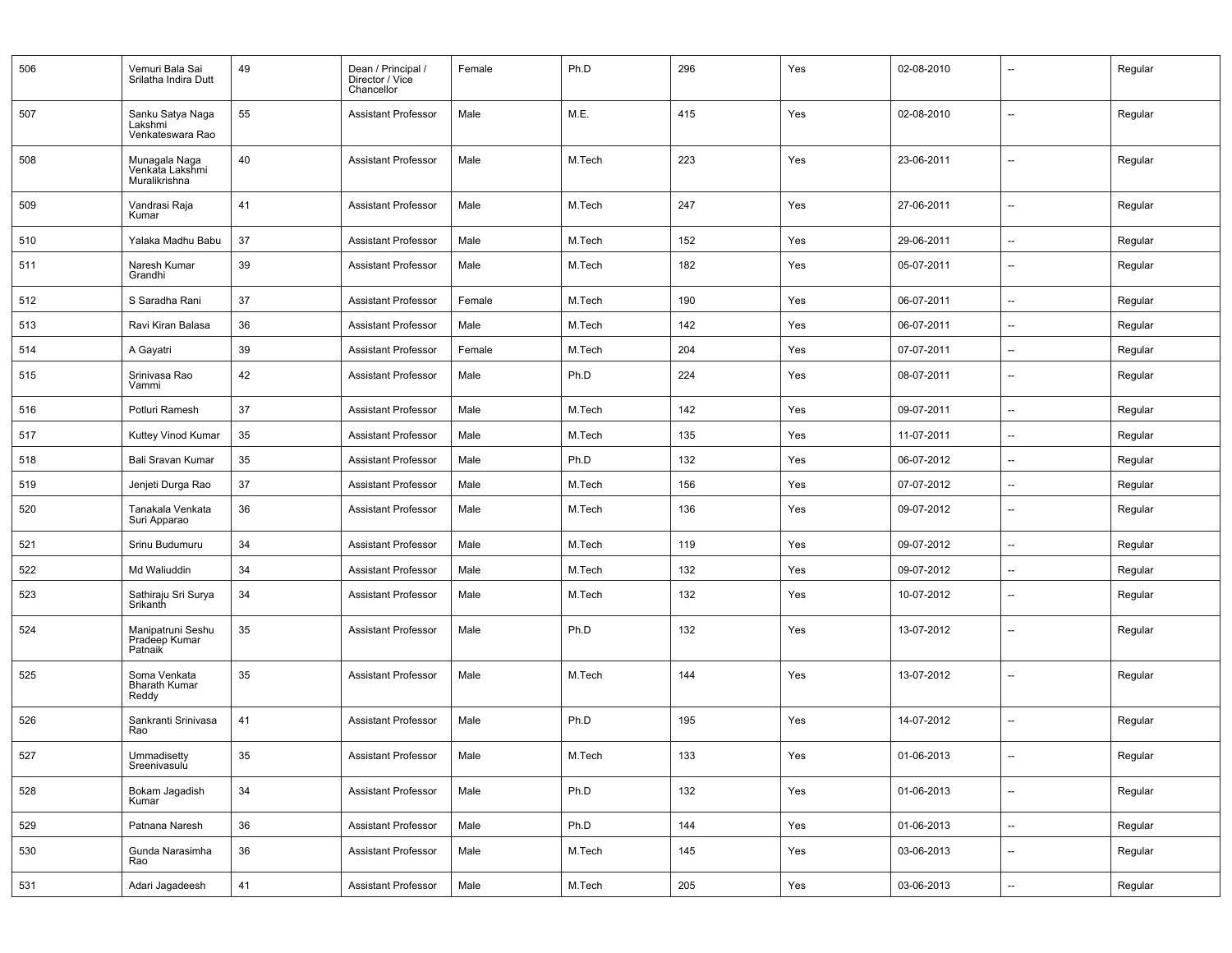| 506 | Vemuri Bala Sai Srilatha Indira Dutt | 49 | Dean / Principal / Director / Vice Chancellor | Female | Ph.D | 296 | Yes | 02-08-2010 | -- | Regular |
|---|---|---|---|---|---|---|---|---|---|---|
| 507 | Sanku Satya Naga Lakshmi Venkateswara Rao | 55 | Assistant Professor | Male | M.E. | 415 | Yes | 02-08-2010 | -- | Regular |
| 508 | Munagala Naga Venkata Lakshmi Muralikrishna | 40 | Assistant Professor | Male | M.Tech | 223 | Yes | 23-06-2011 | -- | Regular |
| 509 | Vandrasi Raja Kumar | 41 | Assistant Professor | Male | M.Tech | 247 | Yes | 27-06-2011 | -- | Regular |
| 510 | Yalaka Madhu Babu | 37 | Assistant Professor | Male | M.Tech | 152 | Yes | 29-06-2011 | -- | Regular |
| 511 | Naresh Kumar Grandhi | 39 | Assistant Professor | Male | M.Tech | 182 | Yes | 05-07-2011 | -- | Regular |
| 512 | S Saradha Rani | 37 | Assistant Professor | Female | M.Tech | 190 | Yes | 06-07-2011 | -- | Regular |
| 513 | Ravi Kiran Balasa | 36 | Assistant Professor | Male | M.Tech | 142 | Yes | 06-07-2011 | -- | Regular |
| 514 | A Gayatri | 39 | Assistant Professor | Female | M.Tech | 204 | Yes | 07-07-2011 | -- | Regular |
| 515 | Srinivasa Rao Vammi | 42 | Assistant Professor | Male | Ph.D | 224 | Yes | 08-07-2011 | -- | Regular |
| 516 | Potluri Ramesh | 37 | Assistant Professor | Male | M.Tech | 142 | Yes | 09-07-2011 | -- | Regular |
| 517 | Kuttey Vinod Kumar | 35 | Assistant Professor | Male | M.Tech | 135 | Yes | 11-07-2011 | -- | Regular |
| 518 | Bali Sravan Kumar | 35 | Assistant Professor | Male | Ph.D | 132 | Yes | 06-07-2012 | -- | Regular |
| 519 | Jenjeti Durga Rao | 37 | Assistant Professor | Male | M.Tech | 156 | Yes | 07-07-2012 | -- | Regular |
| 520 | Tanakala Venkata Suri Apparao | 36 | Assistant Professor | Male | M.Tech | 136 | Yes | 09-07-2012 | -- | Regular |
| 521 | Srinu Budumuru | 34 | Assistant Professor | Male | M.Tech | 119 | Yes | 09-07-2012 | -- | Regular |
| 522 | Md Waliuddin | 34 | Assistant Professor | Male | M.Tech | 132 | Yes | 09-07-2012 | -- | Regular |
| 523 | Sathiraju Sri Surya Srikanth | 34 | Assistant Professor | Male | M.Tech | 132 | Yes | 10-07-2012 | -- | Regular |
| 524 | Manipatruni Seshu Pradeep Kumar Patnaik | 35 | Assistant Professor | Male | Ph.D | 132 | Yes | 13-07-2012 | -- | Regular |
| 525 | Soma Venkata Bharath Kumar Reddy | 35 | Assistant Professor | Male | M.Tech | 144 | Yes | 13-07-2012 | -- | Regular |
| 526 | Sankranti Srinivasa Rao | 41 | Assistant Professor | Male | Ph.D | 195 | Yes | 14-07-2012 | -- | Regular |
| 527 | Ummadisetty Sreenivasulu | 35 | Assistant Professor | Male | M.Tech | 133 | Yes | 01-06-2013 | -- | Regular |
| 528 | Bokam Jagadish Kumar | 34 | Assistant Professor | Male | Ph.D | 132 | Yes | 01-06-2013 | -- | Regular |
| 529 | Patnana Naresh | 36 | Assistant Professor | Male | Ph.D | 144 | Yes | 01-06-2013 | -- | Regular |
| 530 | Gunda Narasimha Rao | 36 | Assistant Professor | Male | M.Tech | 145 | Yes | 03-06-2013 | -- | Regular |
| 531 | Adari Jagadeesh | 41 | Assistant Professor | Male | M.Tech | 205 | Yes | 03-06-2013 | -- | Regular |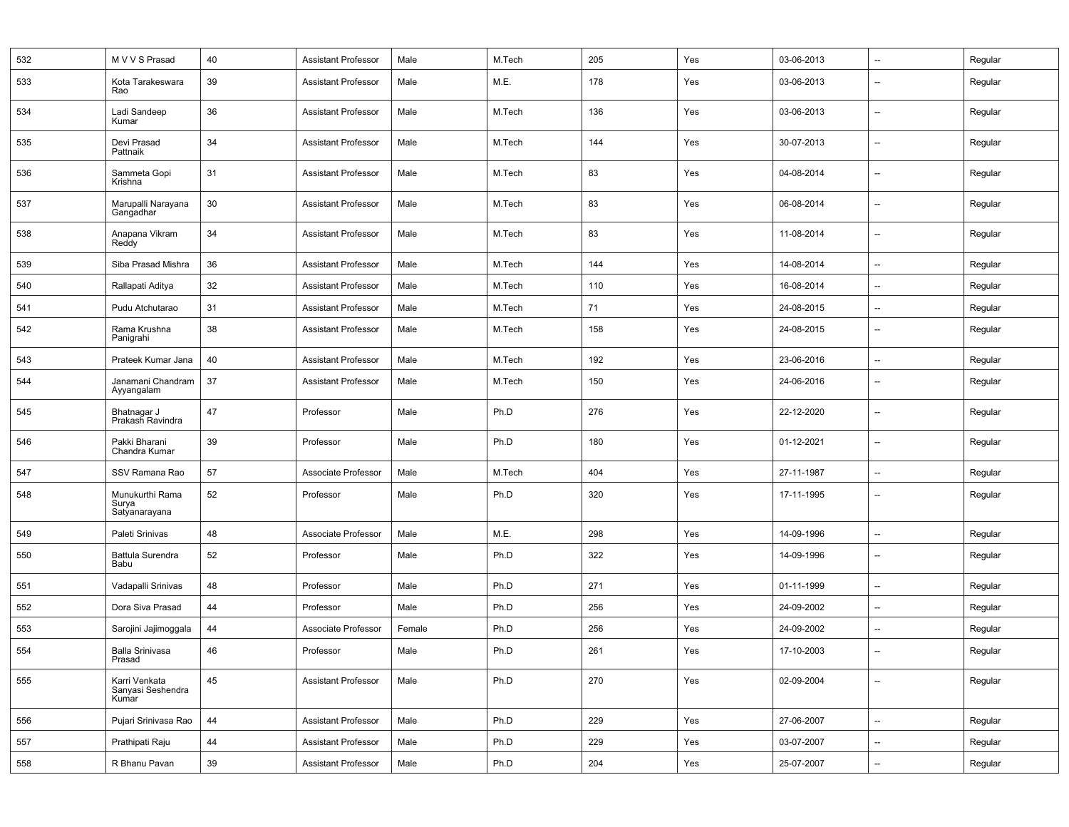| | | | | | | | | | | |
|---|---|---|---|---|---|---|---|---|---|---|
| 532 | M V V S Prasad | 40 | Assistant Professor | Male | M.Tech | 205 | Yes | 03-06-2013 | -- | Regular |
| 533 | Kota Tarakeswara Rao | 39 | Assistant Professor | Male | M.E. | 178 | Yes | 03-06-2013 | -- | Regular |
| 534 | Ladi Sandeep Kumar | 36 | Assistant Professor | Male | M.Tech | 136 | Yes | 03-06-2013 | -- | Regular |
| 535 | Devi Prasad Pattnaik | 34 | Assistant Professor | Male | M.Tech | 144 | Yes | 30-07-2013 | -- | Regular |
| 536 | Sammeta Gopi Krishna | 31 | Assistant Professor | Male | M.Tech | 83 | Yes | 04-08-2014 | -- | Regular |
| 537 | Marupalli Narayana Gangadhar | 30 | Assistant Professor | Male | M.Tech | 83 | Yes | 06-08-2014 | -- | Regular |
| 538 | Anapana Vikram Reddy | 34 | Assistant Professor | Male | M.Tech | 83 | Yes | 11-08-2014 | -- | Regular |
| 539 | Siba Prasad Mishra | 36 | Assistant Professor | Male | M.Tech | 144 | Yes | 14-08-2014 | -- | Regular |
| 540 | Rallapati Aditya | 32 | Assistant Professor | Male | M.Tech | 110 | Yes | 16-08-2014 | -- | Regular |
| 541 | Pudu Atchutarao | 31 | Assistant Professor | Male | M.Tech | 71 | Yes | 24-08-2015 | -- | Regular |
| 542 | Rama Krushna Panigrahi | 38 | Assistant Professor | Male | M.Tech | 158 | Yes | 24-08-2015 | -- | Regular |
| 543 | Prateek Kumar Jana | 40 | Assistant Professor | Male | M.Tech | 192 | Yes | 23-06-2016 | -- | Regular |
| 544 | Janamani Chandram Ayyangalam | 37 | Assistant Professor | Male | M.Tech | 150 | Yes | 24-06-2016 | -- | Regular |
| 545 | Bhatnagar J Prakash Ravindra | 47 | Professor | Male | Ph.D | 276 | Yes | 22-12-2020 | -- | Regular |
| 546 | Pakki Bharani Chandra Kumar | 39 | Professor | Male | Ph.D | 180 | Yes | 01-12-2021 | -- | Regular |
| 547 | SSV Ramana Rao | 57 | Associate Professor | Male | M.Tech | 404 | Yes | 27-11-1987 | -- | Regular |
| 548 | Munukurthi Rama Surya Satyanarayana | 52 | Professor | Male | Ph.D | 320 | Yes | 17-11-1995 | -- | Regular |
| 549 | Paleti Srinivas | 48 | Associate Professor | Male | M.E. | 298 | Yes | 14-09-1996 | -- | Regular |
| 550 | Battula Surendra Babu | 52 | Professor | Male | Ph.D | 322 | Yes | 14-09-1996 | -- | Regular |
| 551 | Vadapalli Srinivas | 48 | Professor | Male | Ph.D | 271 | Yes | 01-11-1999 | -- | Regular |
| 552 | Dora Siva Prasad | 44 | Professor | Male | Ph.D | 256 | Yes | 24-09-2002 | -- | Regular |
| 553 | Sarojini Jajimoggala | 44 | Associate Professor | Female | Ph.D | 256 | Yes | 24-09-2002 | -- | Regular |
| 554 | Balla Srinivasa Prasad | 46 | Professor | Male | Ph.D | 261 | Yes | 17-10-2003 | -- | Regular |
| 555 | Karri Venkata Sanyasi Seshendra Kumar | 45 | Assistant Professor | Male | Ph.D | 270 | Yes | 02-09-2004 | -- | Regular |
| 556 | Pujari Srinivasa Rao | 44 | Assistant Professor | Male | Ph.D | 229 | Yes | 27-06-2007 | -- | Regular |
| 557 | Prathipati Raju | 44 | Assistant Professor | Male | Ph.D | 229 | Yes | 03-07-2007 | -- | Regular |
| 558 | R Bhanu Pavan | 39 | Assistant Professor | Male | Ph.D | 204 | Yes | 25-07-2007 | -- | Regular |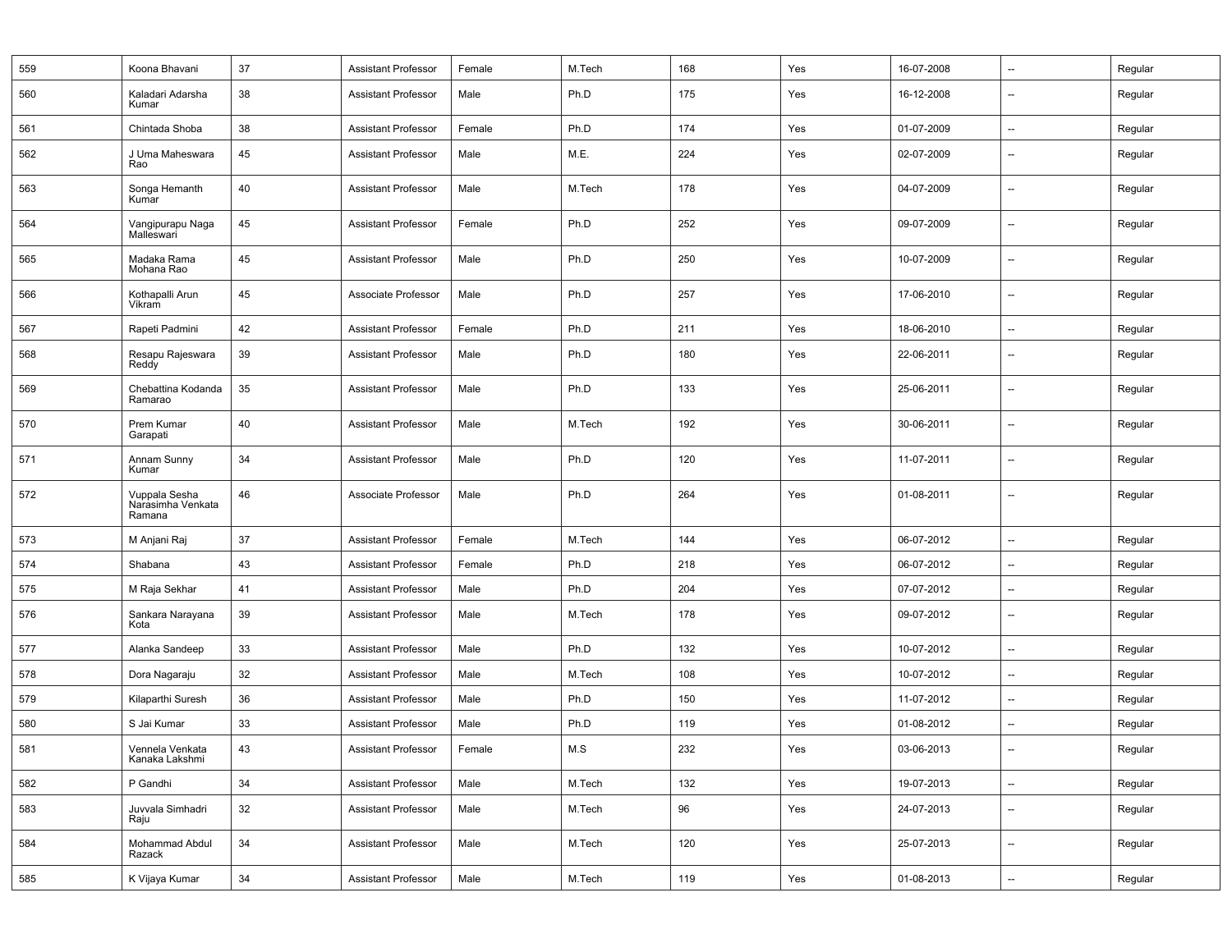| | | | | | | | | | | |
|---|---|---|---|---|---|---|---|---|---|---|
| 559 | Koona Bhavani | 37 | Assistant Professor | Female | M.Tech | 168 | Yes | 16-07-2008 | -- | Regular |
| 560 | Kaladari Adarsha Kumar | 38 | Assistant Professor | Male | Ph.D | 175 | Yes | 16-12-2008 | -- | Regular |
| 561 | Chintada Shoba | 38 | Assistant Professor | Female | Ph.D | 174 | Yes | 01-07-2009 | -- | Regular |
| 562 | J Uma Maheswara Rao | 45 | Assistant Professor | Male | M.E. | 224 | Yes | 02-07-2009 | -- | Regular |
| 563 | Songa Hemanth Kumar | 40 | Assistant Professor | Male | M.Tech | 178 | Yes | 04-07-2009 | -- | Regular |
| 564 | Vangipurapu Naga Malleswari | 45 | Assistant Professor | Female | Ph.D | 252 | Yes | 09-07-2009 | -- | Regular |
| 565 | Madaka Rama Mohana Rao | 45 | Assistant Professor | Male | Ph.D | 250 | Yes | 10-07-2009 | -- | Regular |
| 566 | Kothapalli Arun Vikram | 45 | Associate Professor | Male | Ph.D | 257 | Yes | 17-06-2010 | -- | Regular |
| 567 | Rapeti Padmini | 42 | Assistant Professor | Female | Ph.D | 211 | Yes | 18-06-2010 | -- | Regular |
| 568 | Resapu Rajeswara Reddy | 39 | Assistant Professor | Male | Ph.D | 180 | Yes | 22-06-2011 | -- | Regular |
| 569 | Chebattina Kodanda Ramarao | 35 | Assistant Professor | Male | Ph.D | 133 | Yes | 25-06-2011 | -- | Regular |
| 570 | Prem Kumar Garapati | 40 | Assistant Professor | Male | M.Tech | 192 | Yes | 30-06-2011 | -- | Regular |
| 571 | Annam Sunny Kumar | 34 | Assistant Professor | Male | Ph.D | 120 | Yes | 11-07-2011 | -- | Regular |
| 572 | Vuppala Sesha Narasimha Venkata Ramana | 46 | Associate Professor | Male | Ph.D | 264 | Yes | 01-08-2011 | -- | Regular |
| 573 | M Anjani Raj | 37 | Assistant Professor | Female | M.Tech | 144 | Yes | 06-07-2012 | -- | Regular |
| 574 | Shabana | 43 | Assistant Professor | Female | Ph.D | 218 | Yes | 06-07-2012 | -- | Regular |
| 575 | M Raja Sekhar | 41 | Assistant Professor | Male | Ph.D | 204 | Yes | 07-07-2012 | -- | Regular |
| 576 | Sankara Narayana Kota | 39 | Assistant Professor | Male | M.Tech | 178 | Yes | 09-07-2012 | -- | Regular |
| 577 | Alanka Sandeep | 33 | Assistant Professor | Male | Ph.D | 132 | Yes | 10-07-2012 | -- | Regular |
| 578 | Dora Nagaraju | 32 | Assistant Professor | Male | M.Tech | 108 | Yes | 10-07-2012 | -- | Regular |
| 579 | Kilaparthi Suresh | 36 | Assistant Professor | Male | Ph.D | 150 | Yes | 11-07-2012 | -- | Regular |
| 580 | S Jai Kumar | 33 | Assistant Professor | Male | Ph.D | 119 | Yes | 01-08-2012 | -- | Regular |
| 581 | Vennela Venkata Kanaka Lakshmi | 43 | Assistant Professor | Female | M.S | 232 | Yes | 03-06-2013 | -- | Regular |
| 582 | P Gandhi | 34 | Assistant Professor | Male | M.Tech | 132 | Yes | 19-07-2013 | -- | Regular |
| 583 | Juvvala Simhadri Raju | 32 | Assistant Professor | Male | M.Tech | 96 | Yes | 24-07-2013 | -- | Regular |
| 584 | Mohammad Abdul Razack | 34 | Assistant Professor | Male | M.Tech | 120 | Yes | 25-07-2013 | -- | Regular |
| 585 | K Vijaya Kumar | 34 | Assistant Professor | Male | M.Tech | 119 | Yes | 01-08-2013 | -- | Regular |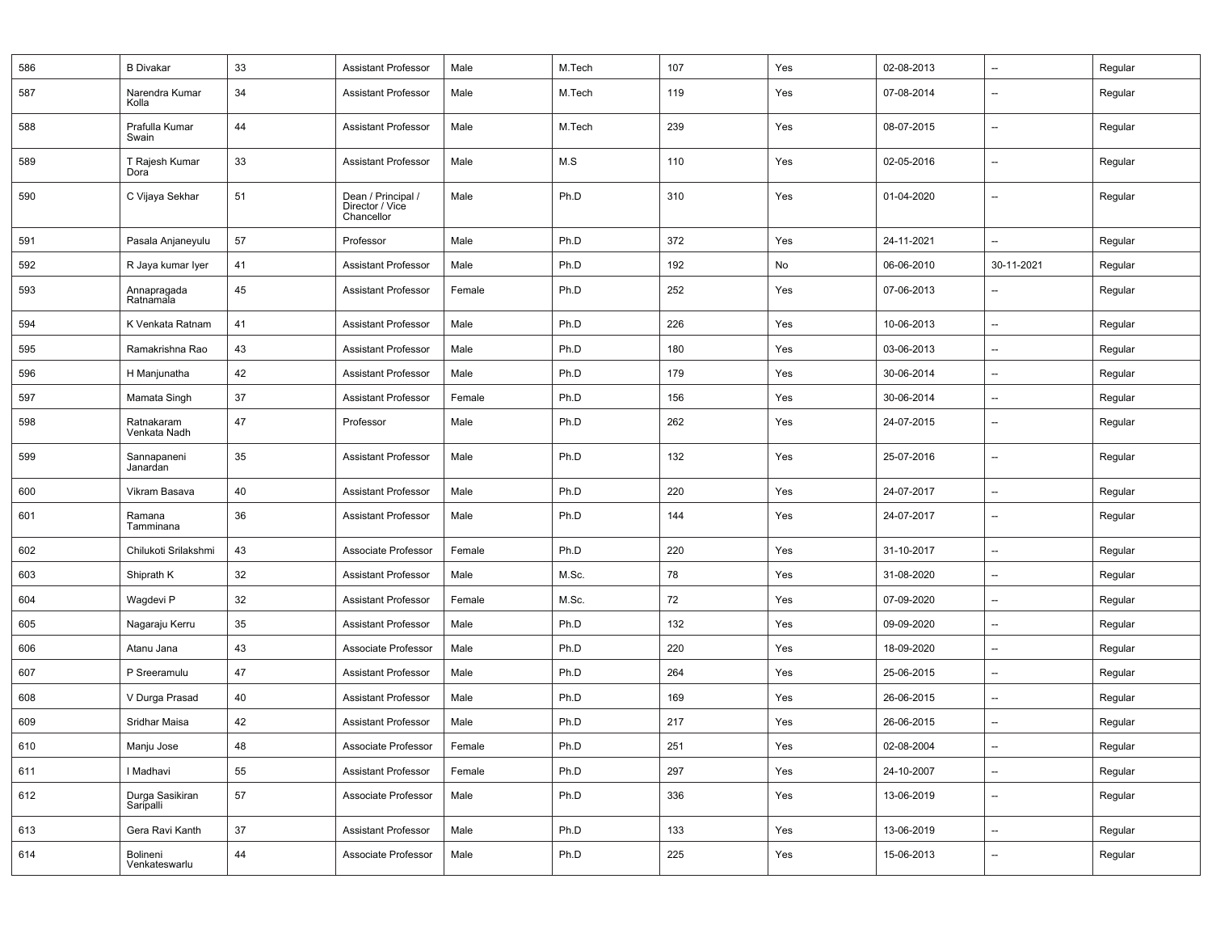| | | | | | | | | | | |
|---|---|---|---|---|---|---|---|---|---|---|
| 586 | B Divakar | 33 | Assistant Professor | Male | M.Tech | 107 | Yes | 02-08-2013 | -- | Regular |
| 587 | Narendra Kumar Kolla | 34 | Assistant Professor | Male | M.Tech | 119 | Yes | 07-08-2014 | -- | Regular |
| 588 | Prafulla Kumar Swain | 44 | Assistant Professor | Male | M.Tech | 239 | Yes | 08-07-2015 | -- | Regular |
| 589 | T Rajesh Kumar Dora | 33 | Assistant Professor | Male | M.S | 110 | Yes | 02-05-2016 | -- | Regular |
| 590 | C Vijaya Sekhar | 51 | Dean / Principal / Director / Vice Chancellor | Male | Ph.D | 310 | Yes | 01-04-2020 | -- | Regular |
| 591 | Pasala Anjaneyulu | 57 | Professor | Male | Ph.D | 372 | Yes | 24-11-2021 | -- | Regular |
| 592 | R Jaya kumar Iyer | 41 | Assistant Professor | Male | Ph.D | 192 | No | 06-06-2010 | 30-11-2021 | Regular |
| 593 | Annapragada Ratnamala | 45 | Assistant Professor | Female | Ph.D | 252 | Yes | 07-06-2013 | -- | Regular |
| 594 | K Venkata Ratnam | 41 | Assistant Professor | Male | Ph.D | 226 | Yes | 10-06-2013 | -- | Regular |
| 595 | Ramakrishna Rao | 43 | Assistant Professor | Male | Ph.D | 180 | Yes | 03-06-2013 | -- | Regular |
| 596 | H Manjunatha | 42 | Assistant Professor | Male | Ph.D | 179 | Yes | 30-06-2014 | -- | Regular |
| 597 | Mamata Singh | 37 | Assistant Professor | Female | Ph.D | 156 | Yes | 30-06-2014 | -- | Regular |
| 598 | Ratnakaram Venkata Nadh | 47 | Professor | Male | Ph.D | 262 | Yes | 24-07-2015 | -- | Regular |
| 599 | Sannapaneni Janardan | 35 | Assistant Professor | Male | Ph.D | 132 | Yes | 25-07-2016 | -- | Regular |
| 600 | Vikram Basava | 40 | Assistant Professor | Male | Ph.D | 220 | Yes | 24-07-2017 | -- | Regular |
| 601 | Ramana Tamminana | 36 | Assistant Professor | Male | Ph.D | 144 | Yes | 24-07-2017 | -- | Regular |
| 602 | Chilukoti Srilakshmi | 43 | Associate Professor | Female | Ph.D | 220 | Yes | 31-10-2017 | -- | Regular |
| 603 | Shiprath K | 32 | Assistant Professor | Male | M.Sc. | 78 | Yes | 31-08-2020 | -- | Regular |
| 604 | Wagdevi P | 32 | Assistant Professor | Female | M.Sc. | 72 | Yes | 07-09-2020 | -- | Regular |
| 605 | Nagaraju Kerru | 35 | Assistant Professor | Male | Ph.D | 132 | Yes | 09-09-2020 | -- | Regular |
| 606 | Atanu Jana | 43 | Associate Professor | Male | Ph.D | 220 | Yes | 18-09-2020 | -- | Regular |
| 607 | P Sreeramulu | 47 | Assistant Professor | Male | Ph.D | 264 | Yes | 25-06-2015 | -- | Regular |
| 608 | V Durga Prasad | 40 | Assistant Professor | Male | Ph.D | 169 | Yes | 26-06-2015 | -- | Regular |
| 609 | Sridhar Maisa | 42 | Assistant Professor | Male | Ph.D | 217 | Yes | 26-06-2015 | -- | Regular |
| 610 | Manju Jose | 48 | Associate Professor | Female | Ph.D | 251 | Yes | 02-08-2004 | -- | Regular |
| 611 | I Madhavi | 55 | Assistant Professor | Female | Ph.D | 297 | Yes | 24-10-2007 | -- | Regular |
| 612 | Durga Sasikiran Saripalli | 57 | Associate Professor | Male | Ph.D | 336 | Yes | 13-06-2019 | -- | Regular |
| 613 | Gera Ravi Kanth | 37 | Assistant Professor | Male | Ph.D | 133 | Yes | 13-06-2019 | -- | Regular |
| 614 | Bolineni Venkateswarlu | 44 | Associate Professor | Male | Ph.D | 225 | Yes | 15-06-2013 | -- | Regular |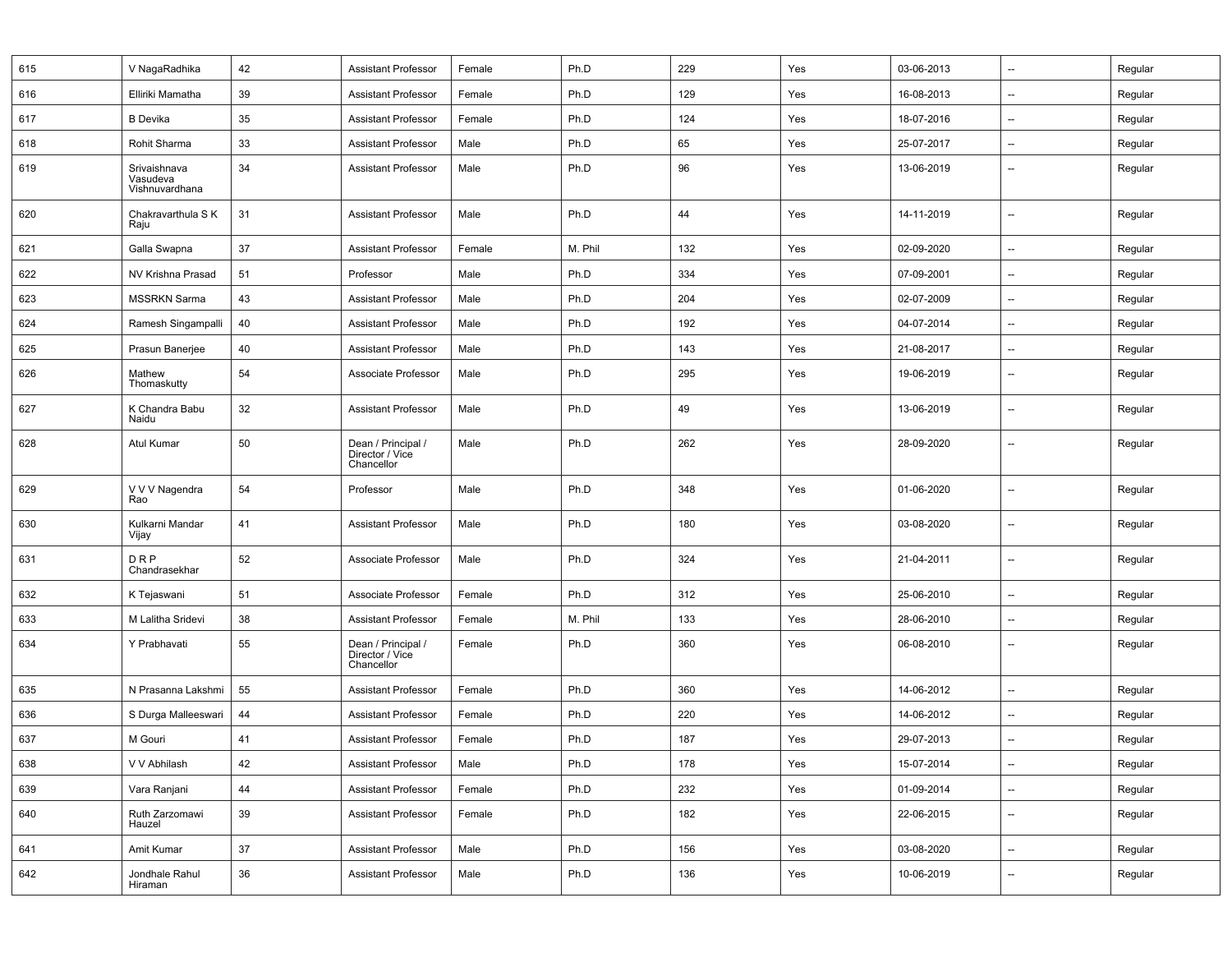| | | | | | | | | | | |
|---|---|---|---|---|---|---|---|---|---|---|
| 615 | V NagaRadhika | 42 | Assistant Professor | Female | Ph.D | 229 | Yes | 03-06-2013 | -- | Regular |
| 616 | Elliriki Mamatha | 39 | Assistant Professor | Female | Ph.D | 129 | Yes | 16-08-2013 | -- | Regular |
| 617 | B Devika | 35 | Assistant Professor | Female | Ph.D | 124 | Yes | 18-07-2016 | -- | Regular |
| 618 | Rohit Sharma | 33 | Assistant Professor | Male | Ph.D | 65 | Yes | 25-07-2017 | -- | Regular |
| 619 | Srivaishnava Vasudeva Vishnuvardhana | 34 | Assistant Professor | Male | Ph.D | 96 | Yes | 13-06-2019 | -- | Regular |
| 620 | Chakravarthula S K Raju | 31 | Assistant Professor | Male | Ph.D | 44 | Yes | 14-11-2019 | -- | Regular |
| 621 | Galla Swapna | 37 | Assistant Professor | Female | M. Phil | 132 | Yes | 02-09-2020 | -- | Regular |
| 622 | NV Krishna Prasad | 51 | Professor | Male | Ph.D | 334 | Yes | 07-09-2001 | -- | Regular |
| 623 | MSSRKN Sarma | 43 | Assistant Professor | Male | Ph.D | 204 | Yes | 02-07-2009 | -- | Regular |
| 624 | Ramesh Singampalli | 40 | Assistant Professor | Male | Ph.D | 192 | Yes | 04-07-2014 | -- | Regular |
| 625 | Prasun Banerjee | 40 | Assistant Professor | Male | Ph.D | 143 | Yes | 21-08-2017 | -- | Regular |
| 626 | Mathew Thomaskutty | 54 | Associate Professor | Male | Ph.D | 295 | Yes | 19-06-2019 | -- | Regular |
| 627 | K Chandra Babu Naidu | 32 | Assistant Professor | Male | Ph.D | 49 | Yes | 13-06-2019 | -- | Regular |
| 628 | Atul Kumar | 50 | Dean / Principal / Director / Vice Chancellor | Male | Ph.D | 262 | Yes | 28-09-2020 | -- | Regular |
| 629 | V V V Nagendra Rao | 54 | Professor | Male | Ph.D | 348 | Yes | 01-06-2020 | -- | Regular |
| 630 | Kulkarni Mandar Vijay | 41 | Assistant Professor | Male | Ph.D | 180 | Yes | 03-08-2020 | -- | Regular |
| 631 | D R P Chandrasekhar | 52 | Associate Professor | Male | Ph.D | 324 | Yes | 21-04-2011 | -- | Regular |
| 632 | K Tejaswani | 51 | Associate Professor | Female | Ph.D | 312 | Yes | 25-06-2010 | -- | Regular |
| 633 | M Lalitha Sridevi | 38 | Assistant Professor | Female | M. Phil | 133 | Yes | 28-06-2010 | -- | Regular |
| 634 | Y Prabhavati | 55 | Dean / Principal / Director / Vice Chancellor | Female | Ph.D | 360 | Yes | 06-08-2010 | -- | Regular |
| 635 | N Prasanna Lakshmi | 55 | Assistant Professor | Female | Ph.D | 360 | Yes | 14-06-2012 | -- | Regular |
| 636 | S Durga Malleeswari | 44 | Assistant Professor | Female | Ph.D | 220 | Yes | 14-06-2012 | -- | Regular |
| 637 | M Gouri | 41 | Assistant Professor | Female | Ph.D | 187 | Yes | 29-07-2013 | -- | Regular |
| 638 | V V Abhilash | 42 | Assistant Professor | Male | Ph.D | 178 | Yes | 15-07-2014 | -- | Regular |
| 639 | Vara Ranjani | 44 | Assistant Professor | Female | Ph.D | 232 | Yes | 01-09-2014 | -- | Regular |
| 640 | Ruth Zarzomawi Hauzel | 39 | Assistant Professor | Female | Ph.D | 182 | Yes | 22-06-2015 | -- | Regular |
| 641 | Amit Kumar | 37 | Assistant Professor | Male | Ph.D | 156 | Yes | 03-08-2020 | -- | Regular |
| 642 | Jondhale Rahul Hiraman | 36 | Assistant Professor | Male | Ph.D | 136 | Yes | 10-06-2019 | -- | Regular |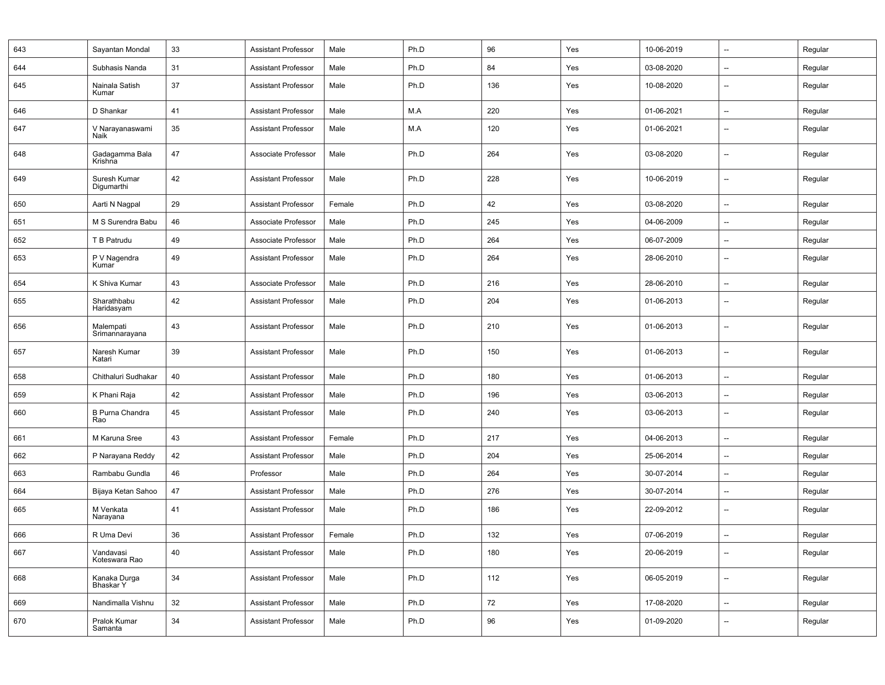| | | | | | | | | | | |
|---|---|---|---|---|---|---|---|---|---|---|
| 643 | Sayantan Mondal | 33 | Assistant Professor | Male | Ph.D | 96 | Yes | 10-06-2019 | -- | Regular |
| 644 | Subhasis Nanda | 31 | Assistant Professor | Male | Ph.D | 84 | Yes | 03-08-2020 | -- | Regular |
| 645 | Nainala Satish Kumar | 37 | Assistant Professor | Male | Ph.D | 136 | Yes | 10-08-2020 | -- | Regular |
| 646 | D Shankar | 41 | Assistant Professor | Male | M.A | 220 | Yes | 01-06-2021 | -- | Regular |
| 647 | V Narayanaswami Naik | 35 | Assistant Professor | Male | M.A | 120 | Yes | 01-06-2021 | -- | Regular |
| 648 | Gadagamma Bala Krishna | 47 | Associate Professor | Male | Ph.D | 264 | Yes | 03-08-2020 | -- | Regular |
| 649 | Suresh Kumar Digumarthi | 42 | Assistant Professor | Male | Ph.D | 228 | Yes | 10-06-2019 | -- | Regular |
| 650 | Aarti N Nagpal | 29 | Assistant Professor | Female | Ph.D | 42 | Yes | 03-08-2020 | -- | Regular |
| 651 | M S Surendra Babu | 46 | Associate Professor | Male | Ph.D | 245 | Yes | 04-06-2009 | -- | Regular |
| 652 | T B Patrudu | 49 | Associate Professor | Male | Ph.D | 264 | Yes | 06-07-2009 | -- | Regular |
| 653 | P V Nagendra Kumar | 49 | Assistant Professor | Male | Ph.D | 264 | Yes | 28-06-2010 | -- | Regular |
| 654 | K Shiva Kumar | 43 | Associate Professor | Male | Ph.D | 216 | Yes | 28-06-2010 | -- | Regular |
| 655 | Sharathbabu Haridasyam | 42 | Assistant Professor | Male | Ph.D | 204 | Yes | 01-06-2013 | -- | Regular |
| 656 | Malempati Srimannarayana | 43 | Assistant Professor | Male | Ph.D | 210 | Yes | 01-06-2013 | -- | Regular |
| 657 | Naresh Kumar Katari | 39 | Assistant Professor | Male | Ph.D | 150 | Yes | 01-06-2013 | -- | Regular |
| 658 | Chithaluri Sudhakar | 40 | Assistant Professor | Male | Ph.D | 180 | Yes | 01-06-2013 | -- | Regular |
| 659 | K Phani Raja | 42 | Assistant Professor | Male | Ph.D | 196 | Yes | 03-06-2013 | -- | Regular |
| 660 | B Purna Chandra Rao | 45 | Assistant Professor | Male | Ph.D | 240 | Yes | 03-06-2013 | -- | Regular |
| 661 | M Karuna Sree | 43 | Assistant Professor | Female | Ph.D | 217 | Yes | 04-06-2013 | -- | Regular |
| 662 | P Narayana Reddy | 42 | Assistant Professor | Male | Ph.D | 204 | Yes | 25-06-2014 | -- | Regular |
| 663 | Rambabu Gundla | 46 | Professor | Male | Ph.D | 264 | Yes | 30-07-2014 | -- | Regular |
| 664 | Bijaya Ketan Sahoo | 47 | Assistant Professor | Male | Ph.D | 276 | Yes | 30-07-2014 | -- | Regular |
| 665 | M Venkata Narayana | 41 | Assistant Professor | Male | Ph.D | 186 | Yes | 22-09-2012 | -- | Regular |
| 666 | R Uma Devi | 36 | Assistant Professor | Female | Ph.D | 132 | Yes | 07-06-2019 | -- | Regular |
| 667 | Vandavasi Koteswara Rao | 40 | Assistant Professor | Male | Ph.D | 180 | Yes | 20-06-2019 | -- | Regular |
| 668 | Kanaka Durga Bhaskar Y | 34 | Assistant Professor | Male | Ph.D | 112 | Yes | 06-05-2019 | -- | Regular |
| 669 | Nandimalla Vishnu | 32 | Assistant Professor | Male | Ph.D | 72 | Yes | 17-08-2020 | -- | Regular |
| 670 | Pralok Kumar Samanta | 34 | Assistant Professor | Male | Ph.D | 96 | Yes | 01-09-2020 | -- | Regular |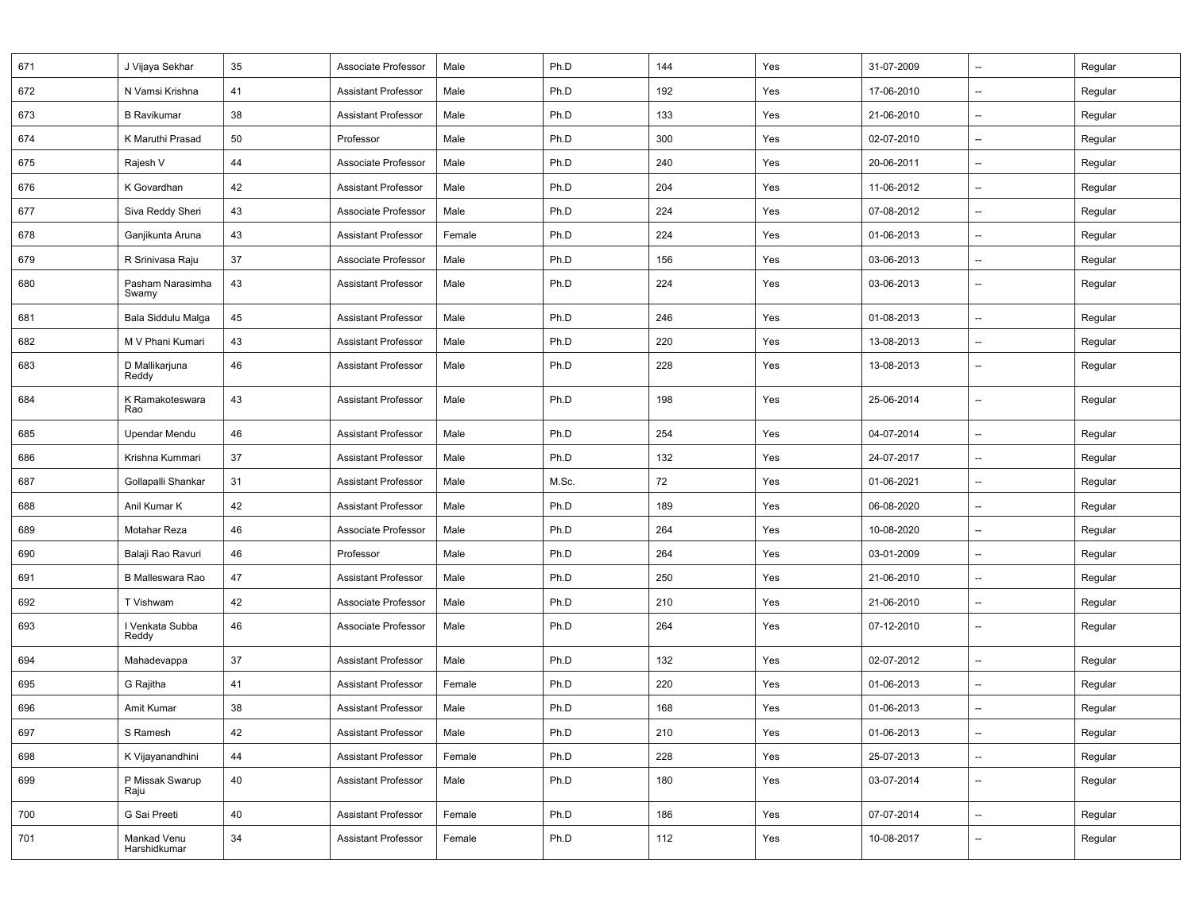| 671 | J Vijaya Sekhar | 35 | Associate Professor | Male | Ph.D | 144 | Yes | 31-07-2009 | -- | Regular |
|---|---|---|---|---|---|---|---|---|---|---|
| 672 | N Vamsi Krishna | 41 | Assistant Professor | Male | Ph.D | 192 | Yes | 17-06-2010 | -- | Regular |
| 673 | B Ravikumar | 38 | Assistant Professor | Male | Ph.D | 133 | Yes | 21-06-2010 | -- | Regular |
| 674 | K Maruthi Prasad | 50 | Professor | Male | Ph.D | 300 | Yes | 02-07-2010 | -- | Regular |
| 675 | Rajesh V | 44 | Associate Professor | Male | Ph.D | 240 | Yes | 20-06-2011 | -- | Regular |
| 676 | K Govardhan | 42 | Assistant Professor | Male | Ph.D | 204 | Yes | 11-06-2012 | -- | Regular |
| 677 | Siva Reddy Sheri | 43 | Associate Professor | Male | Ph.D | 224 | Yes | 07-08-2012 | -- | Regular |
| 678 | Ganjikunta Aruna | 43 | Assistant Professor | Female | Ph.D | 224 | Yes | 01-06-2013 | -- | Regular |
| 679 | R Srinivasa Raju | 37 | Associate Professor | Male | Ph.D | 156 | Yes | 03-06-2013 | -- | Regular |
| 680 | Pasham Narasimha Swamy | 43 | Assistant Professor | Male | Ph.D | 224 | Yes | 03-06-2013 | -- | Regular |
| 681 | Bala Siddulu Malga | 45 | Assistant Professor | Male | Ph.D | 246 | Yes | 01-08-2013 | -- | Regular |
| 682 | M V Phani Kumari | 43 | Assistant Professor | Male | Ph.D | 220 | Yes | 13-08-2013 | -- | Regular |
| 683 | D Mallikarjuna Reddy | 46 | Assistant Professor | Male | Ph.D | 228 | Yes | 13-08-2013 | -- | Regular |
| 684 | K Ramakoteswara Rao | 43 | Assistant Professor | Male | Ph.D | 198 | Yes | 25-06-2014 | -- | Regular |
| 685 | Upendar Mendu | 46 | Assistant Professor | Male | Ph.D | 254 | Yes | 04-07-2014 | -- | Regular |
| 686 | Krishna Kummari | 37 | Assistant Professor | Male | Ph.D | 132 | Yes | 24-07-2017 | -- | Regular |
| 687 | Gollapalli Shankar | 31 | Assistant Professor | Male | M.Sc. | 72 | Yes | 01-06-2021 | -- | Regular |
| 688 | Anil Kumar K | 42 | Assistant Professor | Male | Ph.D | 189 | Yes | 06-08-2020 | -- | Regular |
| 689 | Motahar Reza | 46 | Associate Professor | Male | Ph.D | 264 | Yes | 10-08-2020 | -- | Regular |
| 690 | Balaji Rao Ravuri | 46 | Professor | Male | Ph.D | 264 | Yes | 03-01-2009 | -- | Regular |
| 691 | B Malleswara Rao | 47 | Assistant Professor | Male | Ph.D | 250 | Yes | 21-06-2010 | -- | Regular |
| 692 | T Vishwam | 42 | Associate Professor | Male | Ph.D | 210 | Yes | 21-06-2010 | -- | Regular |
| 693 | I Venkata Subba Reddy | 46 | Associate Professor | Male | Ph.D | 264 | Yes | 07-12-2010 | -- | Regular |
| 694 | Mahadevappa | 37 | Assistant Professor | Male | Ph.D | 132 | Yes | 02-07-2012 | -- | Regular |
| 695 | G Rajitha | 41 | Assistant Professor | Female | Ph.D | 220 | Yes | 01-06-2013 | -- | Regular |
| 696 | Amit Kumar | 38 | Assistant Professor | Male | Ph.D | 168 | Yes | 01-06-2013 | -- | Regular |
| 697 | S Ramesh | 42 | Assistant Professor | Male | Ph.D | 210 | Yes | 01-06-2013 | -- | Regular |
| 698 | K Vijayanandhini | 44 | Assistant Professor | Female | Ph.D | 228 | Yes | 25-07-2013 | -- | Regular |
| 699 | P Missak Swarup Raju | 40 | Assistant Professor | Male | Ph.D | 180 | Yes | 03-07-2014 | -- | Regular |
| 700 | G Sai Preeti | 40 | Assistant Professor | Female | Ph.D | 186 | Yes | 07-07-2014 | -- | Regular |
| 701 | Mankad Venu Harshidkumar | 34 | Assistant Professor | Female | Ph.D | 112 | Yes | 10-08-2017 | -- | Regular |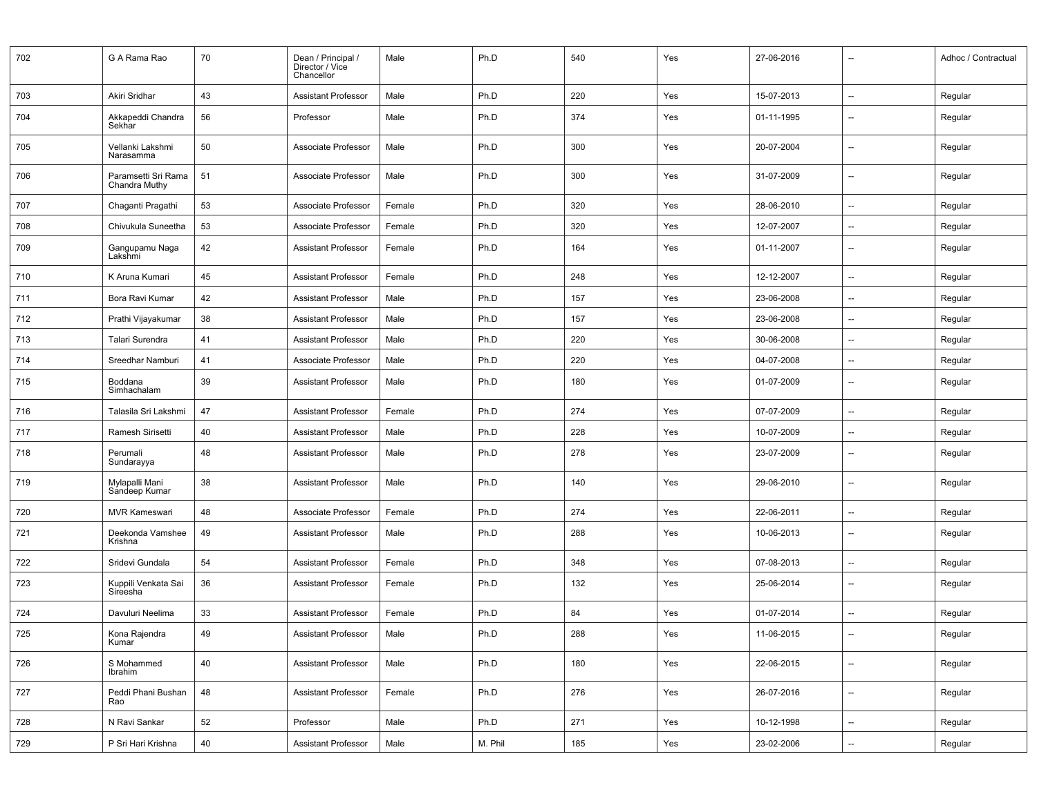| 702 | G A Rama Rao | 70 | Dean / Principal / Director / Vice Chancellor | Male | Ph.D | 540 | Yes | 27-06-2016 | -- | Adhoc / Contractual |
|---|---|---|---|---|---|---|---|---|---|---|
| 703 | Akiri Sridhar | 43 | Assistant Professor | Male | Ph.D | 220 | Yes | 15-07-2013 | -- | Regular |
| 704 | Akkapeddi Chandra Sekhar | 56 | Professor | Male | Ph.D | 374 | Yes | 01-11-1995 | -- | Regular |
| 705 | Vellanki Lakshmi Narasamma | 50 | Associate Professor | Male | Ph.D | 300 | Yes | 20-07-2004 | -- | Regular |
| 706 | Paramsetti Sri Rama Chandra Muthy | 51 | Associate Professor | Male | Ph.D | 300 | Yes | 31-07-2009 | -- | Regular |
| 707 | Chaganti Pragathi | 53 | Associate Professor | Female | Ph.D | 320 | Yes | 28-06-2010 | -- | Regular |
| 708 | Chivukula Suneetha | 53 | Associate Professor | Female | Ph.D | 320 | Yes | 12-07-2007 | -- | Regular |
| 709 | Gangupamu Naga Lakshmi | 42 | Assistant Professor | Female | Ph.D | 164 | Yes | 01-11-2007 | -- | Regular |
| 710 | K Aruna Kumari | 45 | Assistant Professor | Female | Ph.D | 248 | Yes | 12-12-2007 | -- | Regular |
| 711 | Bora Ravi Kumar | 42 | Assistant Professor | Male | Ph.D | 157 | Yes | 23-06-2008 | -- | Regular |
| 712 | Prathi Vijayakumar | 38 | Assistant Professor | Male | Ph.D | 157 | Yes | 23-06-2008 | -- | Regular |
| 713 | Talari Surendra | 41 | Assistant Professor | Male | Ph.D | 220 | Yes | 30-06-2008 | -- | Regular |
| 714 | Sreedhar Namburi | 41 | Associate Professor | Male | Ph.D | 220 | Yes | 04-07-2008 | -- | Regular |
| 715 | Boddana Simhachalam | 39 | Assistant Professor | Male | Ph.D | 180 | Yes | 01-07-2009 | -- | Regular |
| 716 | Talasila Sri Lakshmi | 47 | Assistant Professor | Female | Ph.D | 274 | Yes | 07-07-2009 | -- | Regular |
| 717 | Ramesh Sirisetti | 40 | Assistant Professor | Male | Ph.D | 228 | Yes | 10-07-2009 | -- | Regular |
| 718 | Perumali Sundarayya | 48 | Assistant Professor | Male | Ph.D | 278 | Yes | 23-07-2009 | -- | Regular |
| 719 | Mylapalli Mani Sandeep Kumar | 38 | Assistant Professor | Male | Ph.D | 140 | Yes | 29-06-2010 | -- | Regular |
| 720 | MVR Kameswari | 48 | Associate Professor | Female | Ph.D | 274 | Yes | 22-06-2011 | -- | Regular |
| 721 | Deekonda Vamshee Krishna | 49 | Assistant Professor | Male | Ph.D | 288 | Yes | 10-06-2013 | -- | Regular |
| 722 | Sridevi Gundala | 54 | Assistant Professor | Female | Ph.D | 348 | Yes | 07-08-2013 | -- | Regular |
| 723 | Kuppili Venkata Sai Sireesha | 36 | Assistant Professor | Female | Ph.D | 132 | Yes | 25-06-2014 | -- | Regular |
| 724 | Davuluri Neelima | 33 | Assistant Professor | Female | Ph.D | 84 | Yes | 01-07-2014 | -- | Regular |
| 725 | Kona Rajendra Kumar | 49 | Assistant Professor | Male | Ph.D | 288 | Yes | 11-06-2015 | -- | Regular |
| 726 | S Mohammed Ibrahim | 40 | Assistant Professor | Male | Ph.D | 180 | Yes | 22-06-2015 | -- | Regular |
| 727 | Peddi Phani Bushan Rao | 48 | Assistant Professor | Female | Ph.D | 276 | Yes | 26-07-2016 | -- | Regular |
| 728 | N Ravi Sankar | 52 | Professor | Male | Ph.D | 271 | Yes | 10-12-1998 | -- | Regular |
| 729 | P Sri Hari Krishna | 40 | Assistant Professor | Male | M. Phil | 185 | Yes | 23-02-2006 | -- | Regular |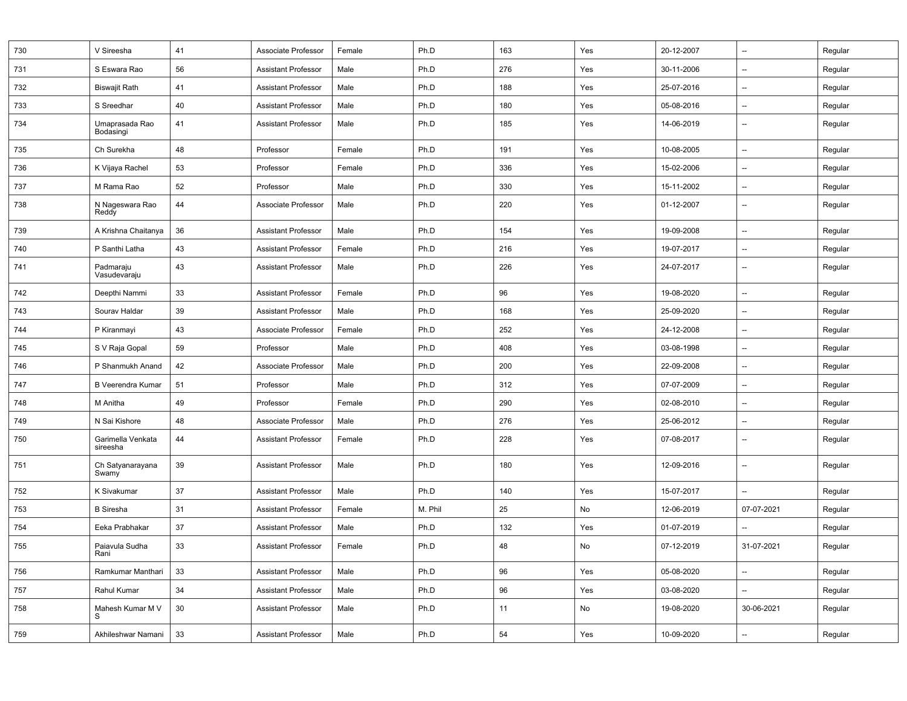| | | | | | | | | | | |
|---|---|---|---|---|---|---|---|---|---|---|
| 730 | V Sireesha | 41 | Associate Professor | Female | Ph.D | 163 | Yes | 20-12-2007 | -- | Regular |
| 731 | S Eswara Rao | 56 | Assistant Professor | Male | Ph.D | 276 | Yes | 30-11-2006 | -- | Regular |
| 732 | Biswajit Rath | 41 | Assistant Professor | Male | Ph.D | 188 | Yes | 25-07-2016 | -- | Regular |
| 733 | S Sreedhar | 40 | Assistant Professor | Male | Ph.D | 180 | Yes | 05-08-2016 | -- | Regular |
| 734 | Umaprasada Rao Bodasingi | 41 | Assistant Professor | Male | Ph.D | 185 | Yes | 14-06-2019 | -- | Regular |
| 735 | Ch Surekha | 48 | Professor | Female | Ph.D | 191 | Yes | 10-08-2005 | -- | Regular |
| 736 | K Vijaya Rachel | 53 | Professor | Female | Ph.D | 336 | Yes | 15-02-2006 | -- | Regular |
| 737 | M Rama Rao | 52 | Professor | Male | Ph.D | 330 | Yes | 15-11-2002 | -- | Regular |
| 738 | N Nageswara Rao Reddy | 44 | Associate Professor | Male | Ph.D | 220 | Yes | 01-12-2007 | -- | Regular |
| 739 | A Krishna Chaitanya | 36 | Assistant Professor | Male | Ph.D | 154 | Yes | 19-09-2008 | -- | Regular |
| 740 | P Santhi Latha | 43 | Assistant Professor | Female | Ph.D | 216 | Yes | 19-07-2017 | -- | Regular |
| 741 | Padmaraju Vasudevaraju | 43 | Assistant Professor | Male | Ph.D | 226 | Yes | 24-07-2017 | -- | Regular |
| 742 | Deepthi Nammi | 33 | Assistant Professor | Female | Ph.D | 96 | Yes | 19-08-2020 | -- | Regular |
| 743 | Sourav Haldar | 39 | Assistant Professor | Male | Ph.D | 168 | Yes | 25-09-2020 | -- | Regular |
| 744 | P Kiranmayi | 43 | Associate Professor | Female | Ph.D | 252 | Yes | 24-12-2008 | -- | Regular |
| 745 | S V Raja Gopal | 59 | Professor | Male | Ph.D | 408 | Yes | 03-08-1998 | -- | Regular |
| 746 | P Shanmukh Anand | 42 | Associate Professor | Male | Ph.D | 200 | Yes | 22-09-2008 | -- | Regular |
| 747 | B Veerendra Kumar | 51 | Professor | Male | Ph.D | 312 | Yes | 07-07-2009 | -- | Regular |
| 748 | M Anitha | 49 | Professor | Female | Ph.D | 290 | Yes | 02-08-2010 | -- | Regular |
| 749 | N Sai Kishore | 48 | Associate Professor | Male | Ph.D | 276 | Yes | 25-06-2012 | -- | Regular |
| 750 | Garimella Venkata sireesha | 44 | Assistant Professor | Female | Ph.D | 228 | Yes | 07-08-2017 | -- | Regular |
| 751 | Ch Satyanarayana Swamy | 39 | Assistant Professor | Male | Ph.D | 180 | Yes | 12-09-2016 | -- | Regular |
| 752 | K Sivakumar | 37 | Assistant Professor | Male | Ph.D | 140 | Yes | 15-07-2017 | -- | Regular |
| 753 | B Siresha | 31 | Assistant Professor | Female | M. Phil | 25 | No | 12-06-2019 | 07-07-2021 | Regular |
| 754 | Eeka Prabhakar | 37 | Assistant Professor | Male | Ph.D | 132 | Yes | 01-07-2019 | -- | Regular |
| 755 | Paiavula Sudha Rani | 33 | Assistant Professor | Female | Ph.D | 48 | No | 07-12-2019 | 31-07-2021 | Regular |
| 756 | Ramkumar Manthari | 33 | Assistant Professor | Male | Ph.D | 96 | Yes | 05-08-2020 | -- | Regular |
| 757 | Rahul Kumar | 34 | Assistant Professor | Male | Ph.D | 96 | Yes | 03-08-2020 | -- | Regular |
| 758 | Mahesh Kumar M V S | 30 | Assistant Professor | Male | Ph.D | 11 | No | 19-08-2020 | 30-06-2021 | Regular |
| 759 | Akhileshwar Namani | 33 | Assistant Professor | Male | Ph.D | 54 | Yes | 10-09-2020 | -- | Regular |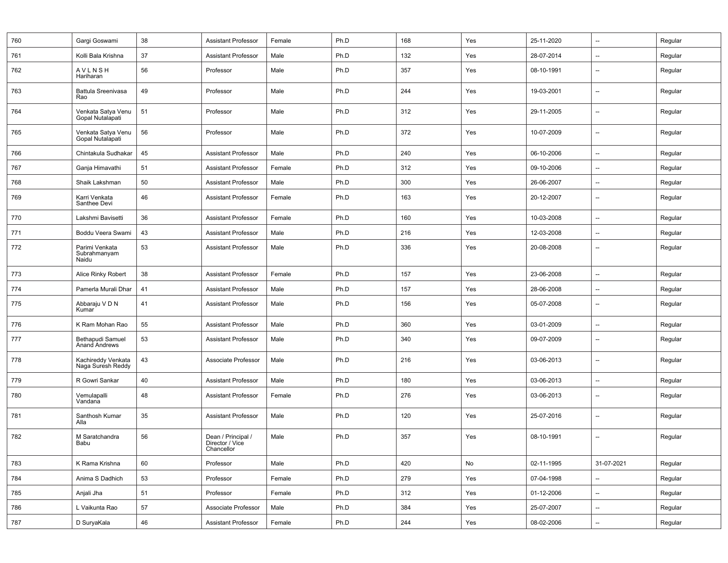| | | | | | | | | | | |
|---|---|---|---|---|---|---|---|---|---|---|
| 760 | Gargi Goswami | 38 | Assistant Professor | Female | Ph.D | 168 | Yes | 25-11-2020 | -- | Regular |
| 761 | Kolli Bala Krishna | 37 | Assistant Professor | Male | Ph.D | 132 | Yes | 28-07-2014 | -- | Regular |
| 762 | A V L N S H Hariharan | 56 | Professor | Male | Ph.D | 357 | Yes | 08-10-1991 | -- | Regular |
| 763 | Battula Sreenivasa Rao | 49 | Professor | Male | Ph.D | 244 | Yes | 19-03-2001 | -- | Regular |
| 764 | Venkata Satya Venu Gopal Nutalapati | 51 | Professor | Male | Ph.D | 312 | Yes | 29-11-2005 | -- | Regular |
| 765 | Venkata Satya Venu Gopal Nutalapati | 56 | Professor | Male | Ph.D | 372 | Yes | 10-07-2009 | -- | Regular |
| 766 | Chintakula Sudhakar | 45 | Assistant Professor | Male | Ph.D | 240 | Yes | 06-10-2006 | -- | Regular |
| 767 | Ganja Himavathi | 51 | Assistant Professor | Female | Ph.D | 312 | Yes | 09-10-2006 | -- | Regular |
| 768 | Shaik Lakshman | 50 | Assistant Professor | Male | Ph.D | 300 | Yes | 26-06-2007 | -- | Regular |
| 769 | Karri Venkata Santhee Devi | 46 | Assistant Professor | Female | Ph.D | 163 | Yes | 20-12-2007 | -- | Regular |
| 770 | Lakshmi Bavisetti | 36 | Assistant Professor | Female | Ph.D | 160 | Yes | 10-03-2008 | -- | Regular |
| 771 | Boddu Veera Swami | 43 | Assistant Professor | Male | Ph.D | 216 | Yes | 12-03-2008 | -- | Regular |
| 772 | Parimi Venkata Subrahmanyam Naidu | 53 | Assistant Professor | Male | Ph.D | 336 | Yes | 20-08-2008 | -- | Regular |
| 773 | Alice Rinky Robert | 38 | Assistant Professor | Female | Ph.D | 157 | Yes | 23-06-2008 | -- | Regular |
| 774 | Pamerla Murali Dhar | 41 | Assistant Professor | Male | Ph.D | 157 | Yes | 28-06-2008 | -- | Regular |
| 775 | Abbaraju V D N Kumar | 41 | Assistant Professor | Male | Ph.D | 156 | Yes | 05-07-2008 | -- | Regular |
| 776 | K Ram Mohan Rao | 55 | Assistant Professor | Male | Ph.D | 360 | Yes | 03-01-2009 | -- | Regular |
| 777 | Bethapudi Samuel Anand Andrews | 53 | Assistant Professor | Male | Ph.D | 340 | Yes | 09-07-2009 | -- | Regular |
| 778 | Kachireddy Venkata Naga Suresh Reddy | 43 | Associate Professor | Male | Ph.D | 216 | Yes | 03-06-2013 | -- | Regular |
| 779 | R Gowri Sankar | 40 | Assistant Professor | Male | Ph.D | 180 | Yes | 03-06-2013 | -- | Regular |
| 780 | Vemulapalli Vandana | 48 | Assistant Professor | Female | Ph.D | 276 | Yes | 03-06-2013 | -- | Regular |
| 781 | Santhosh Kumar Alla | 35 | Assistant Professor | Male | Ph.D | 120 | Yes | 25-07-2016 | -- | Regular |
| 782 | M Saratchandra Babu | 56 | Dean / Principal / Director / Vice Chancellor | Male | Ph.D | 357 | Yes | 08-10-1991 | -- | Regular |
| 783 | K Rama Krishna | 60 | Professor | Male | Ph.D | 420 | No | 02-11-1995 | 31-07-2021 | Regular |
| 784 | Anima S Dadhich | 53 | Professor | Female | Ph.D | 279 | Yes | 07-04-1998 | -- | Regular |
| 785 | Anjali Jha | 51 | Professor | Female | Ph.D | 312 | Yes | 01-12-2006 | -- | Regular |
| 786 | L Vaikunta Rao | 57 | Associate Professor | Male | Ph.D | 384 | Yes | 25-07-2007 | -- | Regular |
| 787 | D SuryaKala | 46 | Assistant Professor | Female | Ph.D | 244 | Yes | 08-02-2006 | -- | Regular |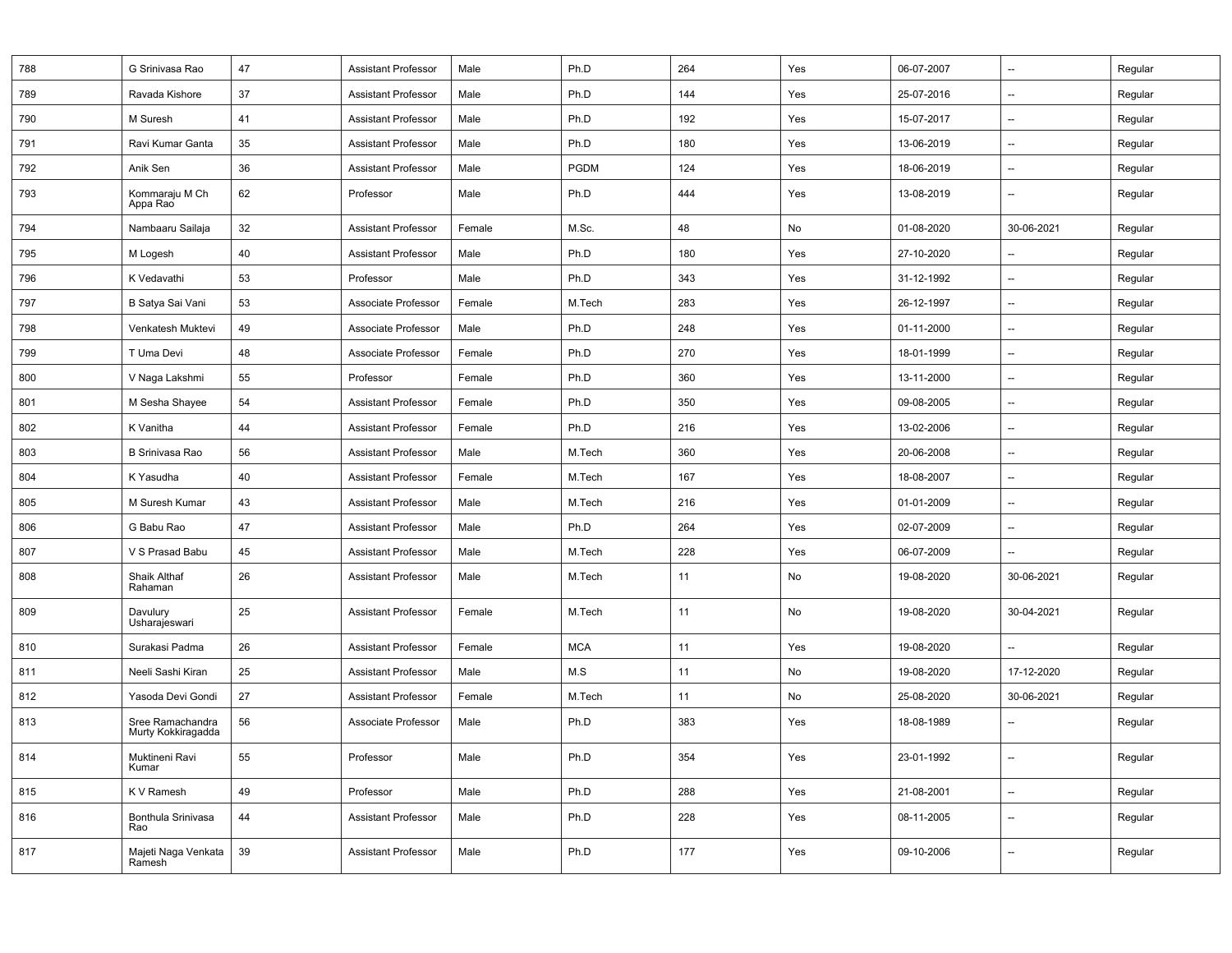| | | | | | | | | | | |
|---|---|---|---|---|---|---|---|---|---|---|
| 788 | G Srinivasa Rao | 47 | Assistant Professor | Male | Ph.D | 264 | Yes | 06-07-2007 | -- | Regular |
| 789 | Ravada Kishore | 37 | Assistant Professor | Male | Ph.D | 144 | Yes | 25-07-2016 | -- | Regular |
| 790 | M Suresh | 41 | Assistant Professor | Male | Ph.D | 192 | Yes | 15-07-2017 | -- | Regular |
| 791 | Ravi Kumar Ganta | 35 | Assistant Professor | Male | Ph.D | 180 | Yes | 13-06-2019 | -- | Regular |
| 792 | Anik Sen | 36 | Assistant Professor | Male | PGDM | 124 | Yes | 18-06-2019 | -- | Regular |
| 793 | Kommaraju M Ch Appa Rao | 62 | Professor | Male | Ph.D | 444 | Yes | 13-08-2019 | -- | Regular |
| 794 | Nambaaru Sailaja | 32 | Assistant Professor | Female | M.Sc. | 48 | No | 01-08-2020 | 30-06-2021 | Regular |
| 795 | M Logesh | 40 | Assistant Professor | Male | Ph.D | 180 | Yes | 27-10-2020 | -- | Regular |
| 796 | K Vedavathi | 53 | Professor | Male | Ph.D | 343 | Yes | 31-12-1992 | -- | Regular |
| 797 | B Satya Sai Vani | 53 | Associate Professor | Female | M.Tech | 283 | Yes | 26-12-1997 | -- | Regular |
| 798 | Venkatesh Muktevi | 49 | Associate Professor | Male | Ph.D | 248 | Yes | 01-11-2000 | -- | Regular |
| 799 | T Uma Devi | 48 | Associate Professor | Female | Ph.D | 270 | Yes | 18-01-1999 | -- | Regular |
| 800 | V Naga Lakshmi | 55 | Professor | Female | Ph.D | 360 | Yes | 13-11-2000 | -- | Regular |
| 801 | M Sesha Shayee | 54 | Assistant Professor | Female | Ph.D | 350 | Yes | 09-08-2005 | -- | Regular |
| 802 | K Vanitha | 44 | Assistant Professor | Female | Ph.D | 216 | Yes | 13-02-2006 | -- | Regular |
| 803 | B Srinivasa Rao | 56 | Assistant Professor | Male | M.Tech | 360 | Yes | 20-06-2008 | -- | Regular |
| 804 | K Yasudha | 40 | Assistant Professor | Female | M.Tech | 167 | Yes | 18-08-2007 | -- | Regular |
| 805 | M Suresh Kumar | 43 | Assistant Professor | Male | M.Tech | 216 | Yes | 01-01-2009 | -- | Regular |
| 806 | G Babu Rao | 47 | Assistant Professor | Male | Ph.D | 264 | Yes | 02-07-2009 | -- | Regular |
| 807 | V S Prasad Babu | 45 | Assistant Professor | Male | M.Tech | 228 | Yes | 06-07-2009 | -- | Regular |
| 808 | Shaik Althaf Rahaman | 26 | Assistant Professor | Male | M.Tech | 11 | No | 19-08-2020 | 30-06-2021 | Regular |
| 809 | Davulury Usharajeswari | 25 | Assistant Professor | Female | M.Tech | 11 | No | 19-08-2020 | 30-04-2021 | Regular |
| 810 | Surakasi Padma | 26 | Assistant Professor | Female | MCA | 11 | Yes | 19-08-2020 | -- | Regular |
| 811 | Neeli Sashi Kiran | 25 | Assistant Professor | Male | M.S | 11 | No | 19-08-2020 | 17-12-2020 | Regular |
| 812 | Yasoda Devi Gondi | 27 | Assistant Professor | Female | M.Tech | 11 | No | 25-08-2020 | 30-06-2021 | Regular |
| 813 | Sree Ramachandra Murty Kokkiragadda | 56 | Associate Professor | Male | Ph.D | 383 | Yes | 18-08-1989 | -- | Regular |
| 814 | Muktineni Ravi Kumar | 55 | Professor | Male | Ph.D | 354 | Yes | 23-01-1992 | -- | Regular |
| 815 | K V Ramesh | 49 | Professor | Male | Ph.D | 288 | Yes | 21-08-2001 | -- | Regular |
| 816 | Bonthula Srinivasa Rao | 44 | Assistant Professor | Male | Ph.D | 228 | Yes | 08-11-2005 | -- | Regular |
| 817 | Majeti Naga Venkata Ramesh | 39 | Assistant Professor | Male | Ph.D | 177 | Yes | 09-10-2006 | -- | Regular |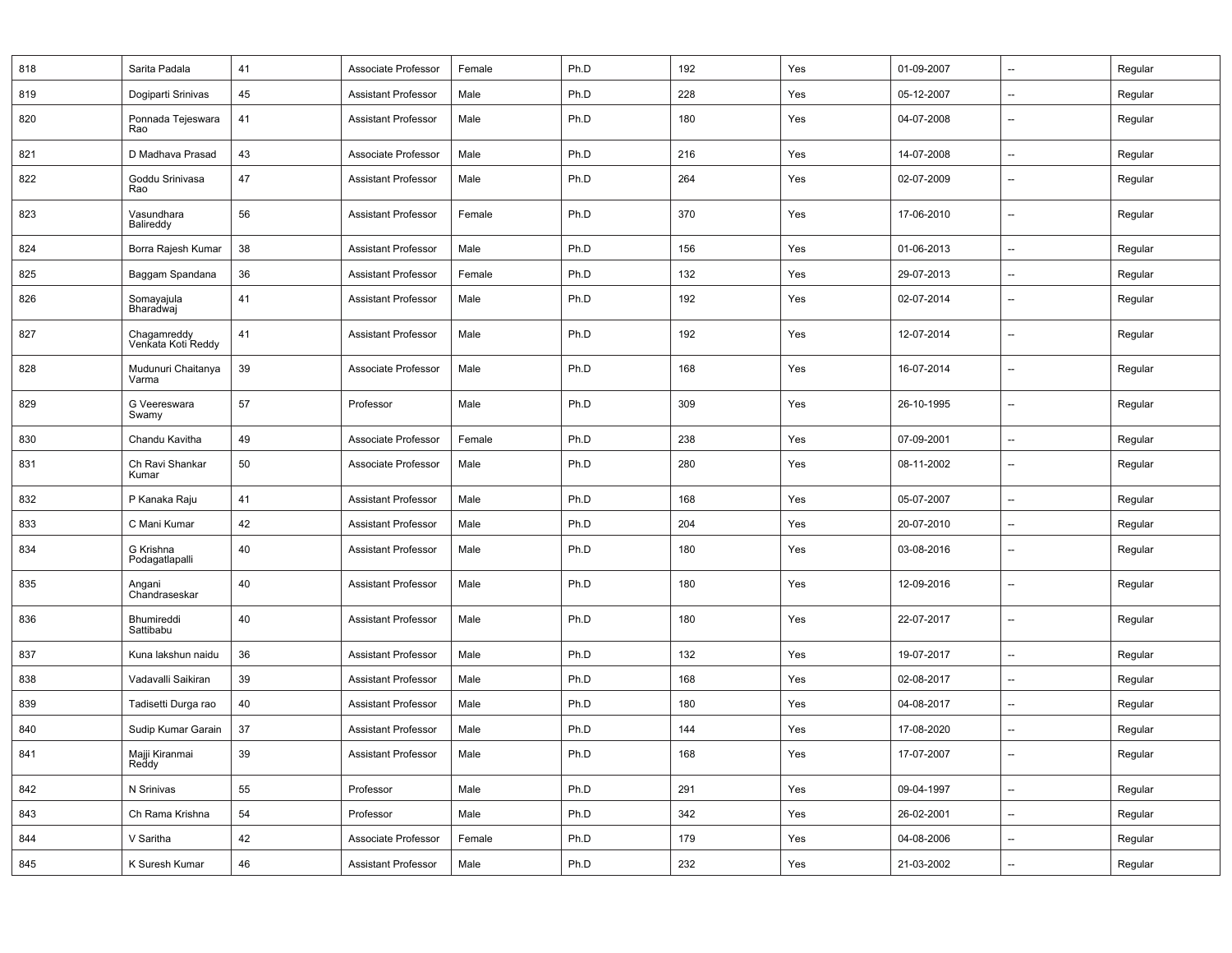| | | | | | | | | | | |
|---|---|---|---|---|---|---|---|---|---|---|
| 818 | Sarita Padala | 41 | Associate Professor | Female | Ph.D | 192 | Yes | 01-09-2007 | -- | Regular |
| 819 | Dogiparti Srinivas | 45 | Assistant Professor | Male | Ph.D | 228 | Yes | 05-12-2007 | -- | Regular |
| 820 | Ponnada Tejeswara Rao | 41 | Assistant Professor | Male | Ph.D | 180 | Yes | 04-07-2008 | -- | Regular |
| 821 | D Madhava Prasad | 43 | Associate Professor | Male | Ph.D | 216 | Yes | 14-07-2008 | -- | Regular |
| 822 | Goddu Srinivasa Rao | 47 | Assistant Professor | Male | Ph.D | 264 | Yes | 02-07-2009 | -- | Regular |
| 823 | Vasundhara Balireddy | 56 | Assistant Professor | Female | Ph.D | 370 | Yes | 17-06-2010 | -- | Regular |
| 824 | Borra Rajesh Kumar | 38 | Assistant Professor | Male | Ph.D | 156 | Yes | 01-06-2013 | -- | Regular |
| 825 | Baggam Spandana | 36 | Assistant Professor | Female | Ph.D | 132 | Yes | 29-07-2013 | -- | Regular |
| 826 | Somayajula Bharadwaj | 41 | Assistant Professor | Male | Ph.D | 192 | Yes | 02-07-2014 | -- | Regular |
| 827 | Chagamreddy Venkata Koti Reddy | 41 | Assistant Professor | Male | Ph.D | 192 | Yes | 12-07-2014 | -- | Regular |
| 828 | Mudunuri Chaitanya Varma | 39 | Associate Professor | Male | Ph.D | 168 | Yes | 16-07-2014 | -- | Regular |
| 829 | G Veereswara Swamy | 57 | Professor | Male | Ph.D | 309 | Yes | 26-10-1995 | -- | Regular |
| 830 | Chandu Kavitha | 49 | Associate Professor | Female | Ph.D | 238 | Yes | 07-09-2001 | -- | Regular |
| 831 | Ch Ravi Shankar Kumar | 50 | Associate Professor | Male | Ph.D | 280 | Yes | 08-11-2002 | -- | Regular |
| 832 | P Kanaka Raju | 41 | Assistant Professor | Male | Ph.D | 168 | Yes | 05-07-2007 | -- | Regular |
| 833 | C Mani Kumar | 42 | Assistant Professor | Male | Ph.D | 204 | Yes | 20-07-2010 | -- | Regular |
| 834 | G Krishna Podagatlapalli | 40 | Assistant Professor | Male | Ph.D | 180 | Yes | 03-08-2016 | -- | Regular |
| 835 | Angani Chandraseskar | 40 | Assistant Professor | Male | Ph.D | 180 | Yes | 12-09-2016 | -- | Regular |
| 836 | Bhumireddi Sattibabu | 40 | Assistant Professor | Male | Ph.D | 180 | Yes | 22-07-2017 | -- | Regular |
| 837 | Kuna lakshun naidu | 36 | Assistant Professor | Male | Ph.D | 132 | Yes | 19-07-2017 | -- | Regular |
| 838 | Vadavalli Saikiran | 39 | Assistant Professor | Male | Ph.D | 168 | Yes | 02-08-2017 | -- | Regular |
| 839 | Tadisetti Durga rao | 40 | Assistant Professor | Male | Ph.D | 180 | Yes | 04-08-2017 | -- | Regular |
| 840 | Sudip Kumar Garain | 37 | Assistant Professor | Male | Ph.D | 144 | Yes | 17-08-2020 | -- | Regular |
| 841 | Majji Kiranmai Reddy | 39 | Assistant Professor | Male | Ph.D | 168 | Yes | 17-07-2007 | -- | Regular |
| 842 | N Srinivas | 55 | Professor | Male | Ph.D | 291 | Yes | 09-04-1997 | -- | Regular |
| 843 | Ch Rama Krishna | 54 | Professor | Male | Ph.D | 342 | Yes | 26-02-2001 | -- | Regular |
| 844 | V Saritha | 42 | Associate Professor | Female | Ph.D | 179 | Yes | 04-08-2006 | -- | Regular |
| 845 | K Suresh Kumar | 46 | Assistant Professor | Male | Ph.D | 232 | Yes | 21-03-2002 | -- | Regular |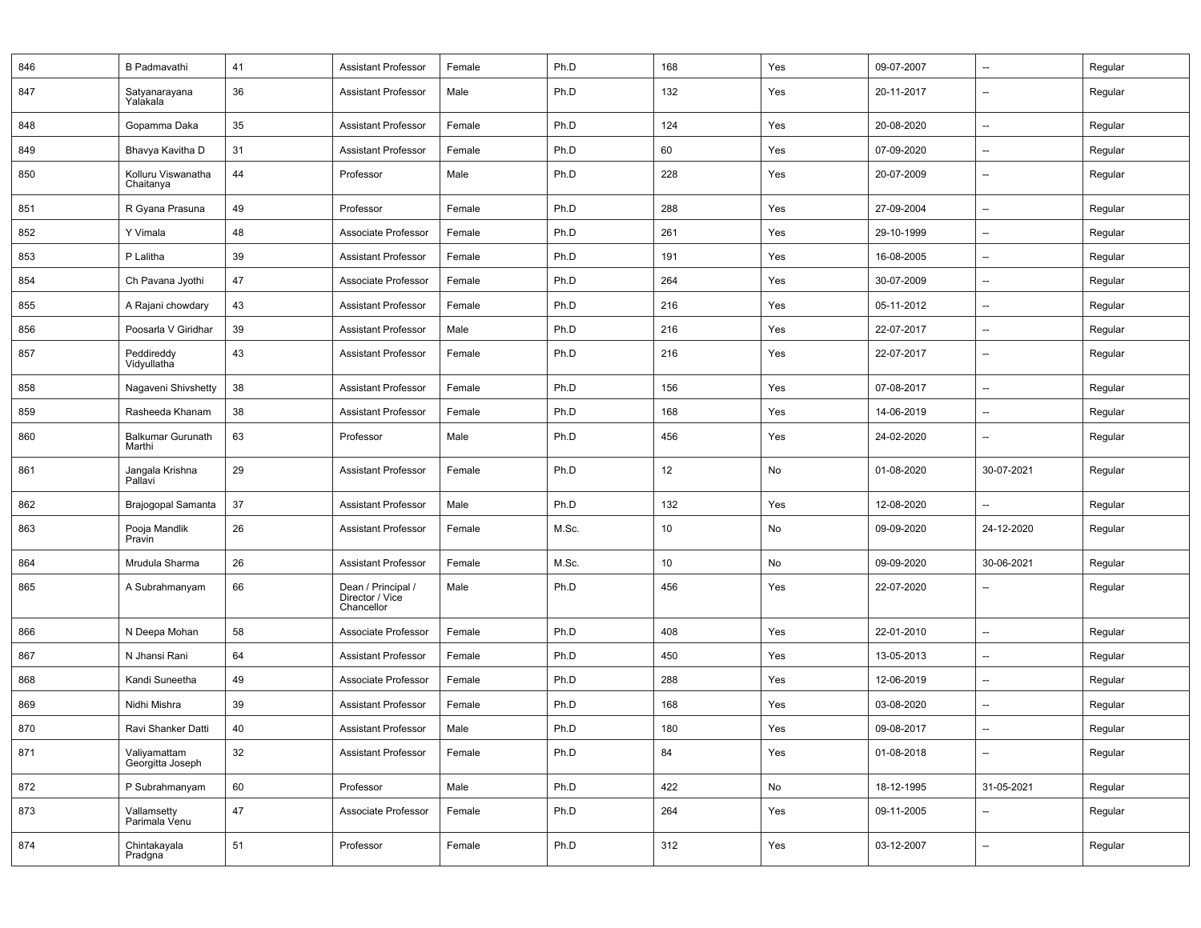| 846 | B Padmavathi | 41 | Assistant Professor | Female | Ph.D | 168 | Yes | 09-07-2007 | -- | Regular |
|---|---|---|---|---|---|---|---|---|---|---|
| 847 | Satyanarayana Yalakala | 36 | Assistant Professor | Male | Ph.D | 132 | Yes | 20-11-2017 | -- | Regular |
| 848 | Gopamma Daka | 35 | Assistant Professor | Female | Ph.D | 124 | Yes | 20-08-2020 | -- | Regular |
| 849 | Bhavya Kavitha D | 31 | Assistant Professor | Female | Ph.D | 60 | Yes | 07-09-2020 | -- | Regular |
| 850 | Kolluru Viswanatha Chaitanya | 44 | Professor | Male | Ph.D | 228 | Yes | 20-07-2009 | -- | Regular |
| 851 | R Gyana Prasuna | 49 | Professor | Female | Ph.D | 288 | Yes | 27-09-2004 | -- | Regular |
| 852 | Y Vimala | 48 | Associate Professor | Female | Ph.D | 261 | Yes | 29-10-1999 | -- | Regular |
| 853 | P Lalitha | 39 | Assistant Professor | Female | Ph.D | 191 | Yes | 16-08-2005 | -- | Regular |
| 854 | Ch Pavana Jyothi | 47 | Associate Professor | Female | Ph.D | 264 | Yes | 30-07-2009 | -- | Regular |
| 855 | A Rajani chowdary | 43 | Assistant Professor | Female | Ph.D | 216 | Yes | 05-11-2012 | -- | Regular |
| 856 | Poosarla V Giridhar | 39 | Assistant Professor | Male | Ph.D | 216 | Yes | 22-07-2017 | -- | Regular |
| 857 | Peddireddy Vidyullatha | 43 | Assistant Professor | Female | Ph.D | 216 | Yes | 22-07-2017 | -- | Regular |
| 858 | Nagaveni Shivshetty | 38 | Assistant Professor | Female | Ph.D | 156 | Yes | 07-08-2017 | -- | Regular |
| 859 | Rasheeda Khanam | 38 | Assistant Professor | Female | Ph.D | 168 | Yes | 14-06-2019 | -- | Regular |
| 860 | Balkumar Gurunath Marthi | 63 | Professor | Male | Ph.D | 456 | Yes | 24-02-2020 | -- | Regular |
| 861 | Jangala Krishna Pallavi | 29 | Assistant Professor | Female | Ph.D | 12 | No | 01-08-2020 | 30-07-2021 | Regular |
| 862 | Brajogopal Samanta | 37 | Assistant Professor | Male | Ph.D | 132 | Yes | 12-08-2020 | -- | Regular |
| 863 | Pooja Mandlik Pravin | 26 | Assistant Professor | Female | M.Sc. | 10 | No | 09-09-2020 | 24-12-2020 | Regular |
| 864 | Mrudula Sharma | 26 | Assistant Professor | Female | M.Sc. | 10 | No | 09-09-2020 | 30-06-2021 | Regular |
| 865 | A Subrahmanyam | 66 | Dean / Principal / Director / Vice Chancellor | Male | Ph.D | 456 | Yes | 22-07-2020 | -- | Regular |
| 866 | N Deepa Mohan | 58 | Associate Professor | Female | Ph.D | 408 | Yes | 22-01-2010 | -- | Regular |
| 867 | N Jhansi Rani | 64 | Assistant Professor | Female | Ph.D | 450 | Yes | 13-05-2013 | -- | Regular |
| 868 | Kandi Suneetha | 49 | Associate Professor | Female | Ph.D | 288 | Yes | 12-06-2019 | -- | Regular |
| 869 | Nidhi Mishra | 39 | Assistant Professor | Female | Ph.D | 168 | Yes | 03-08-2020 | -- | Regular |
| 870 | Ravi Shanker Datti | 40 | Assistant Professor | Male | Ph.D | 180 | Yes | 09-08-2017 | -- | Regular |
| 871 | Valiyamattam Georgitta Joseph | 32 | Assistant Professor | Female | Ph.D | 84 | Yes | 01-08-2018 | -- | Regular |
| 872 | P Subrahmanyam | 60 | Professor | Male | Ph.D | 422 | No | 18-12-1995 | 31-05-2021 | Regular |
| 873 | Vallamsetty Parimala Venu | 47 | Associate Professor | Female | Ph.D | 264 | Yes | 09-11-2005 | -- | Regular |
| 874 | Chintakayala Pradgna | 51 | Professor | Female | Ph.D | 312 | Yes | 03-12-2007 | -- | Regular |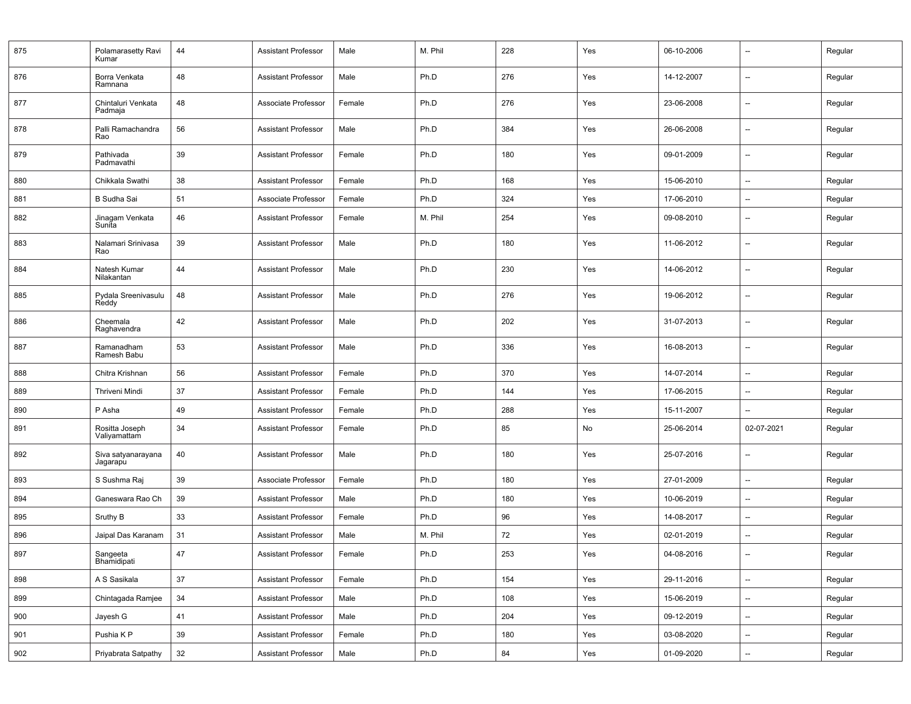| | | | | | | | | | | |
|---|---|---|---|---|---|---|---|---|---|---|
| 875 | Polamarasetty Ravi Kumar | 44 | Assistant Professor | Male | M. Phil | 228 | Yes | 06-10-2006 | -- | Regular |
| 876 | Borra Venkata Ramnana | 48 | Assistant Professor | Male | Ph.D | 276 | Yes | 14-12-2007 | -- | Regular |
| 877 | Chintaluri Venkata Padmaja | 48 | Associate Professor | Female | Ph.D | 276 | Yes | 23-06-2008 | -- | Regular |
| 878 | Palli Ramachandra Rao | 56 | Assistant Professor | Male | Ph.D | 384 | Yes | 26-06-2008 | -- | Regular |
| 879 | Pathivada Padmavathi | 39 | Assistant Professor | Female | Ph.D | 180 | Yes | 09-01-2009 | -- | Regular |
| 880 | Chikkala Swathi | 38 | Assistant Professor | Female | Ph.D | 168 | Yes | 15-06-2010 | -- | Regular |
| 881 | B Sudha Sai | 51 | Associate Professor | Female | Ph.D | 324 | Yes | 17-06-2010 | -- | Regular |
| 882 | Jinagam Venkata Sunita | 46 | Assistant Professor | Female | M. Phil | 254 | Yes | 09-08-2010 | -- | Regular |
| 883 | Nalamari Srinivasa Rao | 39 | Assistant Professor | Male | Ph.D | 180 | Yes | 11-06-2012 | -- | Regular |
| 884 | Natesh Kumar Nilakantan | 44 | Assistant Professor | Male | Ph.D | 230 | Yes | 14-06-2012 | -- | Regular |
| 885 | Pydala Sreenivasulu Reddy | 48 | Assistant Professor | Male | Ph.D | 276 | Yes | 19-06-2012 | -- | Regular |
| 886 | Cheemala Raghavendra | 42 | Assistant Professor | Male | Ph.D | 202 | Yes | 31-07-2013 | -- | Regular |
| 887 | Ramanadham Ramesh Babu | 53 | Assistant Professor | Male | Ph.D | 336 | Yes | 16-08-2013 | -- | Regular |
| 888 | Chitra Krishnan | 56 | Assistant Professor | Female | Ph.D | 370 | Yes | 14-07-2014 | -- | Regular |
| 889 | Thriveni Mindi | 37 | Assistant Professor | Female | Ph.D | 144 | Yes | 17-06-2015 | -- | Regular |
| 890 | P Asha | 49 | Assistant Professor | Female | Ph.D | 288 | Yes | 15-11-2007 | -- | Regular |
| 891 | Rositta Joseph Valiyamattam | 34 | Assistant Professor | Female | Ph.D | 85 | No | 25-06-2014 | 02-07-2021 | Regular |
| 892 | Siva satyanarayana Jagarapu | 40 | Assistant Professor | Male | Ph.D | 180 | Yes | 25-07-2016 | -- | Regular |
| 893 | S Sushma Raj | 39 | Associate Professor | Female | Ph.D | 180 | Yes | 27-01-2009 | -- | Regular |
| 894 | Ganeswara Rao Ch | 39 | Assistant Professor | Male | Ph.D | 180 | Yes | 10-06-2019 | -- | Regular |
| 895 | Sruthy B | 33 | Assistant Professor | Female | Ph.D | 96 | Yes | 14-08-2017 | -- | Regular |
| 896 | Jaipal Das Karanam | 31 | Assistant Professor | Male | M. Phil | 72 | Yes | 02-01-2019 | -- | Regular |
| 897 | Sangeeta Bhamidipati | 47 | Assistant Professor | Female | Ph.D | 253 | Yes | 04-08-2016 | -- | Regular |
| 898 | A S Sasikala | 37 | Assistant Professor | Female | Ph.D | 154 | Yes | 29-11-2016 | -- | Regular |
| 899 | Chintagada Ramjee | 34 | Assistant Professor | Male | Ph.D | 108 | Yes | 15-06-2019 | -- | Regular |
| 900 | Jayesh G | 41 | Assistant Professor | Male | Ph.D | 204 | Yes | 09-12-2019 | -- | Regular |
| 901 | Pushia K P | 39 | Assistant Professor | Female | Ph.D | 180 | Yes | 03-08-2020 | -- | Regular |
| 902 | Priyabrata Satpathy | 32 | Assistant Professor | Male | Ph.D | 84 | Yes | 01-09-2020 | -- | Regular |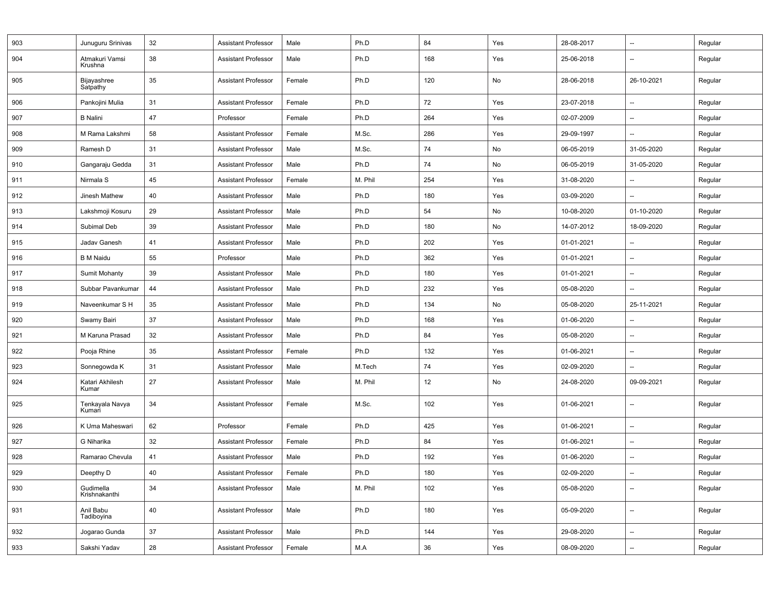| | | | | | | | | | | |
|---|---|---|---|---|---|---|---|---|---|---|
| 903 | Junuguru Srinivas | 32 | Assistant Professor | Male | Ph.D | 84 | Yes | 28-08-2017 | -- | Regular |
| 904 | Atmakuri Vamsi Krushna | 38 | Assistant Professor | Male | Ph.D | 168 | Yes | 25-06-2018 | -- | Regular |
| 905 | Bijayashree Satpathy | 35 | Assistant Professor | Female | Ph.D | 120 | No | 28-06-2018 | 26-10-2021 | Regular |
| 906 | Pankojini Mulia | 31 | Assistant Professor | Female | Ph.D | 72 | Yes | 23-07-2018 | -- | Regular |
| 907 | B Nalini | 47 | Professor | Female | Ph.D | 264 | Yes | 02-07-2009 | -- | Regular |
| 908 | M Rama Lakshmi | 58 | Assistant Professor | Female | M.Sc. | 286 | Yes | 29-09-1997 | -- | Regular |
| 909 | Ramesh D | 31 | Assistant Professor | Male | M.Sc. | 74 | No | 06-05-2019 | 31-05-2020 | Regular |
| 910 | Gangaraju Gedda | 31 | Assistant Professor | Male | Ph.D | 74 | No | 06-05-2019 | 31-05-2020 | Regular |
| 911 | Nirmala S | 45 | Assistant Professor | Female | M. Phil | 254 | Yes | 31-08-2020 | -- | Regular |
| 912 | Jinesh Mathew | 40 | Assistant Professor | Male | Ph.D | 180 | Yes | 03-09-2020 | -- | Regular |
| 913 | Lakshmoji Kosuru | 29 | Assistant Professor | Male | Ph.D | 54 | No | 10-08-2020 | 01-10-2020 | Regular |
| 914 | Subimal Deb | 39 | Assistant Professor | Male | Ph.D | 180 | No | 14-07-2012 | 18-09-2020 | Regular |
| 915 | Jadav Ganesh | 41 | Assistant Professor | Male | Ph.D | 202 | Yes | 01-01-2021 | -- | Regular |
| 916 | B M Naidu | 55 | Professor | Male | Ph.D | 362 | Yes | 01-01-2021 | -- | Regular |
| 917 | Sumit Mohanty | 39 | Assistant Professor | Male | Ph.D | 180 | Yes | 01-01-2021 | -- | Regular |
| 918 | Subbar Pavankumar | 44 | Assistant Professor | Male | Ph.D | 232 | Yes | 05-08-2020 | -- | Regular |
| 919 | Naveenkumar S H | 35 | Assistant Professor | Male | Ph.D | 134 | No | 05-08-2020 | 25-11-2021 | Regular |
| 920 | Swamy Bairi | 37 | Assistant Professor | Male | Ph.D | 168 | Yes | 01-06-2020 | -- | Regular |
| 921 | M Karuna Prasad | 32 | Assistant Professor | Male | Ph.D | 84 | Yes | 05-08-2020 | -- | Regular |
| 922 | Pooja Rhine | 35 | Assistant Professor | Female | Ph.D | 132 | Yes | 01-06-2021 | -- | Regular |
| 923 | Sonnegowda K | 31 | Assistant Professor | Male | M.Tech | 74 | Yes | 02-09-2020 | -- | Regular |
| 924 | Katari Akhilesh Kumar | 27 | Assistant Professor | Male | M. Phil | 12 | No | 24-08-2020 | 09-09-2021 | Regular |
| 925 | Tenkayala Navya Kumari | 34 | Assistant Professor | Female | M.Sc. | 102 | Yes | 01-06-2021 | -- | Regular |
| 926 | K Uma Maheswari | 62 | Professor | Female | Ph.D | 425 | Yes | 01-06-2021 | -- | Regular |
| 927 | G Niharika | 32 | Assistant Professor | Female | Ph.D | 84 | Yes | 01-06-2021 | -- | Regular |
| 928 | Ramarao Chevula | 41 | Assistant Professor | Male | Ph.D | 192 | Yes | 01-06-2020 | -- | Regular |
| 929 | Deepthy D | 40 | Assistant Professor | Female | Ph.D | 180 | Yes | 02-09-2020 | -- | Regular |
| 930 | Gudimella Krishnakanthi | 34 | Assistant Professor | Male | M. Phil | 102 | Yes | 05-08-2020 | -- | Regular |
| 931 | Anil Babu Tadiboyina | 40 | Assistant Professor | Male | Ph.D | 180 | Yes | 05-09-2020 | -- | Regular |
| 932 | Jogarao Gunda | 37 | Assistant Professor | Male | Ph.D | 144 | Yes | 29-08-2020 | -- | Regular |
| 933 | Sakshi Yadav | 28 | Assistant Professor | Female | M.A | 36 | Yes | 08-09-2020 | -- | Regular |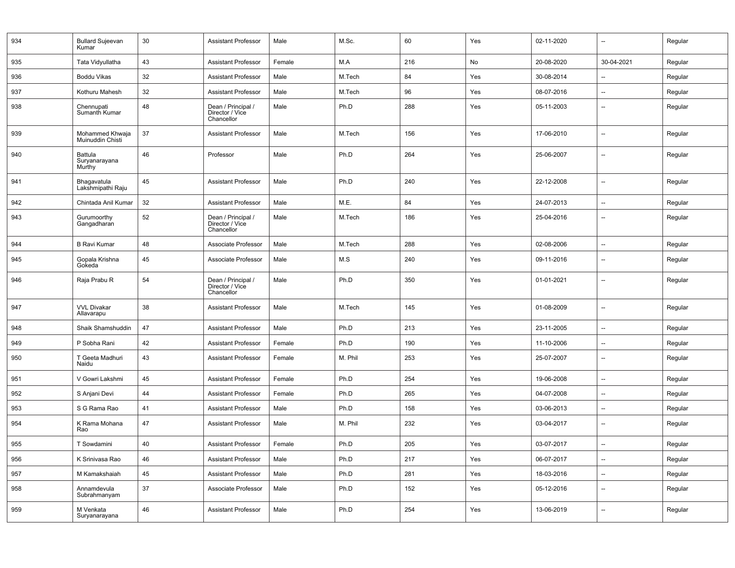| | | | | | | | | | | |
|---|---|---|---|---|---|---|---|---|---|---|
| 934 | Bullard Sujeevan Kumar | 30 | Assistant Professor | Male | M.Sc. | 60 | Yes | 02-11-2020 | -- | Regular |
| 935 | Tata Vidyullatha | 43 | Assistant Professor | Female | M.A | 216 | No | 20-08-2020 | 30-04-2021 | Regular |
| 936 | Boddu Vikas | 32 | Assistant Professor | Male | M.Tech | 84 | Yes | 30-08-2014 | -- | Regular |
| 937 | Kothuru Mahesh | 32 | Assistant Professor | Male | M.Tech | 96 | Yes | 08-07-2016 | -- | Regular |
| 938 | Chennupati Sumanth Kumar | 48 | Dean / Principal / Director / Vice Chancellor | Male | Ph.D | 288 | Yes | 05-11-2003 | -- | Regular |
| 939 | Mohammed Khwaja Muinuddin Chisti | 37 | Assistant Professor | Male | M.Tech | 156 | Yes | 17-06-2010 | -- | Regular |
| 940 | Battula Suryanarayana Murthy | 46 | Professor | Male | Ph.D | 264 | Yes | 25-06-2007 | -- | Regular |
| 941 | Bhagavatula Lakshmipathi Raju | 45 | Assistant Professor | Male | Ph.D | 240 | Yes | 22-12-2008 | -- | Regular |
| 942 | Chintada Anil Kumar | 32 | Assistant Professor | Male | M.E. | 84 | Yes | 24-07-2013 | -- | Regular |
| 943 | Gurumoorthy Gangadharan | 52 | Dean / Principal / Director / Vice Chancellor | Male | M.Tech | 186 | Yes | 25-04-2016 | -- | Regular |
| 944 | B Ravi Kumar | 48 | Associate Professor | Male | M.Tech | 288 | Yes | 02-08-2006 | -- | Regular |
| 945 | Gopala Krishna Gokeda | 45 | Associate Professor | Male | M.S | 240 | Yes | 09-11-2016 | -- | Regular |
| 946 | Raja Prabu R | 54 | Dean / Principal / Director / Vice Chancellor | Male | Ph.D | 350 | Yes | 01-01-2021 | -- | Regular |
| 947 | VVL Divakar Allavarapu | 38 | Assistant Professor | Male | M.Tech | 145 | Yes | 01-08-2009 | -- | Regular |
| 948 | Shaik Shamshuddin | 47 | Assistant Professor | Male | Ph.D | 213 | Yes | 23-11-2005 | -- | Regular |
| 949 | P Sobha Rani | 42 | Assistant Professor | Female | Ph.D | 190 | Yes | 11-10-2006 | -- | Regular |
| 950 | T Geeta Madhuri Naidu | 43 | Assistant Professor | Female | M. Phil | 253 | Yes | 25-07-2007 | -- | Regular |
| 951 | V Gowri Lakshmi | 45 | Assistant Professor | Female | Ph.D | 254 | Yes | 19-06-2008 | -- | Regular |
| 952 | S Anjani Devi | 44 | Assistant Professor | Female | Ph.D | 265 | Yes | 04-07-2008 | -- | Regular |
| 953 | S G Rama Rao | 41 | Assistant Professor | Male | Ph.D | 158 | Yes | 03-06-2013 | -- | Regular |
| 954 | K Rama Mohana Rao | 47 | Assistant Professor | Male | M. Phil | 232 | Yes | 03-04-2017 | -- | Regular |
| 955 | T Sowdamini | 40 | Assistant Professor | Female | Ph.D | 205 | Yes | 03-07-2017 | -- | Regular |
| 956 | K Srinivasa Rao | 46 | Assistant Professor | Male | Ph.D | 217 | Yes | 06-07-2017 | -- | Regular |
| 957 | M Kamakshaiah | 45 | Assistant Professor | Male | Ph.D | 281 | Yes | 18-03-2016 | -- | Regular |
| 958 | Annamdevula Subrahmanyam | 37 | Associate Professor | Male | Ph.D | 152 | Yes | 05-12-2016 | -- | Regular |
| 959 | M Venkata Suryanarayana | 46 | Assistant Professor | Male | Ph.D | 254 | Yes | 13-06-2019 | -- | Regular |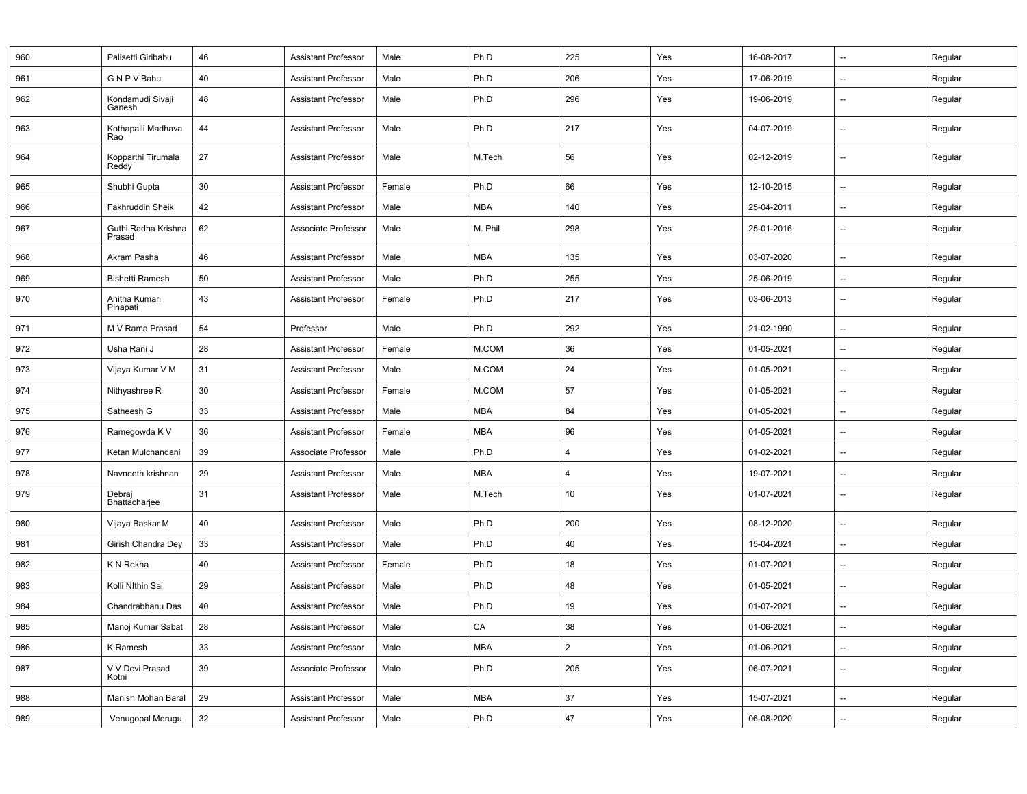| 960 | Palisetti Giribabu | 46 | Assistant Professor | Male | Ph.D | 225 | Yes | 16-08-2017 | -- | Regular |
|---|---|---|---|---|---|---|---|---|---|---|
| 961 | G N P V Babu | 40 | Assistant Professor | Male | Ph.D | 206 | Yes | 17-06-2019 | -- | Regular |
| 962 | Kondamudi Sivaji Ganesh | 48 | Assistant Professor | Male | Ph.D | 296 | Yes | 19-06-2019 | -- | Regular |
| 963 | Kothapalli Madhava Rao | 44 | Assistant Professor | Male | Ph.D | 217 | Yes | 04-07-2019 | -- | Regular |
| 964 | Kopparthi Tirumala Reddy | 27 | Assistant Professor | Male | M.Tech | 56 | Yes | 02-12-2019 | -- | Regular |
| 965 | Shubhi Gupta | 30 | Assistant Professor | Female | Ph.D | 66 | Yes | 12-10-2015 | -- | Regular |
| 966 | Fakhruddin Sheik | 42 | Assistant Professor | Male | MBA | 140 | Yes | 25-04-2011 | -- | Regular |
| 967 | Guthi Radha Krishna Prasad | 62 | Associate Professor | Male | M. Phil | 298 | Yes | 25-01-2016 | -- | Regular |
| 968 | Akram Pasha | 46 | Assistant Professor | Male | MBA | 135 | Yes | 03-07-2020 | -- | Regular |
| 969 | Bishetti Ramesh | 50 | Assistant Professor | Male | Ph.D | 255 | Yes | 25-06-2019 | -- | Regular |
| 970 | Anitha Kumari Pinapati | 43 | Assistant Professor | Female | Ph.D | 217 | Yes | 03-06-2013 | -- | Regular |
| 971 | M V Rama Prasad | 54 | Professor | Male | Ph.D | 292 | Yes | 21-02-1990 | -- | Regular |
| 972 | Usha Rani J | 28 | Assistant Professor | Female | M.COM | 36 | Yes | 01-05-2021 | -- | Regular |
| 973 | Vijaya Kumar V M | 31 | Assistant Professor | Male | M.COM | 24 | Yes | 01-05-2021 | -- | Regular |
| 974 | Nithyashree R | 30 | Assistant Professor | Female | M.COM | 57 | Yes | 01-05-2021 | -- | Regular |
| 975 | Satheesh G | 33 | Assistant Professor | Male | MBA | 84 | Yes | 01-05-2021 | -- | Regular |
| 976 | Ramegowda K V | 36 | Assistant Professor | Female | MBA | 96 | Yes | 01-05-2021 | -- | Regular |
| 977 | Ketan Mulchandani | 39 | Associate Professor | Male | Ph.D | 4 | Yes | 01-02-2021 | -- | Regular |
| 978 | Navneeth krishnan | 29 | Assistant Professor | Male | MBA | 4 | Yes | 19-07-2021 | -- | Regular |
| 979 | Debraj Bhattacharjee | 31 | Assistant Professor | Male | M.Tech | 10 | Yes | 01-07-2021 | -- | Regular |
| 980 | Vijaya Baskar M | 40 | Assistant Professor | Male | Ph.D | 200 | Yes | 08-12-2020 | -- | Regular |
| 981 | Girish Chandra Dey | 33 | Assistant Professor | Male | Ph.D | 40 | Yes | 15-04-2021 | -- | Regular |
| 982 | K N Rekha | 40 | Assistant Professor | Female | Ph.D | 18 | Yes | 01-07-2021 | -- | Regular |
| 983 | Kolli NIthin Sai | 29 | Assistant Professor | Male | Ph.D | 48 | Yes | 01-05-2021 | -- | Regular |
| 984 | Chandrabhanu Das | 40 | Assistant Professor | Male | Ph.D | 19 | Yes | 01-07-2021 | -- | Regular |
| 985 | Manoj Kumar Sabat | 28 | Assistant Professor | Male | CA | 38 | Yes | 01-06-2021 | -- | Regular |
| 986 | K Ramesh | 33 | Assistant Professor | Male | MBA | 2 | Yes | 01-06-2021 | -- | Regular |
| 987 | V V Devi Prasad Kotni | 39 | Associate Professor | Male | Ph.D | 205 | Yes | 06-07-2021 | -- | Regular |
| 988 | Manish Mohan Baral | 29 | Assistant Professor | Male | MBA | 37 | Yes | 15-07-2021 | -- | Regular |
| 989 | Venugopal Merugu | 32 | Assistant Professor | Male | Ph.D | 47 | Yes | 06-08-2020 | -- | Regular |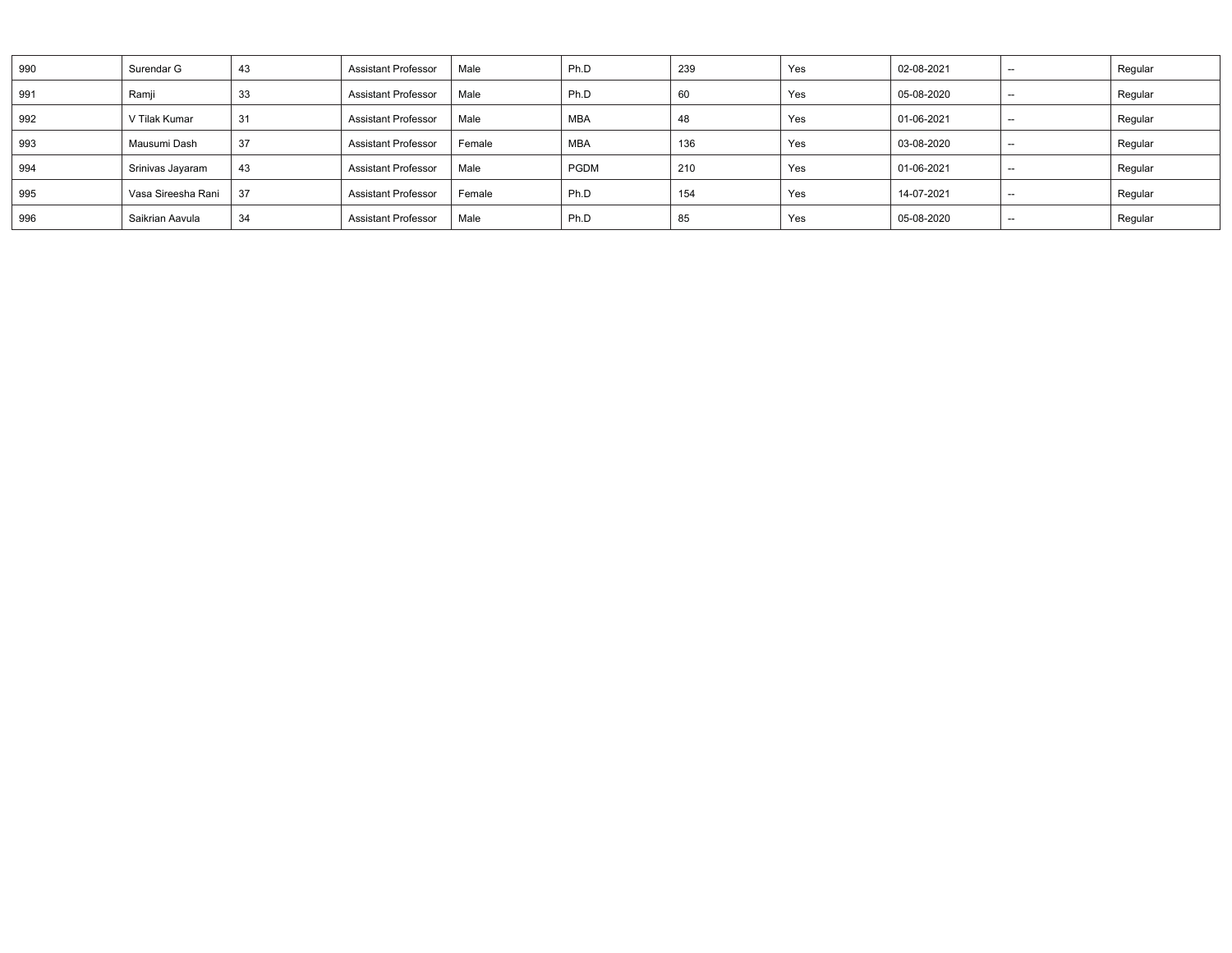| | | | | | | | | | | |
|---|---|---|---|---|---|---|---|---|---|---|
| 990 | Surendar G | 43 | Assistant Professor | Male | Ph.D | 239 | Yes | 02-08-2021 | -- | Regular |
| 991 | Ramji | 33 | Assistant Professor | Male | Ph.D | 60 | Yes | 05-08-2020 | -- | Regular |
| 992 | V Tilak Kumar | 31 | Assistant Professor | Male | MBA | 48 | Yes | 01-06-2021 | -- | Regular |
| 993 | Mausumi Dash | 37 | Assistant Professor | Female | MBA | 136 | Yes | 03-08-2020 | -- | Regular |
| 994 | Srinivas Jayaram | 43 | Assistant Professor | Male | PGDM | 210 | Yes | 01-06-2021 | -- | Regular |
| 995 | Vasa Sireesha Rani | 37 | Assistant Professor | Female | Ph.D | 154 | Yes | 14-07-2021 | -- | Regular |
| 996 | Saikrian Aavula | 34 | Assistant Professor | Male | Ph.D | 85 | Yes | 05-08-2020 | -- | Regular |